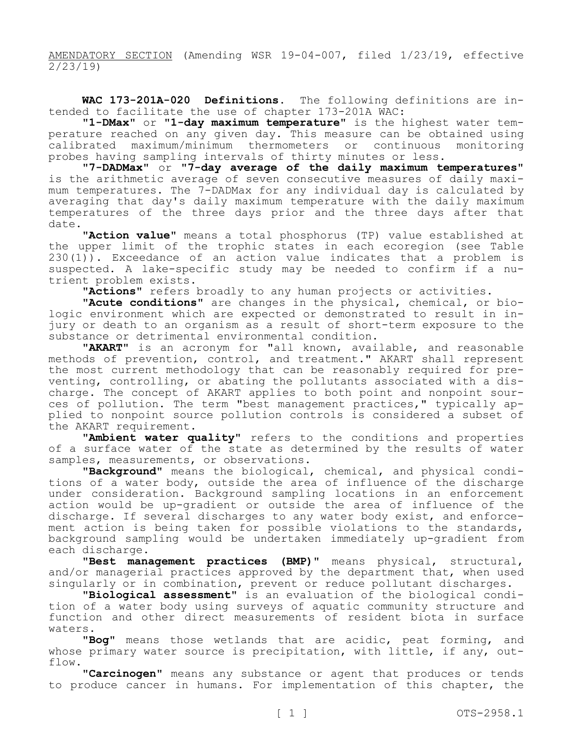AMENDATORY SECTION (Amending WSR 19-04-007, filed 1/23/19, effective 2/23/19)

**WAC 173-201A-020 Definitions.** The following definitions are intended to facilitate the use of chapter 173-201A WAC:

**"1-DMax"** or **"1-day maximum temperature"** is the highest water temperature reached on any given day. This measure can be obtained using calibrated maximum/minimum thermometers or continuous monitoring probes having sampling intervals of thirty minutes or less.

**"7-DADMax"** or **"7-day average of the daily maximum temperatures"** is the arithmetic average of seven consecutive measures of daily maximum temperatures. The 7-DADMax for any individual day is calculated by averaging that day's daily maximum temperature with the daily maximum temperatures of the three days prior and the three days after that date.

**"Action value"** means a total phosphorus (TP) value established at the upper limit of the trophic states in each ecoregion (see Table 230(1)). Exceedance of an action value indicates that a problem is suspected. A lake-specific study may be needed to confirm if a nutrient problem exists.

**"Actions"** refers broadly to any human projects or activities.

**"Acute conditions"** are changes in the physical, chemical, or biologic environment which are expected or demonstrated to result in injury or death to an organism as a result of short-term exposure to the substance or detrimental environmental condition.

**"AKART"** is an acronym for "all known, available, and reasonable methods of prevention, control, and treatment." AKART shall represent the most current methodology that can be reasonably required for preventing, controlling, or abating the pollutants associated with a discharge. The concept of AKART applies to both point and nonpoint sources of pollution. The term "best management practices," typically applied to nonpoint source pollution controls is considered a subset of the AKART requirement.

**"Ambient water quality"** refers to the conditions and properties of a surface water of the state as determined by the results of water samples, measurements, or observations.

**"Background"** means the biological, chemical, and physical conditions of a water body, outside the area of influence of the discharge under consideration. Background sampling locations in an enforcement action would be up-gradient or outside the area of influence of the discharge. If several discharges to any water body exist, and enforcement action is being taken for possible violations to the standards, background sampling would be undertaken immediately up-gradient from each discharge.

**"Best management practices (BMP)"** means physical, structural, and/or managerial practices approved by the department that, when used singularly or in combination, prevent or reduce pollutant discharges.

**"Biological assessment"** is an evaluation of the biological condition of a water body using surveys of aquatic community structure and function and other direct measurements of resident biota in surface waters.

**"Bog"** means those wetlands that are acidic, peat forming, and whose primary water source is precipitation, with little, if any, outflow.

**"Carcinogen"** means any substance or agent that produces or tends to produce cancer in humans. For implementation of this chapter, the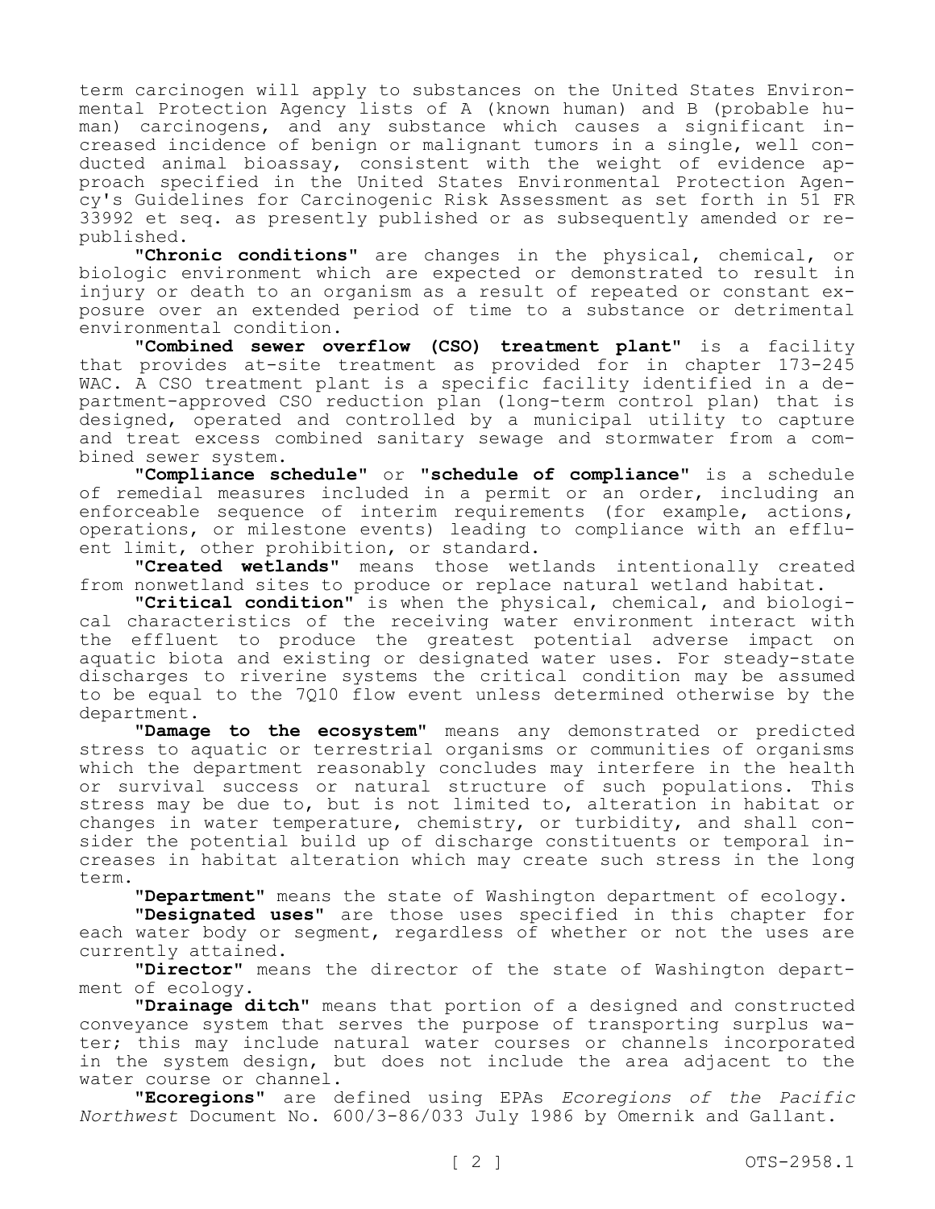term carcinogen will apply to substances on the United States Environmental Protection Agency lists of A (known human) and B (probable human) carcinogens, and any substance which causes a significant increased incidence of benign or malignant tumors in a single, well conducted animal bioassay, consistent with the weight of evidence approach specified in the United States Environmental Protection Agency's Guidelines for Carcinogenic Risk Assessment as set forth in 51 FR 33992 et seq. as presently published or as subsequently amended or republished.

"**Chronic conditions**" are changes in the physical, chemical, or biologic environment which are expected or demonstrated to result in injury or death to an organism as a result of repeated or constant exposure over an extended period of time to a substance or detrimental environmental condition.

"**Combined sewer overflow (CSO) treatment plant**" is a facility that provides at-site treatment as provided for in chapter 173-245 WAC. A CSO treatment plant is a specific facility identified in a department-approved CSO reduction plan (long-term control plan) that is designed, operated and controlled by a municipal utility to capture and treat excess combined sanitary sewage and stormwater from a combined sewer system.

"**Compliance schedule**" or "**schedule of compliance**" is a schedule of remedial measures included in a permit or an order, including an enforceable sequence of interim requirements (for example, actions, operations, or milestone events) leading to compliance with an effluent limit, other prohibition, or standard.

"**Created wetlands**" means those wetlands intentionally created from nonwetland sites to produce or replace natural wetland habitat.

"**Critical condition**" is when the physical, chemical, and biological characteristics of the receiving water environment interact with the effluent to produce the greatest potential adverse impact on aquatic biota and existing or designated water uses. For steady-state discharges to riverine systems the critical condition may be assumed to be equal to the 7Q10 flow event unless determined otherwise by the department.

"**Damage to the ecosystem**" means any demonstrated or predicted stress to aquatic or terrestrial organisms or communities of organisms which the department reasonably concludes may interfere in the health or survival success or natural structure of such populations. This stress may be due to, but is not limited to, alteration in habitat or changes in water temperature, chemistry, or turbidity, and shall consider the potential build up of discharge constituents or temporal increases in habitat alteration which may create such stress in the long term.

"**Department**" means the state of Washington department of ecology.

"**Designated uses**" are those uses specified in this chapter for each water body or segment, regardless of whether or not the uses are currently attained.

"**Director**" means the director of the state of Washington department of ecology.

"**Drainage ditch**" means that portion of a designed and constructed conveyance system that serves the purpose of transporting surplus water; this may include natural water courses or channels incorporated in the system design, but does not include the area adjacent to the water course or channel.

"**Ecoregions**" are defined using EPAs *Ecoregions of the Pacific Northwest* Document No. 600/3-86/033 July 1986 by Omernik and Gallant.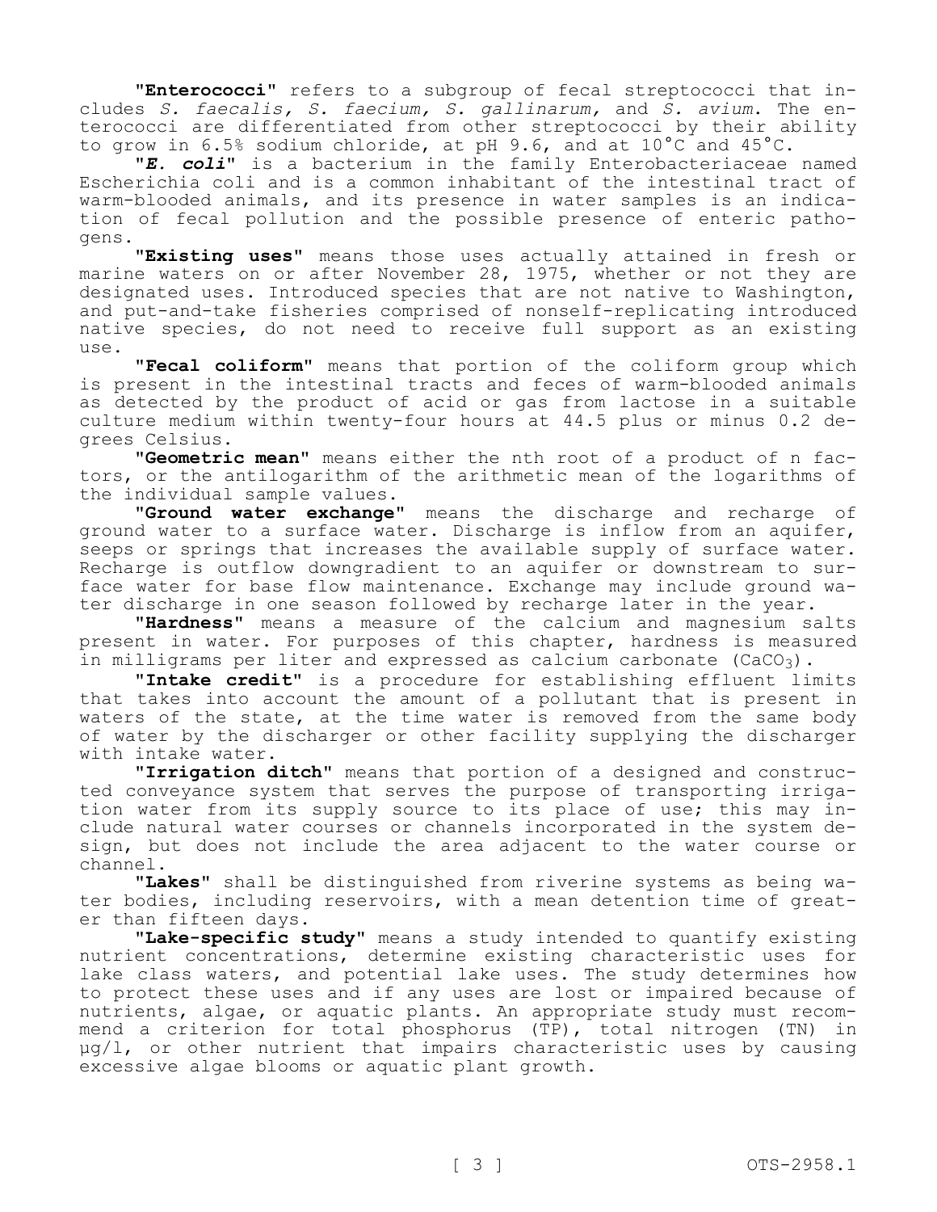"**Enterococci**" refers to a subgroup of fecal streptococci that includes *S. faecalis, S. faecium, S. gallinarum,* and *S. avium*. The enterococci are differentiated from other streptococci by their ability to grow in 6.5% sodium chloride, at pH 9.6, and at 10°C and 45°C.

"***E. coli***" is a bacterium in the family Enterobacteriaceae named Escherichia coli and is a common inhabitant of the intestinal tract of warm-blooded animals, and its presence in water samples is an indication of fecal pollution and the possible presence of enteric pathogens.

"**Existing uses**" means those uses actually attained in fresh or marine waters on or after November 28, 1975, whether or not they are designated uses. Introduced species that are not native to Washington, and put-and-take fisheries comprised of nonself-replicating introduced native species, do not need to receive full support as an existing use.

"**Fecal coliform**" means that portion of the coliform group which is present in the intestinal tracts and feces of warm-blooded animals as detected by the product of acid or gas from lactose in a suitable culture medium within twenty-four hours at 44.5 plus or minus 0.2 degrees Celsius.

"**Geometric mean**" means either the nth root of a product of n factors, or the antilogarithm of the arithmetic mean of the logarithms of the individual sample values.

"**Ground water exchange**" means the discharge and recharge of ground water to a surface water. Discharge is inflow from an aquifer, seeps or springs that increases the available supply of surface water. Recharge is outflow downgradient to an aquifer or downstream to surface water for base flow maintenance. Exchange may include ground water discharge in one season followed by recharge later in the year.

"**Hardness**" means a measure of the calcium and magnesium salts present in water. For purposes of this chapter, hardness is measured in milligrams per liter and expressed as calcium carbonate ($CaCO_3$).

"**Intake credit**" is a procedure for establishing effluent limits that takes into account the amount of a pollutant that is present in waters of the state, at the time water is removed from the same body of water by the discharger or other facility supplying the discharger with intake water.

"**Irrigation ditch**" means that portion of a designed and constructed conveyance system that serves the purpose of transporting irrigation water from its supply source to its place of use; this may include natural water courses or channels incorporated in the system design, but does not include the area adjacent to the water course or channel.

"**Lakes**" shall be distinguished from riverine systems as being water bodies, including reservoirs, with a mean detention time of greater than fifteen days.

"**Lake-specific study**" means a study intended to quantify existing nutrient concentrations, determine existing characteristic uses for lake class waters, and potential lake uses. The study determines how to protect these uses and if any uses are lost or impaired because of nutrients, algae, or aquatic plants. An appropriate study must recommend a criterion for total phosphorus (TP), total nitrogen (TN) in µg/l, or other nutrient that impairs characteristic uses by causing excessive algae blooms or aquatic plant growth.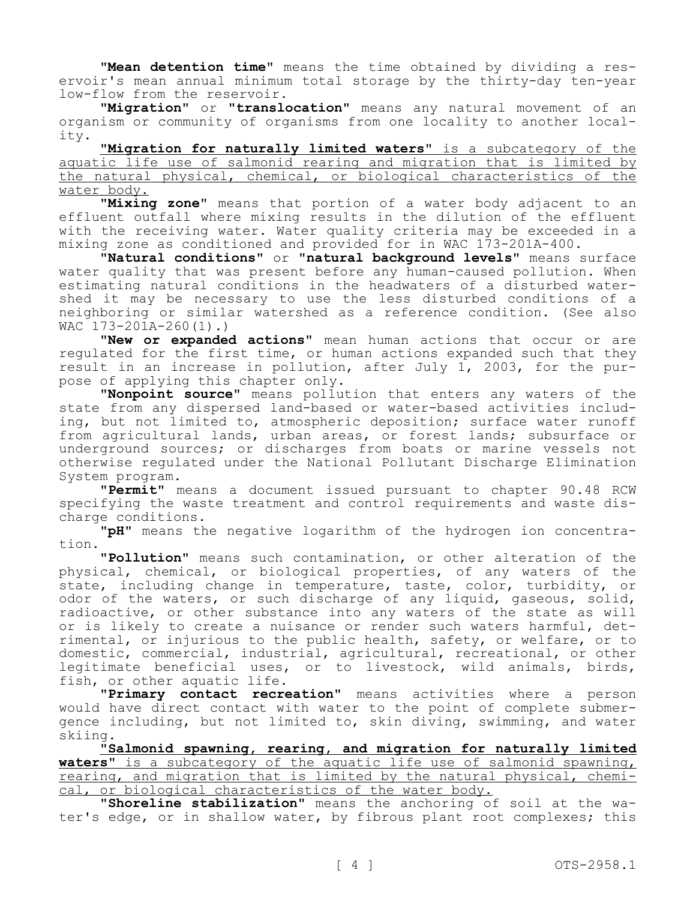"**Mean detention time**" means the time obtained by dividing a reservoir's mean annual minimum total storage by the thirty-day ten-year low-flow from the reservoir.

"**Migration**" or "**translocation**" means any natural movement of an organism or community of organisms from one locality to another locality.

<u>"**Migration for naturally limited waters**" is a subcategory of the aquatic life use of salmonid rearing and migration that is limited by the natural physical, chemical, or biological characteristics of the water body.</u>

"**Mixing zone**" means that portion of a water body adjacent to an effluent outfall where mixing results in the dilution of the effluent with the receiving water. Water quality criteria may be exceeded in a mixing zone as conditioned and provided for in WAC 173-201A-400.

"**Natural conditions**" or "**natural background levels**" means surface water quality that was present before any human-caused pollution. When estimating natural conditions in the headwaters of a disturbed watershed it may be necessary to use the less disturbed conditions of a neighboring or similar watershed as a reference condition. (See also WAC 173-201A-260(1).)

"**New or expanded actions**" mean human actions that occur or are regulated for the first time, or human actions expanded such that they result in an increase in pollution, after July 1, 2003, for the purpose of applying this chapter only.

"**Nonpoint source**" means pollution that enters any waters of the state from any dispersed land-based or water-based activities including, but not limited to, atmospheric deposition; surface water runoff from agricultural lands, urban areas, or forest lands; subsurface or underground sources; or discharges from boats or marine vessels not otherwise regulated under the National Pollutant Discharge Elimination System program.

"**Permit**" means a document issued pursuant to chapter 90.48 RCW specifying the waste treatment and control requirements and waste discharge conditions.

"**pH**" means the negative logarithm of the hydrogen ion concentration.

"**Pollution**" means such contamination, or other alteration of the physical, chemical, or biological properties, of any waters of the state, including change in temperature, taste, color, turbidity, or odor of the waters, or such discharge of any liquid, gaseous, solid, radioactive, or other substance into any waters of the state as will or is likely to create a nuisance or render such waters harmful, detrimental, or injurious to the public health, safety, or welfare, or to domestic, commercial, industrial, agricultural, recreational, or other legitimate beneficial uses, or to livestock, wild animals, birds, fish, or other aquatic life.

"**Primary contact recreation**" means activities where a person would have direct contact with water to the point of complete submergence including, but not limited to, skin diving, swimming, and water skiing.

<u>"**Salmonid spawning, rearing, and migration for naturally limited waters**" is a subcategory of the aquatic life use of salmonid spawning, rearing, and migration that is limited by the natural physical, chemical, or biological characteristics of the water body.</u>

"**Shoreline stabilization**" means the anchoring of soil at the water's edge, or in shallow water, by fibrous plant root complexes; this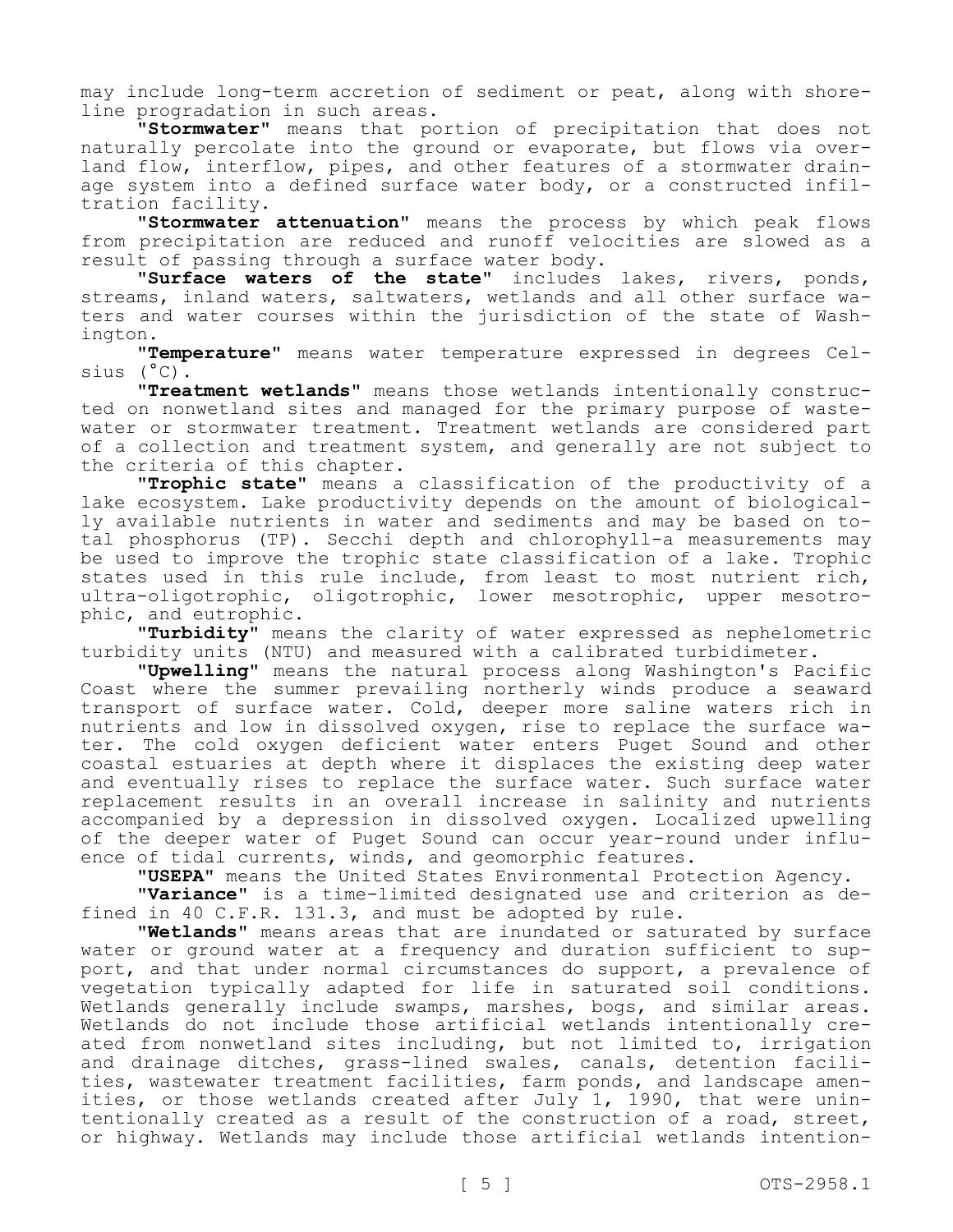may include long-term accretion of sediment or peat, along with shoreline progradation in such areas.

"**Stormwater**" means that portion of precipitation that does not naturally percolate into the ground or evaporate, but flows via overland flow, interflow, pipes, and other features of a stormwater drainage system into a defined surface water body, or a constructed infiltration facility.

"**Stormwater attenuation**" means the process by which peak flows from precipitation are reduced and runoff velocities are slowed as a result of passing through a surface water body.

"**Surface waters of the state**" includes lakes, rivers, ponds, streams, inland waters, saltwaters, wetlands and all other surface waters and water courses within the jurisdiction of the state of Washington.

"**Temperature**" means water temperature expressed in degrees Celsius (°C).

"**Treatment wetlands**" means those wetlands intentionally constructed on nonwetland sites and managed for the primary purpose of wastewater or stormwater treatment. Treatment wetlands are considered part of a collection and treatment system, and generally are not subject to the criteria of this chapter.

"**Trophic state**" means a classification of the productivity of a lake ecosystem. Lake productivity depends on the amount of biologically available nutrients in water and sediments and may be based on total phosphorus (TP). Secchi depth and chlorophyll-a measurements may be used to improve the trophic state classification of a lake. Trophic states used in this rule include, from least to most nutrient rich, ultra-oligotrophic, oligotrophic, lower mesotrophic, upper mesotrophic, and eutrophic.

"**Turbidity**" means the clarity of water expressed as nephelometric turbidity units (NTU) and measured with a calibrated turbidimeter.

"**Upwelling**" means the natural process along Washington's Pacific Coast where the summer prevailing northerly winds produce a seaward transport of surface water. Cold, deeper more saline waters rich in nutrients and low in dissolved oxygen, rise to replace the surface water. The cold oxygen deficient water enters Puget Sound and other coastal estuaries at depth where it displaces the existing deep water and eventually rises to replace the surface water. Such surface water replacement results in an overall increase in salinity and nutrients accompanied by a depression in dissolved oxygen. Localized upwelling of the deeper water of Puget Sound can occur year-round under influence of tidal currents, winds, and geomorphic features.

"**USEPA**" means the United States Environmental Protection Agency.

"**Variance**" is a time-limited designated use and criterion as defined in 40 C.F.R. 131.3, and must be adopted by rule.

"**Wetlands**" means areas that are inundated or saturated by surface water or ground water at a frequency and duration sufficient to support, and that under normal circumstances do support, a prevalence of vegetation typically adapted for life in saturated soil conditions. Wetlands generally include swamps, marshes, bogs, and similar areas. Wetlands do not include those artificial wetlands intentionally created from nonwetland sites including, but not limited to, irrigation and drainage ditches, grass-lined swales, canals, detention facilities, wastewater treatment facilities, farm ponds, and landscape amenities, or those wetlands created after July 1, 1990, that were unintentionally created as a result of the construction of a road, street, or highway. Wetlands may include those artificial wetlands intention-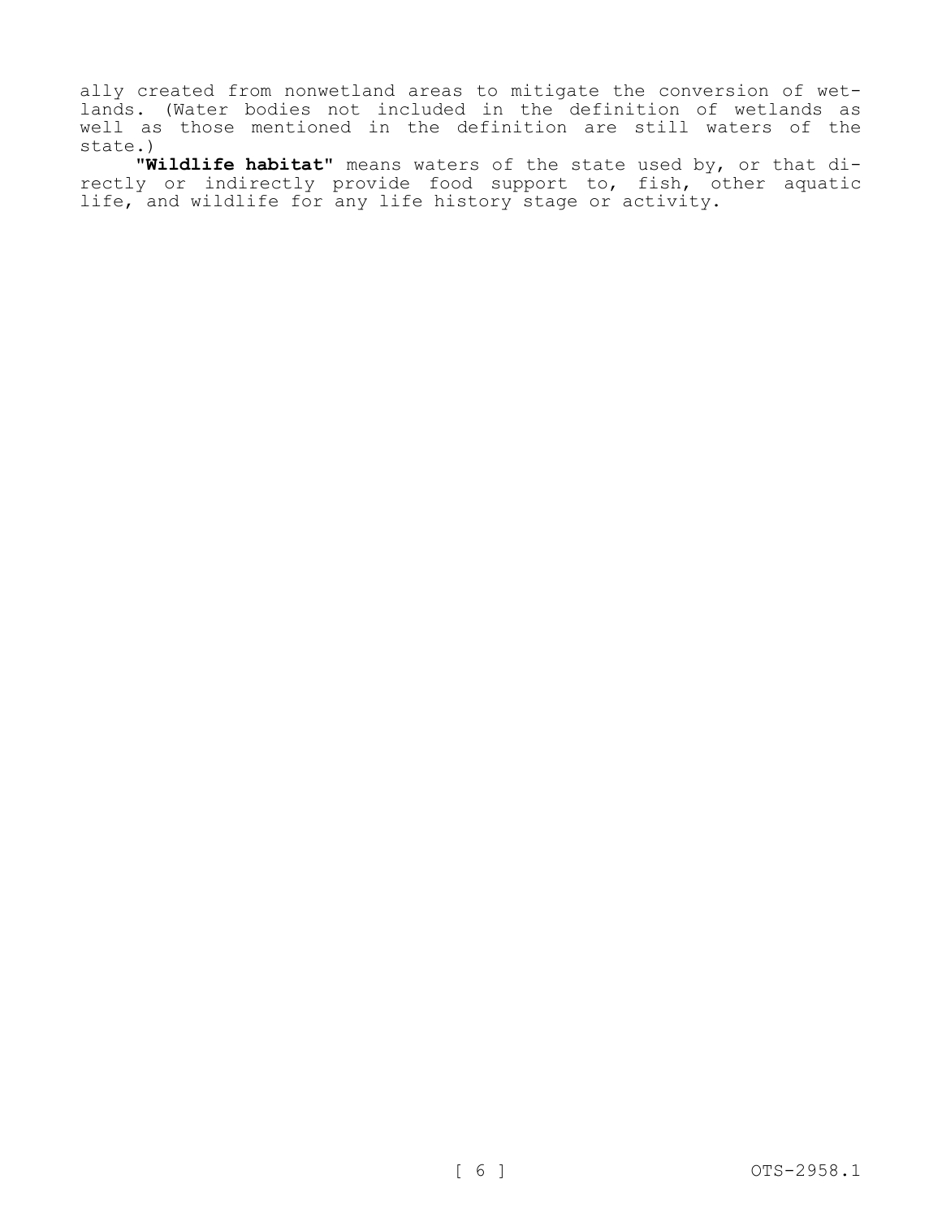ally created from nonwetland areas to mitigate the conversion of wetlands. (Water bodies not included in the definition of wetlands as well as those mentioned in the definition are still waters of the state.)

**"Wildlife habitat"** means waters of the state used by, or that directly or indirectly provide food support to, fish, other aquatic life, and wildlife for any life history stage or activity.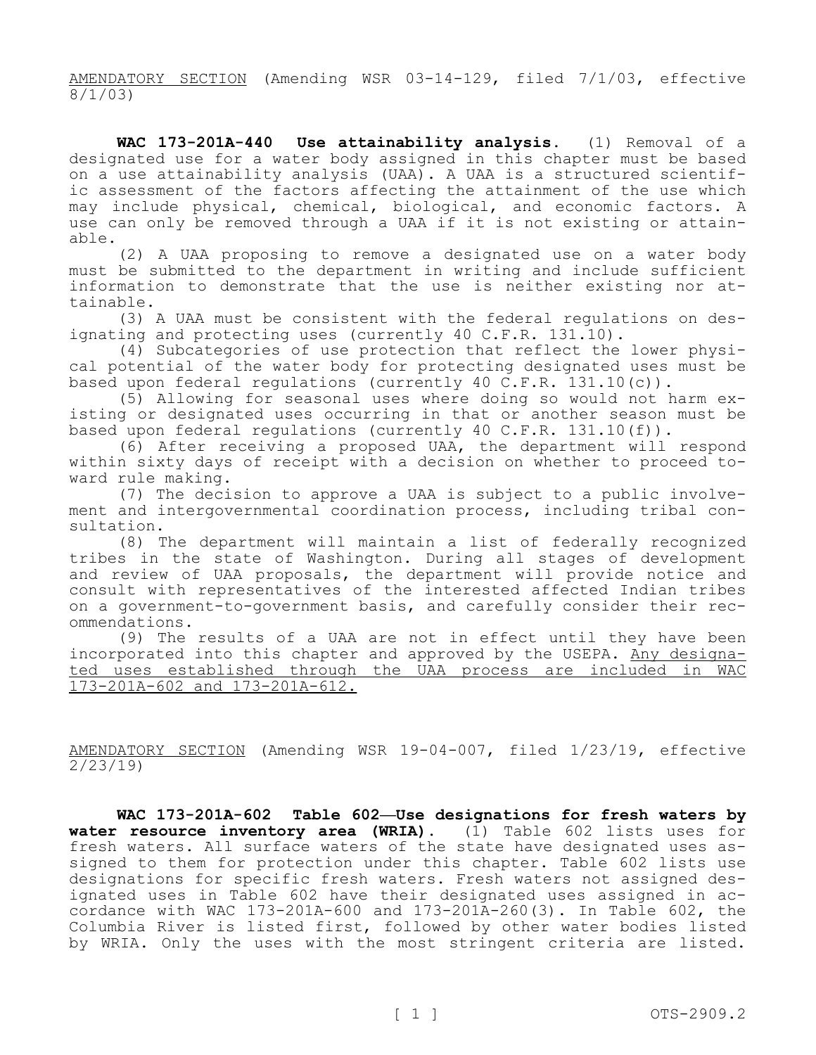AMENDATORY SECTION (Amending WSR 03-14-129, filed 7/1/03, effective 8/1/03)

**WAC 173-201A-440 Use attainability analysis.** (1) Removal of a designated use for a water body assigned in this chapter must be based on a use attainability analysis (UAA). A UAA is a structured scientific assessment of the factors affecting the attainment of the use which may include physical, chemical, biological, and economic factors. A use can only be removed through a UAA if it is not existing or attainable.

(2) A UAA proposing to remove a designated use on a water body must be submitted to the department in writing and include sufficient information to demonstrate that the use is neither existing nor attainable.

(3) A UAA must be consistent with the federal regulations on designating and protecting uses (currently 40 C.F.R. 131.10).

(4) Subcategories of use protection that reflect the lower physical potential of the water body for protecting designated uses must be based upon federal regulations (currently 40 C.F.R. 131.10(c)).

(5) Allowing for seasonal uses where doing so would not harm existing or designated uses occurring in that or another season must be based upon federal regulations (currently 40 C.F.R. 131.10(f)).

(6) After receiving a proposed UAA, the department will respond within sixty days of receipt with a decision on whether to proceed toward rule making.

(7) The decision to approve a UAA is subject to a public involvement and intergovernmental coordination process, including tribal consultation.

(8) The department will maintain a list of federally recognized tribes in the state of Washington. During all stages of development and review of UAA proposals, the department will provide notice and consult with representatives of the interested affected Indian tribes on a government-to-government basis, and carefully consider their recommendations.

(9) The results of a UAA are not in effect until they have been incorporated into this chapter and approved by the USEPA. Any designated uses established through the UAA process are included in WAC 173-201A-602 and 173-201A-612.

AMENDATORY SECTION (Amending WSR 19-04-007, filed 1/23/19, effective 2/23/19)

**WAC 173-201A-602 Table 602—Use designations for fresh waters by water resource inventory area (WRIA).** (1) Table 602 lists uses for fresh waters. All surface waters of the state have designated uses assigned to them for protection under this chapter. Table 602 lists use designations for specific fresh waters. Fresh waters not assigned designated uses in Table 602 have their designated uses assigned in accordance with WAC 173-201A-600 and 173-201A-260(3). In Table 602, the Columbia River is listed first, followed by other water bodies listed by WRIA. Only the uses with the most stringent criteria are listed.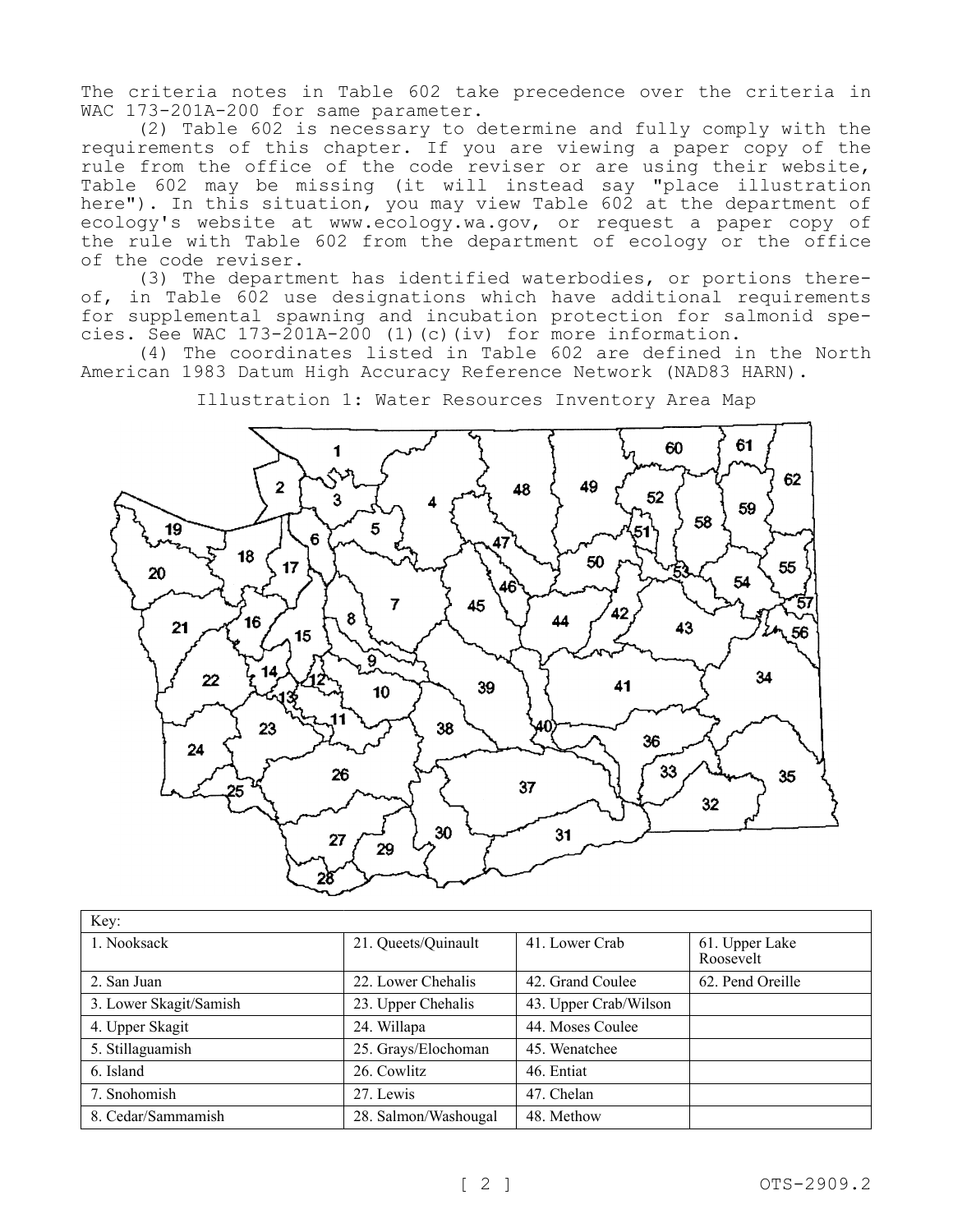The criteria notes in Table 602 take precedence over the criteria in WAC 173-201A-200 for same parameter.

(2) Table 602 is necessary to determine and fully comply with the requirements of this chapter. If you are viewing a paper copy of the rule from the office of the code reviser or are using their website, Table 602 may be missing (it will instead say "place illustration here"). In this situation, you may view Table 602 at the department of ecology's website at www.ecology.wa.gov, or request a paper copy of the rule with Table 602 from the department of ecology or the office of the code reviser.

(3) The department has identified waterbodies, or portions thereof, in Table 602 use designations which have additional requirements for supplemental spawning and incubation protection for salmonid species. See WAC 173-201A-200 (1)(c)(iv) for more information.

(4) The coordinates listed in Table 602 are defined in the North American 1983 Datum High Accuracy Reference Network (NAD83 HARN).

Illustration 1: Water Resources Inventory Area Map

| Key: | | | |
|---|---|---|---|
| 1. Nooksack | 21. Queets/Quinault | 41. Lower Crab | 61. Upper Lake Roosevelt |
| 2. San Juan | 22. Lower Chehalis | 42. Grand Coulee | 62. Pend Oreille |
| 3. Lower Skagit/Samish | 23. Upper Chehalis | 43. Upper Crab/Wilson | |
| 4. Upper Skagit | 24. Willapa | 44. Moses Coulee | |
| 5. Stillaguamish | 25. Grays/Elochoman | 45. Wenatchee | |
| 6. Island | 26. Cowlitz | 46. Entiat | |
| 7. Snohomish | 27. Lewis | 47. Chelan | |
| 8. Cedar/Sammamish | 28. Salmon/Washougal | 48. Methow | |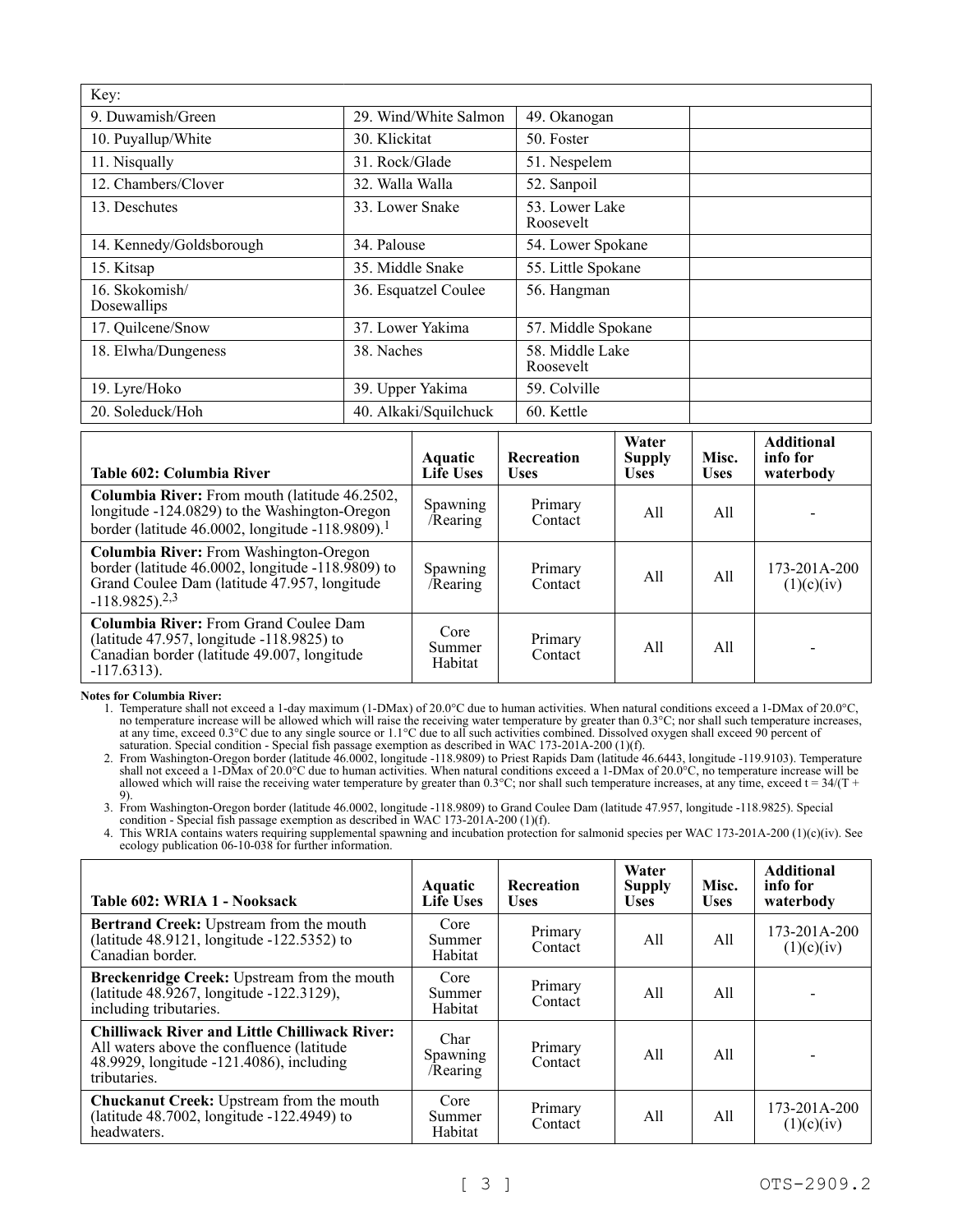| Key: | | | |
|---|---|---|---|
| 9. Duwamish/Green | 29. Wind/White Salmon | 49. Okanogan | |
| 10. Puyallup/White | 30. Klickitat | 50. Foster | |
| 11. Nisqually | 31. Rock/Glade | 51. Nespelem | |
| 12. Chambers/Clover | 32. Walla Walla | 52. Sanpoil | |
| 13. Deschutes | 33. Lower Snake | 53. Lower Lake Roosevelt | |
| 14. Kennedy/Goldsborough | 34. Palouse | 54. Lower Spokane | |
| 15. Kitsap | 35. Middle Snake | 55. Little Spokane | |
| 16. Skokomish/ Dosewallips | 36. Esquatzel Coulee | 56. Hangman | |
| 17. Quilcene/Snow | 37. Lower Yakima | 57. Middle Spokane | |
| 18. Elwha/Dungeness | 38. Naches | 58. Middle Lake Roosevelt | |
| 19. Lyre/Hoko | 39. Upper Yakima | 59. Colville | |
| 20. Soleduck/Hoh | 40. Alkaki/Squilchuck | 60. Kettle | |

| Table 602: Columbia River | Aquatic Life Uses | Recreation Uses | Water Supply Uses | Misc. Uses | Additional info for waterbody |
|---|---|---|---|---|---|
| **Columbia River:** From mouth (latitude 46.2502, longitude -124.0829) to the Washington-Oregon border (latitude 46.0002, longitude -118.9809).[1] | Spawning /Rearing | Primary Contact | All | All | - |
| **Columbia River:** From Washington-Oregon border (latitude 46.0002, longitude -118.9809) to Grand Coulee Dam (latitude 47.957, longitude -118.9825).[2,3] | Spawning /Rearing | Primary Contact | All | All | 173-201A-200 (1)(c)(iv) |
| **Columbia River:** From Grand Coulee Dam (latitude 47.957, longitude -118.9825) to Canadian border (latitude 49.007, longitude -117.6313). | Core Summer Habitat | Primary Contact | All | All | - |

**Notes for Columbia River:**

1. Temperature shall not exceed a 1-day maximum (1-DMax) of 20.0°C due to human activities. When natural conditions exceed a 1-DMax of 20.0°C, no temperature increase will be allowed which will raise the receiving water temperature by greater than 0.3°C; nor shall such temperature increases, at any time, exceed 0.3°C due to any single source or 1.1°C due to all such activities combined. Dissolved oxygen shall exceed 90 percent of saturation. Special condition - Special fish passage exemption as described in WAC 173-201A-200 (1)(f).
2. From Washington-Oregon border (latitude 46.0002, longitude -118.9809) to Priest Rapids Dam (latitude 46.6443, longitude -119.9103). Temperature shall not exceed a 1-DMax of 20.0°C due to human activities. When natural conditions exceed a 1-DMax of 20.0°C, no temperature increase will be allowed which will raise the receiving water temperature by greater than 0.3°C; nor shall such temperature increases, at any time, exceed $t = 34/(T + 9)$.
3. From Washington-Oregon border (latitude 46.0002, longitude -118.9809) to Grand Coulee Dam (latitude 47.957, longitude -118.9825). Special condition - Special fish passage exemption as described in WAC 173-201A-200 (1)(f).
4. This WRIA contains waters requiring supplemental spawning and incubation protection for salmonid species per WAC 173-201A-200 (1)(c)(iv). See ecology publication 06-10-038 for further information.

| Table 602: WRIA 1 - Nooksack | Aquatic Life Uses | Recreation Uses | Water Supply Uses | Misc. Uses | Additional info for waterbody |
|---|---|---|---|---|---|
| **Bertrand Creek:** Upstream from the mouth (latitude 48.9121, longitude -122.5352) to Canadian border. | Core Summer Habitat | Primary Contact | All | All | 173-201A-200 (1)(c)(iv) |
| **Breckenridge Creek:** Upstream from the mouth (latitude 48.9267, longitude -122.3129), including tributaries. | Core Summer Habitat | Primary Contact | All | All | - |
| **Chilliwack River and Little Chilliwack River:** All waters above the confluence (latitude 48.9929, longitude -121.4086), including tributaries. | Char Spawning /Rearing | Primary Contact | All | All | - |
| **Chuckanut Creek:** Upstream from the mouth (latitude 48.7002, longitude -122.4949) to headwaters. | Core Summer Habitat | Primary Contact | All | All | 173-201A-200 (1)(c)(iv) |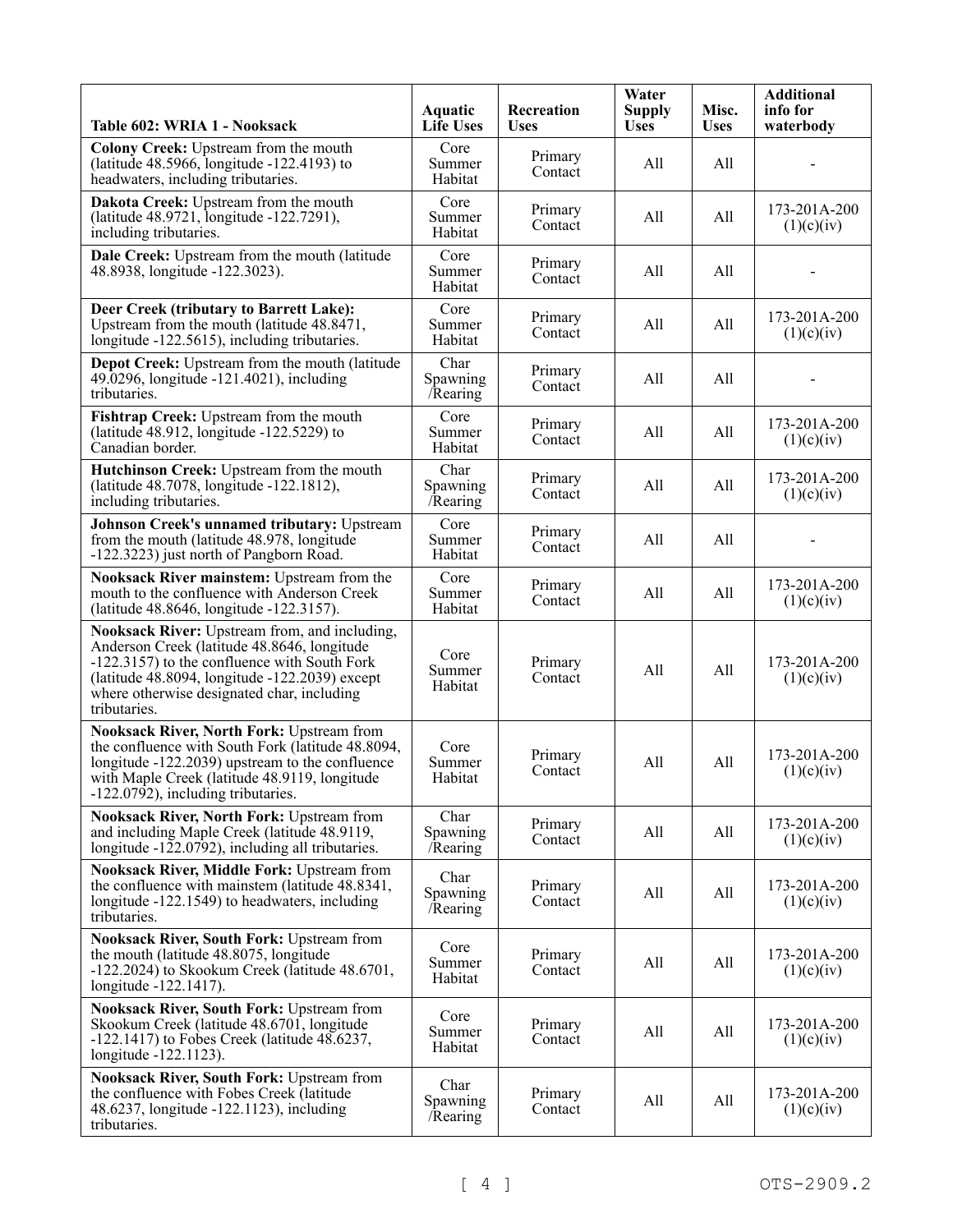| Table 602: WRIA 1 - Nooksack | Aquatic Life Uses | Recreation Uses | Water Supply Uses | Misc. Uses | Additional info for waterbody |
|---|---|---|---|---|---|
| **Colony Creek:** Upstream from the mouth (latitude 48.5966, longitude -122.4193) to headwaters, including tributaries. | Core Summer Habitat | Primary Contact | All | All | - |
| **Dakota Creek:** Upstream from the mouth (latitude 48.9721, longitude -122.7291), including tributaries. | Core Summer Habitat | Primary Contact | All | All | 173-201A-200 (1)(c)(iv) |
| **Dale Creek:** Upstream from the mouth (latitude 48.8938, longitude -122.3023). | Core Summer Habitat | Primary Contact | All | All | - |
| **Deer Creek (tributary to Barrett Lake):** Upstream from the mouth (latitude 48.8471, longitude -122.5615), including tributaries. | Core Summer Habitat | Primary Contact | All | All | 173-201A-200 (1)(c)(iv) |
| **Depot Creek:** Upstream from the mouth (latitude 49.0296, longitude -121.4021), including tributaries. | Char Spawning /Rearing | Primary Contact | All | All | - |
| **Fishtrap Creek:** Upstream from the mouth (latitude 48.912, longitude -122.5229) to Canadian border. | Core Summer Habitat | Primary Contact | All | All | 173-201A-200 (1)(c)(iv) |
| **Hutchinson Creek:** Upstream from the mouth (latitude 48.7078, longitude -122.1812), including tributaries. | Char Spawning /Rearing | Primary Contact | All | All | 173-201A-200 (1)(c)(iv) |
| **Johnson Creek's unnamed tributary:** Upstream from the mouth (latitude 48.978, longitude -122.3223) just north of Pangborn Road. | Core Summer Habitat | Primary Contact | All | All | - |
| **Nooksack River mainstem:** Upstream from the mouth to the confluence with Anderson Creek (latitude 48.8646, longitude -122.3157). | Core Summer Habitat | Primary Contact | All | All | 173-201A-200 (1)(c)(iv) |
| **Nooksack River:** Upstream from, and including, Anderson Creek (latitude 48.8646, longitude -122.3157) to the confluence with South Fork (latitude 48.8094, longitude -122.2039) except where otherwise designated char, including tributaries. | Core Summer Habitat | Primary Contact | All | All | 173-201A-200 (1)(c)(iv) |
| **Nooksack River, North Fork:** Upstream from the confluence with South Fork (latitude 48.8094, longitude -122.2039) upstream to the confluence with Maple Creek (latitude 48.9119, longitude -122.0792), including tributaries. | Core Summer Habitat | Primary Contact | All | All | 173-201A-200 (1)(c)(iv) |
| **Nooksack River, North Fork:** Upstream from and including Maple Creek (latitude 48.9119, longitude -122.0792), including all tributaries. | Char Spawning /Rearing | Primary Contact | All | All | 173-201A-200 (1)(c)(iv) |
| **Nooksack River, Middle Fork:** Upstream from the confluence with mainstem (latitude 48.8341, longitude -122.1549) to headwaters, including tributaries. | Char Spawning /Rearing | Primary Contact | All | All | 173-201A-200 (1)(c)(iv) |
| **Nooksack River, South Fork:** Upstream from the mouth (latitude 48.8075, longitude -122.2024) to Skookum Creek (latitude 48.6701, longitude -122.1417). | Core Summer Habitat | Primary Contact | All | All | 173-201A-200 (1)(c)(iv) |
| **Nooksack River, South Fork:** Upstream from Skookum Creek (latitude 48.6701, longitude -122.1417) to Fobes Creek (latitude 48.6237, longitude -122.1123). | Core Summer Habitat | Primary Contact | All | All | 173-201A-200 (1)(c)(iv) |
| **Nooksack River, South Fork:** Upstream from the confluence with Fobes Creek (latitude 48.6237, longitude -122.1123), including tributaries. | Char Spawning /Rearing | Primary Contact | All | All | 173-201A-200 (1)(c)(iv) |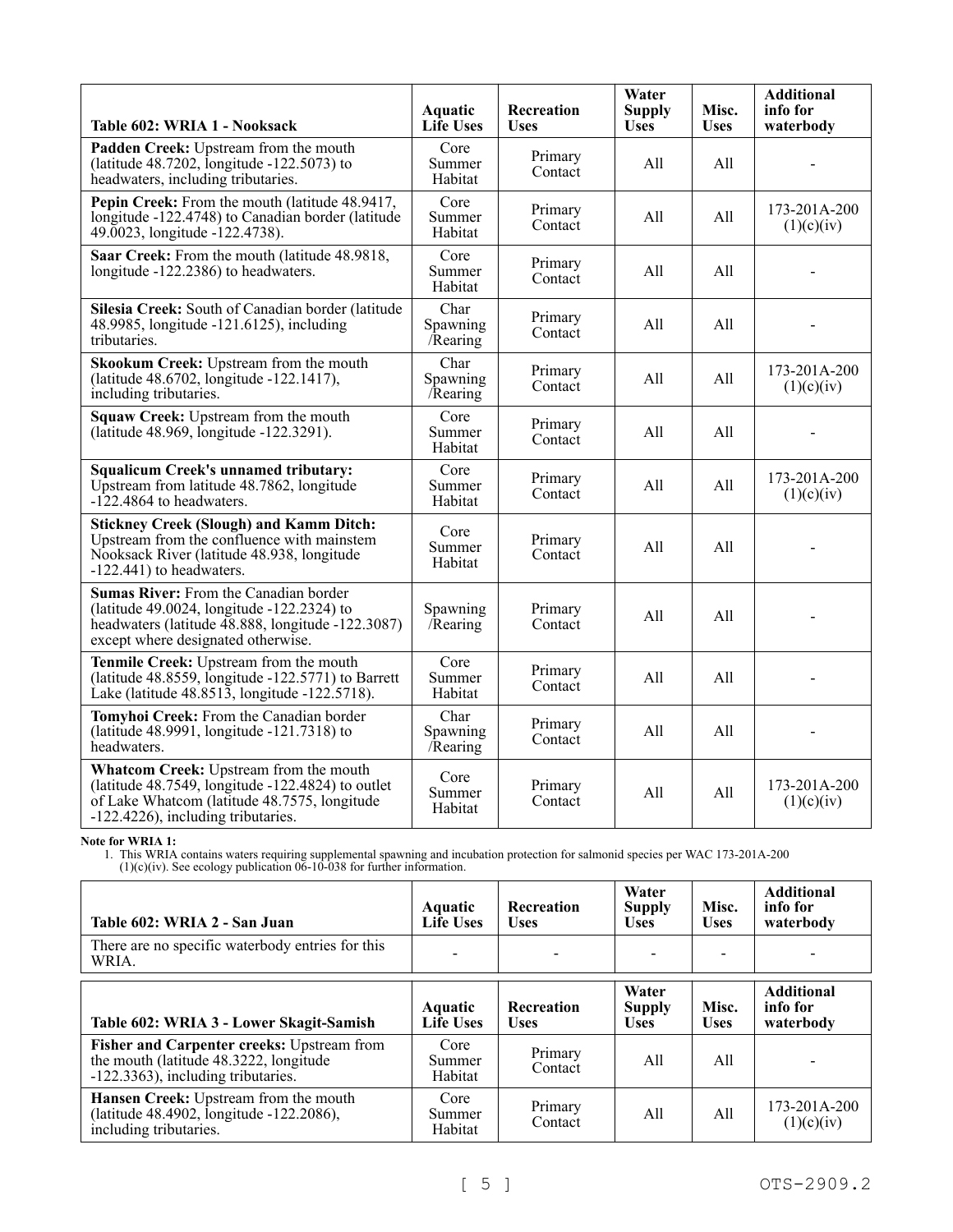| Table 602: WRIA 1 - Nooksack | Aquatic Life Uses | Recreation Uses | Water Supply Uses | Misc. Uses | Additional info for waterbody |
| --- | --- | --- | --- | --- | --- |
| **Padden Creek:** Upstream from the mouth (latitude 48.7202, longitude -122.5073) to headwaters, including tributaries. | Core Summer Habitat | Primary Contact | All | All | - |
| **Pepin Creek:** From the mouth (latitude 48.9417, longitude -122.4748) to Canadian border (latitude 49.0023, longitude -122.4738). | Core Summer Habitat | Primary Contact | All | All | 173-201A-200 (1)(c)(iv) |
| **Saar Creek:** From the mouth (latitude 48.9818, longitude -122.2386) to headwaters. | Core Summer Habitat | Primary Contact | All | All | - |
| **Silesia Creek:** South of Canadian border (latitude 48.9985, longitude -121.6125), including tributaries. | Char Spawning /Rearing | Primary Contact | All | All | - |
| **Skookum Creek:** Upstream from the mouth (latitude 48.6702, longitude -122.1417), including tributaries. | Char Spawning /Rearing | Primary Contact | All | All | 173-201A-200 (1)(c)(iv) |
| **Squaw Creek:** Upstream from the mouth (latitude 48.969, longitude -122.3291). | Core Summer Habitat | Primary Contact | All | All | - |
| **Squalicum Creek's unnamed tributary:** Upstream from latitude 48.7862, longitude -122.4864 to headwaters. | Core Summer Habitat | Primary Contact | All | All | 173-201A-200 (1)(c)(iv) |
| **Stickney Creek (Slough) and Kamm Ditch:** Upstream from the confluence with mainstem Nooksack River (latitude 48.938, longitude -122.441) to headwaters. | Core Summer Habitat | Primary Contact | All | All | - |
| **Sumas River:** From the Canadian border (latitude 49.0024, longitude -122.2324) to headwaters (latitude 48.888, longitude -122.3087) except where designated otherwise. | Spawning /Rearing | Primary Contact | All | All | - |
| **Tenmile Creek:** Upstream from the mouth (latitude 48.8559, longitude -122.5771) to Barrett Lake (latitude 48.8513, longitude -122.5718). | Core Summer Habitat | Primary Contact | All | All | - |
| **Tomyhoi Creek:** From the Canadian border (latitude 48.9991, longitude -121.7318) to headwaters. | Char Spawning /Rearing | Primary Contact | All | All | - |
| **Whatcom Creek:** Upstream from the mouth (latitude 48.7549, longitude -122.4824) to outlet of Lake Whatcom (latitude 48.7575, longitude -122.4226), including tributaries. | Core Summer Habitat | Primary Contact | All | All | 173-201A-200 (1)(c)(iv) |

**Note for WRIA 1:**

1. This WRIA contains waters requiring supplemental spawning and incubation protection for salmonid species per WAC 173-201A-200 (1)(c)(iv). See ecology publication 06-10-038 for further information.

| Table 602: WRIA 2 - San Juan | Aquatic Life Uses | Recreation Uses | Water Supply Uses | Misc. Uses | Additional info for waterbody |
| --- | --- | --- | --- | --- | --- |
| There are no specific waterbody entries for this WRIA. | - | - | - | - | - |

| Table 602: WRIA 3 - Lower Skagit-Samish | Aquatic Life Uses | Recreation Uses | Water Supply Uses | Misc. Uses | Additional info for waterbody |
| --- | --- | --- | --- | --- | --- |
| **Fisher and Carpenter creeks:** Upstream from the mouth (latitude 48.3222, longitude -122.3363), including tributaries. | Core Summer Habitat | Primary Contact | All | All | - |
| **Hansen Creek:** Upstream from the mouth (latitude 48.4902, longitude -122.2086), including tributaries. | Core Summer Habitat | Primary Contact | All | All | 173-201A-200 (1)(c)(iv) |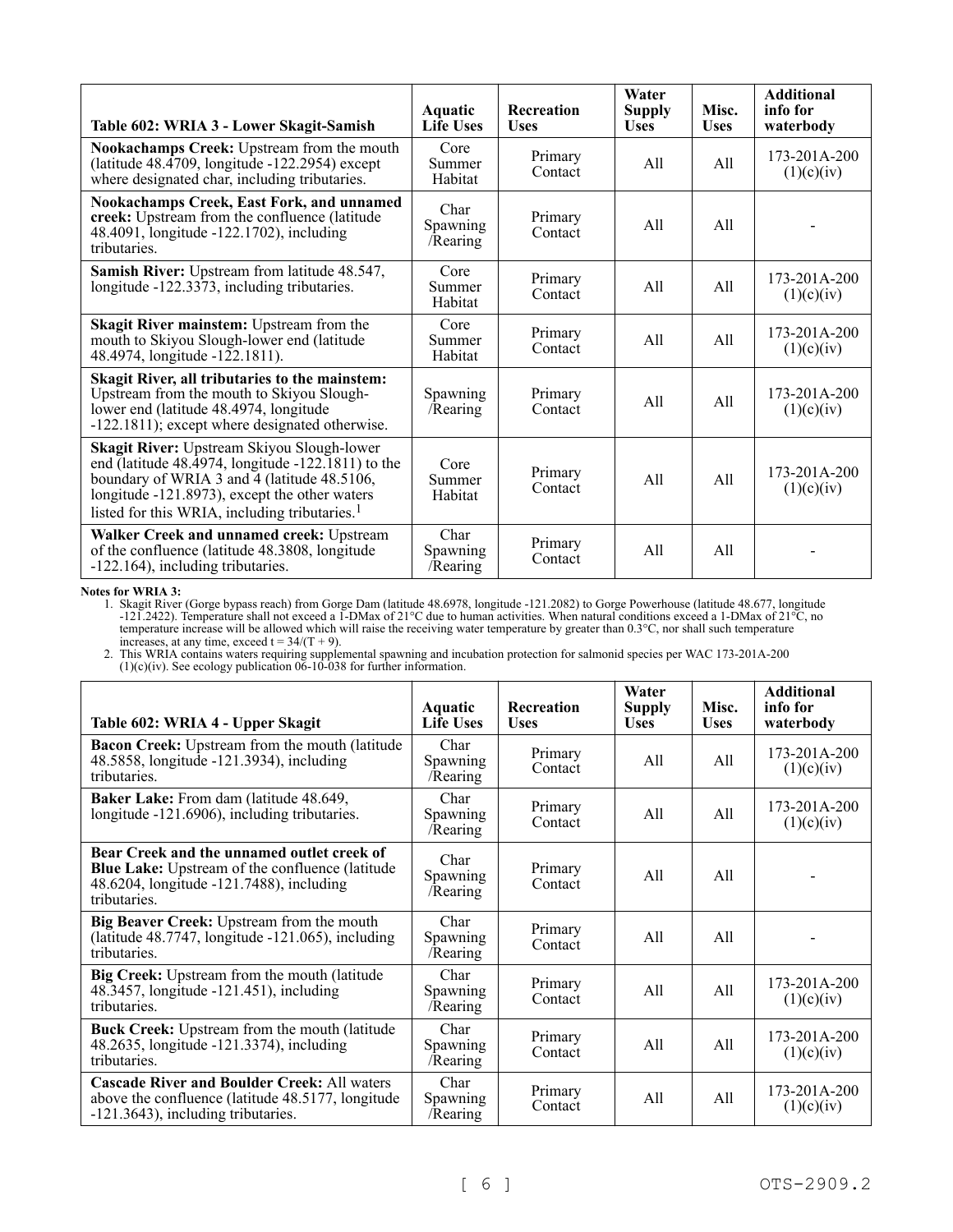| Table 602: WRIA 3 - Lower Skagit-Samish | Aquatic Life Uses | Recreation Uses | Water Supply Uses | Misc. Uses | Additional info for waterbody |
|---|---|---|---|---|---|
| **Nookachamps Creek:** Upstream from the mouth (latitude 48.4709, longitude -122.2954) except where designated char, including tributaries. | Core Summer Habitat | Primary Contact | All | All | 173-201A-200 (1)(c)(iv) |
| **Nookachamps Creek, East Fork, and unnamed creek:** Upstream from the confluence (latitude 48.4091, longitude -122.1702), including tributaries. | Char Spawning /Rearing | Primary Contact | All | All | - |
| **Samish River:** Upstream from latitude 48.547, longitude -122.3373, including tributaries. | Core Summer Habitat | Primary Contact | All | All | 173-201A-200 (1)(c)(iv) |
| **Skagit River mainstem:** Upstream from the mouth to Skiyou Slough-lower end (latitude 48.4974, longitude -122.1811). | Core Summer Habitat | Primary Contact | All | All | 173-201A-200 (1)(c)(iv) |
| **Skagit River, all tributaries to the mainstem:** Upstream from the mouth to Skiyou Slough-lower end (latitude 48.4974, longitude -122.1811); except where designated otherwise. | Spawning /Rearing | Primary Contact | All | All | 173-201A-200 (1)(c)(iv) |
| **Skagit River:** Upstream Skiyou Slough-lower end (latitude 48.4974, longitude -122.1811) to the boundary of WRIA 3 and 4 (latitude 48.5106, longitude -121.8973), except the other waters listed for this WRIA, including tributaries.[1] | Core Summer Habitat | Primary Contact | All | All | 173-201A-200 (1)(c)(iv) |
| **Walker Creek and unnamed creek:** Upstream of the confluence (latitude 48.3808, longitude -122.164), including tributaries. | Char Spawning /Rearing | Primary Contact | All | All | - |

**Notes for WRIA 3:**

1. Skagit River (Gorge bypass reach) from Gorge Dam (latitude 48.6978, longitude -121.2082) to Gorge Powerhouse (latitude 48.677, longitude -121.2422). Temperature shall not exceed a 1-DMax of 21°C due to human activities. When natural conditions exceed a 1-DMax of 21°C, no temperature increase will be allowed which will raise the receiving water temperature by greater than 0.3°C, nor shall such temperature increases, at any time, exceed $t = 34/(T + 9)$.
2. This WRIA contains waters requiring supplemental spawning and incubation protection for salmonid species per WAC 173-201A-200 (1)(c)(iv). See ecology publication 06-10-038 for further information.

| Table 602: WRIA 4 - Upper Skagit | Aquatic Life Uses | Recreation Uses | Water Supply Uses | Misc. Uses | Additional info for waterbody |
|---|---|---|---|---|---|
| **Bacon Creek:** Upstream from the mouth (latitude 48.5858, longitude -121.3934), including tributaries. | Char Spawning /Rearing | Primary Contact | All | All | 173-201A-200 (1)(c)(iv) |
| **Baker Lake:** From dam (latitude 48.649, longitude -121.6906), including tributaries. | Char Spawning /Rearing | Primary Contact | All | All | 173-201A-200 (1)(c)(iv) |
| **Bear Creek and the unnamed outlet creek of Blue Lake:** Upstream of the confluence (latitude 48.6204, longitude -121.7488), including tributaries. | Char Spawning /Rearing | Primary Contact | All | All | - |
| **Big Beaver Creek:** Upstream from the mouth (latitude 48.7747, longitude -121.065), including tributaries. | Char Spawning /Rearing | Primary Contact | All | All | - |
| **Big Creek:** Upstream from the mouth (latitude 48.3457, longitude -121.451), including tributaries. | Char Spawning /Rearing | Primary Contact | All | All | 173-201A-200 (1)(c)(iv) |
| **Buck Creek:** Upstream from the mouth (latitude 48.2635, longitude -121.3374), including tributaries. | Char Spawning /Rearing | Primary Contact | All | All | 173-201A-200 (1)(c)(iv) |
| **Cascade River and Boulder Creek:** All waters above the confluence (latitude 48.5177, longitude -121.3643), including tributaries. | Char Spawning /Rearing | Primary Contact | All | All | 173-201A-200 (1)(c)(iv) |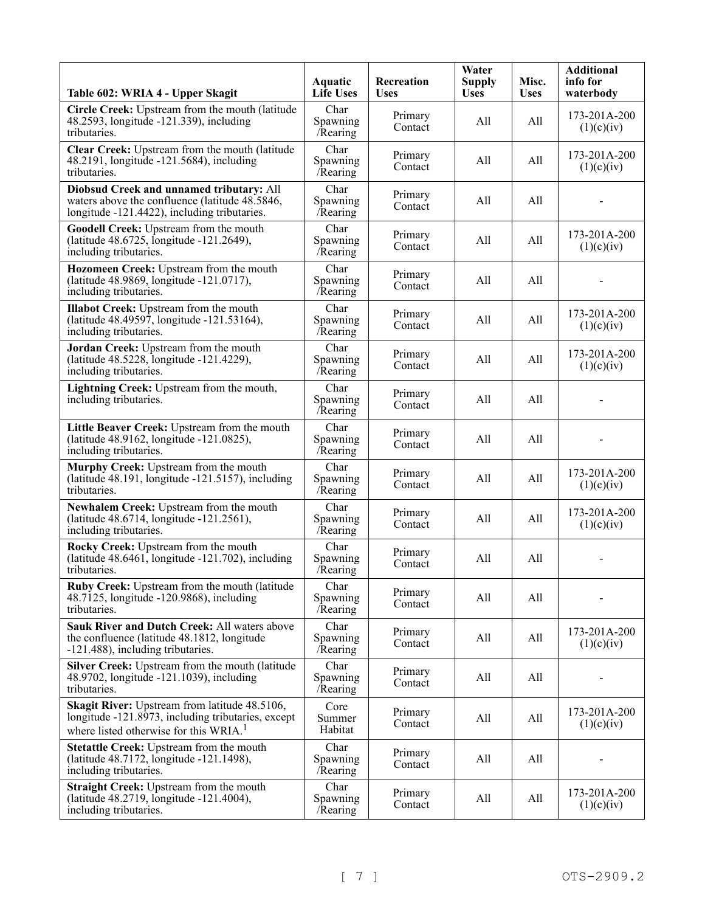| Table 602: WRIA 4 - Upper Skagit | Aquatic Life Uses | Recreation Uses | Water Supply Uses | Misc. Uses | Additional info for waterbody |
|---|---|---|---|---|---|
| **Circle Creek:** Upstream from the mouth (latitude 48.2593, longitude -121.339), including tributaries. | Char Spawning /Rearing | Primary Contact | All | All | 173-201A-200 (1)(c)(iv) |
| **Clear Creek:** Upstream from the mouth (latitude 48.2191, longitude -121.5684), including tributaries. | Char Spawning /Rearing | Primary Contact | All | All | 173-201A-200 (1)(c)(iv) |
| **Diobsud Creek and unnamed tributary:** All waters above the confluence (latitude 48.5846, longitude -121.4422), including tributaries. | Char Spawning /Rearing | Primary Contact | All | All | - |
| **Goodell Creek:** Upstream from the mouth (latitude 48.6725, longitude -121.2649), including tributaries. | Char Spawning /Rearing | Primary Contact | All | All | 173-201A-200 (1)(c)(iv) |
| **Hozomeen Creek:** Upstream from the mouth (latitude 48.9869, longitude -121.0717), including tributaries. | Char Spawning /Rearing | Primary Contact | All | All | - |
| **Illabot Creek:** Upstream from the mouth (latitude 48.49597, longitude -121.53164), including tributaries. | Char Spawning /Rearing | Primary Contact | All | All | 173-201A-200 (1)(c)(iv) |
| **Jordan Creek:** Upstream from the mouth (latitude 48.5228, longitude -121.4229), including tributaries. | Char Spawning /Rearing | Primary Contact | All | All | 173-201A-200 (1)(c)(iv) |
| **Lightning Creek:** Upstream from the mouth, including tributaries. | Char Spawning /Rearing | Primary Contact | All | All | - |
| **Little Beaver Creek:** Upstream from the mouth (latitude 48.9162, longitude -121.0825), including tributaries. | Char Spawning /Rearing | Primary Contact | All | All | - |
| **Murphy Creek:** Upstream from the mouth (latitude 48.191, longitude -121.5157), including tributaries. | Char Spawning /Rearing | Primary Contact | All | All | 173-201A-200 (1)(c)(iv) |
| **Newhalem Creek:** Upstream from the mouth (latitude 48.6714, longitude -121.2561), including tributaries. | Char Spawning /Rearing | Primary Contact | All | All | 173-201A-200 (1)(c)(iv) |
| **Rocky Creek:** Upstream from the mouth (latitude 48.6461, longitude -121.702), including tributaries. | Char Spawning /Rearing | Primary Contact | All | All | - |
| **Ruby Creek:** Upstream from the mouth (latitude 48.7125, longitude -120.9868), including tributaries. | Char Spawning /Rearing | Primary Contact | All | All | - |
| **Sauk River and Dutch Creek:** All waters above the confluence (latitude 48.1812, longitude -121.488), including tributaries. | Char Spawning /Rearing | Primary Contact | All | All | 173-201A-200 (1)(c)(iv) |
| **Silver Creek:** Upstream from the mouth (latitude 48.9702, longitude -121.1039), including tributaries. | Char Spawning /Rearing | Primary Contact | All | All | - |
| **Skagit River:** Upstream from latitude 48.5106, longitude -121.8973, including tributaries, except where listed otherwise for this WRIA.[1] | Core Summer Habitat | Primary Contact | All | All | 173-201A-200 (1)(c)(iv) |
| **Stetattle Creek:** Upstream from the mouth (latitude 48.7172, longitude -121.1498), including tributaries. | Char Spawning /Rearing | Primary Contact | All | All | - |
| **Straight Creek:** Upstream from the mouth (latitude 48.2719, longitude -121.4004), including tributaries. | Char Spawning /Rearing | Primary Contact | All | All | 173-201A-200 (1)(c)(iv) |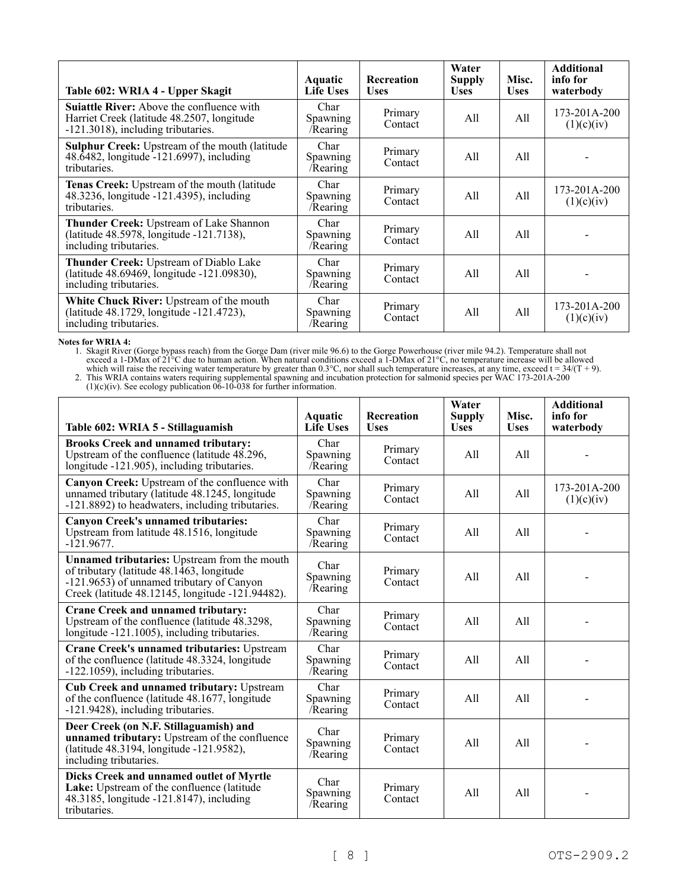| Table 602: WRIA 4 - Upper Skagit | Aquatic Life Uses | Recreation Uses | Water Supply Uses | Misc. Uses | Additional info for waterbody |
|---|---|---|---|---|---|
| **Suiattle River:** Above the confluence with Harriet Creek (latitude 48.2507, longitude -121.3018), including tributaries. | Char Spawning /Rearing | Primary Contact | All | All | 173-201A-200 (1)(c)(iv) |
| **Sulphur Creek:** Upstream of the mouth (latitude 48.6482, longitude -121.6997), including tributaries. | Char Spawning /Rearing | Primary Contact | All | All | - |
| **Tenas Creek:** Upstream of the mouth (latitude 48.3236, longitude -121.4395), including tributaries. | Char Spawning /Rearing | Primary Contact | All | All | 173-201A-200 (1)(c)(iv) |
| **Thunder Creek:** Upstream of Lake Shannon (latitude 48.5978, longitude -121.7138), including tributaries. | Char Spawning /Rearing | Primary Contact | All | All | - |
| **Thunder Creek:** Upstream of Diablo Lake (latitude 48.69469, longitude -121.09830), including tributaries. | Char Spawning /Rearing | Primary Contact | All | All | - |
| **White Chuck River:** Upstream of the mouth (latitude 48.1729, longitude -121.4723), including tributaries. | Char Spawning /Rearing | Primary Contact | All | All | 173-201A-200 (1)(c)(iv) |

**Notes for WRIA 4:**

1. Skagit River (Gorge bypass reach) from the Gorge Dam (river mile 96.6) to the Gorge Powerhouse (river mile 94.2). Temperature shall not exceed a 1-DMax of 21°C due to human action. When natural conditions exceed a 1-DMax of 21°C, no temperature increase will be allowed which will raise the receiving water temperature by greater than 0.3°C, nor shall such temperature increases, at any time, exceed $t = 34/(T + 9)$.
2. This WRIA contains waters requiring supplemental spawning and incubation protection for salmonid species per WAC 173-201A-200 (1)(c)(iv). See ecology publication 06-10-038 for further information.

| Table 602: WRIA 5 - Stillaguamish | Aquatic Life Uses | Recreation Uses | Water Supply Uses | Misc. Uses | Additional info for waterbody |
|---|---|---|---|---|---|
| **Brooks Creek and unnamed tributary:** Upstream of the confluence (latitude 48.296, longitude -121.905), including tributaries. | Char Spawning /Rearing | Primary Contact | All | All | - |
| **Canyon Creek:** Upstream of the confluence with unnamed tributary (latitude 48.1245, longitude -121.8892) to headwaters, including tributaries. | Char Spawning /Rearing | Primary Contact | All | All | 173-201A-200 (1)(c)(iv) |
| **Canyon Creek's unnamed tributaries:** Upstream from latitude 48.1516, longitude -121.9677. | Char Spawning /Rearing | Primary Contact | All | All | - |
| **Unnamed tributaries:** Upstream from the mouth of tributary (latitude 48.1463, longitude -121.9653) of unnamed tributary of Canyon Creek (latitude 48.12145, longitude -121.94482). | Char Spawning /Rearing | Primary Contact | All | All | - |
| **Crane Creek and unnamed tributary:** Upstream of the confluence (latitude 48.3298, longitude -121.1005), including tributaries. | Char Spawning /Rearing | Primary Contact | All | All | - |
| **Crane Creek's unnamed tributaries:** Upstream of the confluence (latitude 48.3324, longitude -122.1059), including tributaries. | Char Spawning /Rearing | Primary Contact | All | All | - |
| **Cub Creek and unnamed tributary:** Upstream of the confluence (latitude 48.1677, longitude -121.9428), including tributaries. | Char Spawning /Rearing | Primary Contact | All | All | - |
| **Deer Creek (on N.F. Stillaguamish) and unnamed tributary:** Upstream of the confluence (latitude 48.3194, longitude -121.9582), including tributaries. | Char Spawning /Rearing | Primary Contact | All | All | - |
| **Dicks Creek and unnamed outlet of Myrtle Lake:** Upstream of the confluence (latitude 48.3185, longitude -121.8147), including tributaries. | Char Spawning /Rearing | Primary Contact | All | All | - |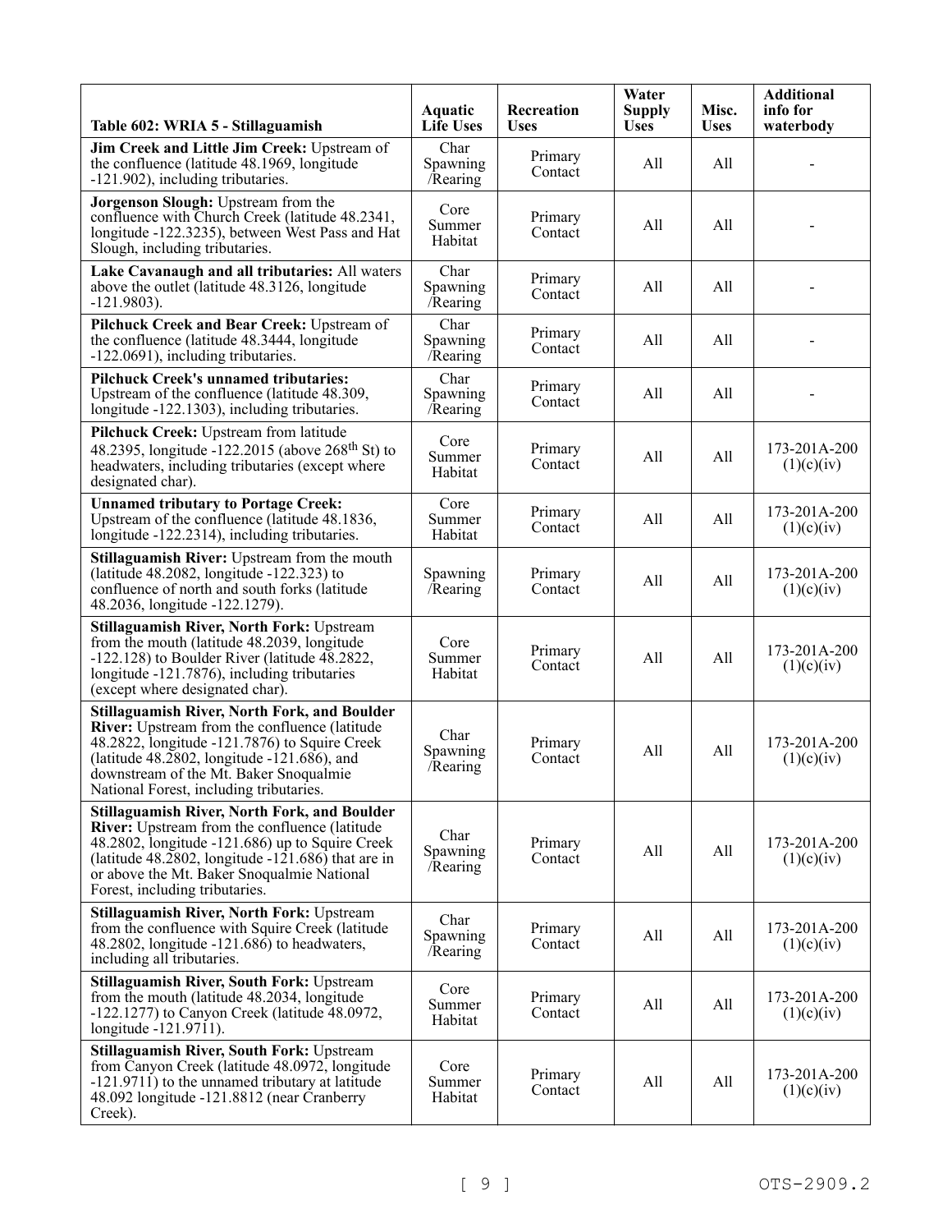| Table 602: WRIA 5 - Stillaguamish | Aquatic Life Uses | Recreation Uses | Water Supply Uses | Misc. Uses | Additional info for waterbody |
|---|---|---|---|---|---|
| **Jim Creek and Little Jim Creek:** Upstream of the confluence (latitude 48.1969, longitude -121.902), including tributaries. | Char Spawning /Rearing | Primary Contact | All | All | - |
| **Jorgenson Slough:** Upstream from the confluence with Church Creek (latitude 48.2341, longitude -122.3235), between West Pass and Hat Slough, including tributaries. | Core Summer Habitat | Primary Contact | All | All | - |
| **Lake Cavanaugh and all tributaries:** All waters above the outlet (latitude 48.3126, longitude -121.9803). | Char Spawning /Rearing | Primary Contact | All | All | - |
| **Pilchuck Creek and Bear Creek:** Upstream of the confluence (latitude 48.3444, longitude -122.0691), including tributaries. | Char Spawning /Rearing | Primary Contact | All | All | - |
| **Pilchuck Creek's unnamed tributaries:** Upstream of the confluence (latitude 48.309, longitude -122.1303), including tributaries. | Char Spawning /Rearing | Primary Contact | All | All | - |
| **Pilchuck Creek:** Upstream from latitude 48.2395, longitude -122.2015 (above 268th St) to headwaters, including tributaries (except where designated char). | Core Summer Habitat | Primary Contact | All | All | 173-201A-200 (1)(c)(iv) |
| **Unnamed tributary to Portage Creek:** Upstream of the confluence (latitude 48.1836, longitude -122.2314), including tributaries. | Core Summer Habitat | Primary Contact | All | All | 173-201A-200 (1)(c)(iv) |
| **Stillaguamish River:** Upstream from the mouth (latitude 48.2082, longitude -122.323) to confluence of north and south forks (latitude 48.2036, longitude -122.1279). | Spawning /Rearing | Primary Contact | All | All | 173-201A-200 (1)(c)(iv) |
| **Stillaguamish River, North Fork:** Upstream from the mouth (latitude 48.2039, longitude -122.128) to Boulder River (latitude 48.2822, longitude -121.7876), including tributaries (except where designated char). | Core Summer Habitat | Primary Contact | All | All | 173-201A-200 (1)(c)(iv) |
| **Stillaguamish River, North Fork, and Boulder River:** Upstream from the confluence (latitude 48.2822, longitude -121.7876) to Squire Creek (latitude 48.2802, longitude -121.686), and downstream of the Mt. Baker Snoqualmie National Forest, including tributaries. | Char Spawning /Rearing | Primary Contact | All | All | 173-201A-200 (1)(c)(iv) |
| **Stillaguamish River, North Fork, and Boulder River:** Upstream from the confluence (latitude 48.2802, longitude -121.686) up to Squire Creek (latitude 48.2802, longitude -121.686) that are in or above the Mt. Baker Snoqualmie National Forest, including tributaries. | Char Spawning /Rearing | Primary Contact | All | All | 173-201A-200 (1)(c)(iv) |
| **Stillaguamish River, North Fork:** Upstream from the confluence with Squire Creek (latitude 48.2802, longitude -121.686) to headwaters, including all tributaries. | Char Spawning /Rearing | Primary Contact | All | All | 173-201A-200 (1)(c)(iv) |
| **Stillaguamish River, South Fork:** Upstream from the mouth (latitude 48.2034, longitude -122.1277) to Canyon Creek (latitude 48.0972, longitude -121.9711). | Core Summer Habitat | Primary Contact | All | All | 173-201A-200 (1)(c)(iv) |
| **Stillaguamish River, South Fork:** Upstream from Canyon Creek (latitude 48.0972, longitude -121.9711) to the unnamed tributary at latitude 48.092 longitude -121.8812 (near Cranberry Creek). | Core Summer Habitat | Primary Contact | All | All | 173-201A-200 (1)(c)(iv) |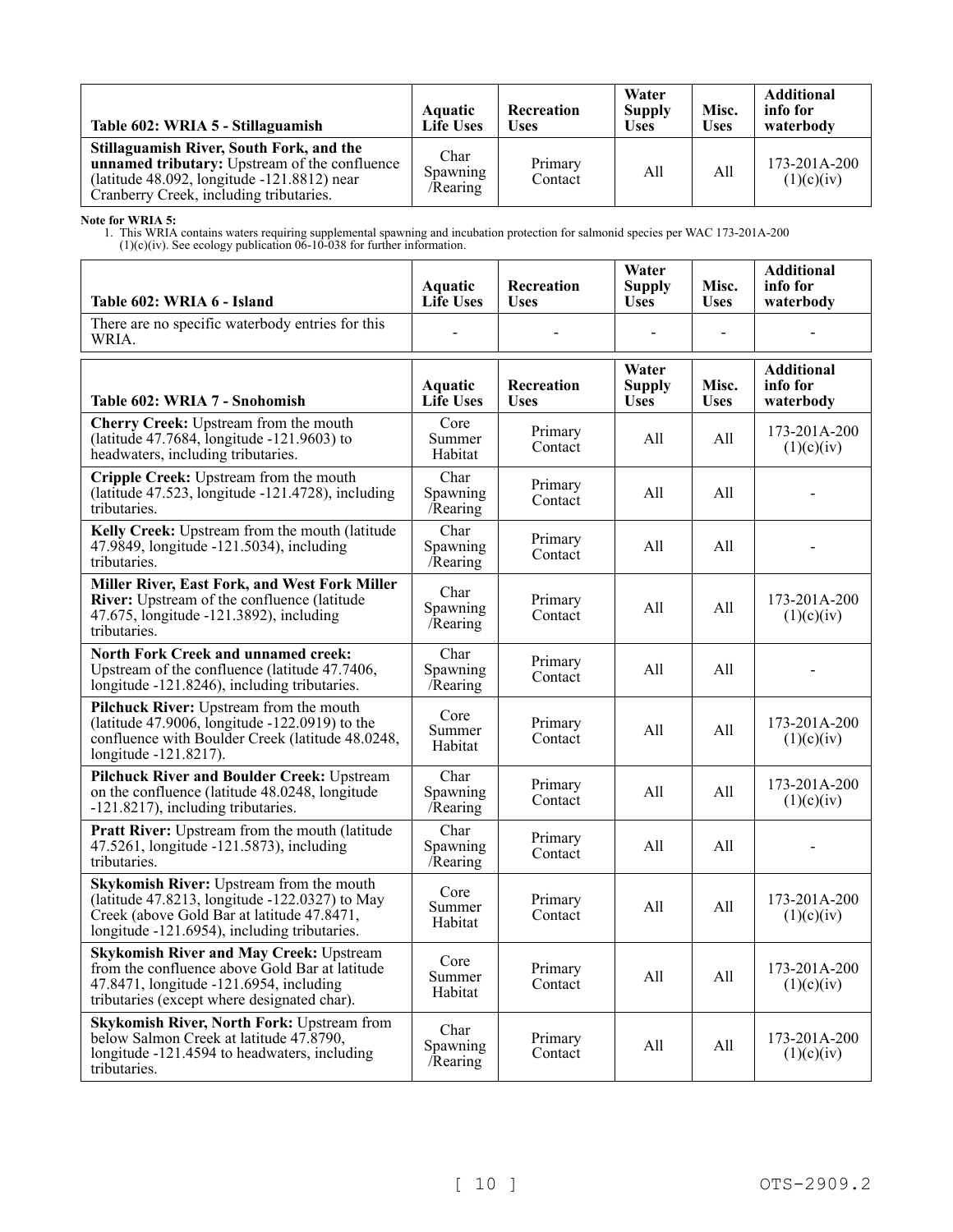| Table 602: WRIA 5 - Stillaguamish | Aquatic Life Uses | Recreation Uses | Water Supply Uses | Misc. Uses | Additional info for waterbody |
|---|---|---|---|---|---|
| **Stillaguamish River, South Fork, and the unnamed tributary:** Upstream of the confluence (latitude 48.092, longitude -121.8812) near Cranberry Creek, including tributaries. | Char Spawning /Rearing | Primary Contact | All | All | 173-201A-200 (1)(c)(iv) |

**Note for WRIA 5:**

1. This WRIA contains waters requiring supplemental spawning and incubation protection for salmonid species per WAC 173-201A-200 (1)(c)(iv). See ecology publication 06-10-038 for further information.

| Table 602: WRIA 6 - Island | Aquatic Life Uses | Recreation Uses | Water Supply Uses | Misc. Uses | Additional info for waterbody |
|---|---|---|---|---|---|
| There are no specific waterbody entries for this WRIA. | - | - | - | - | - |

| Table 602: WRIA 7 - Snohomish | Aquatic Life Uses | Recreation Uses | Water Supply Uses | Misc. Uses | Additional info for waterbody |
|---|---|---|---|---|---|
| **Cherry Creek:** Upstream from the mouth (latitude 47.7684, longitude -121.9603) to headwaters, including tributaries. | Core Summer Habitat | Primary Contact | All | All | 173-201A-200 (1)(c)(iv) |
| **Cripple Creek:** Upstream from the mouth (latitude 47.523, longitude -121.4728), including tributaries. | Char Spawning /Rearing | Primary Contact | All | All | - |
| **Kelly Creek:** Upstream from the mouth (latitude 47.9849, longitude -121.5034), including tributaries. | Char Spawning /Rearing | Primary Contact | All | All | - |
| **Miller River, East Fork, and West Fork Miller River:** Upstream of the confluence (latitude 47.675, longitude -121.3892), including tributaries. | Char Spawning /Rearing | Primary Contact | All | All | 173-201A-200 (1)(c)(iv) |
| **North Fork Creek and unnamed creek:** Upstream of the confluence (latitude 47.7406, longitude -121.8246), including tributaries. | Char Spawning /Rearing | Primary Contact | All | All | - |
| **Pilchuck River:** Upstream from the mouth (latitude 47.9006, longitude -122.0919) to the confluence with Boulder Creek (latitude 48.0248, longitude -121.8217). | Core Summer Habitat | Primary Contact | All | All | 173-201A-200 (1)(c)(iv) |
| **Pilchuck River and Boulder Creek:** Upstream on the confluence (latitude 48.0248, longitude -121.8217), including tributaries. | Char Spawning /Rearing | Primary Contact | All | All | 173-201A-200 (1)(c)(iv) |
| **Pratt River:** Upstream from the mouth (latitude 47.5261, longitude -121.5873), including tributaries. | Char Spawning /Rearing | Primary Contact | All | All | - |
| **Skykomish River:** Upstream from the mouth (latitude 47.8213, longitude -122.0327) to May Creek (above Gold Bar at latitude 47.8471, longitude -121.6954), including tributaries. | Core Summer Habitat | Primary Contact | All | All | 173-201A-200 (1)(c)(iv) |
| **Skykomish River and May Creek:** Upstream from the confluence above Gold Bar at latitude 47.8471, longitude -121.6954, including tributaries (except where designated char). | Core Summer Habitat | Primary Contact | All | All | 173-201A-200 (1)(c)(iv) |
| **Skykomish River, North Fork:** Upstream from below Salmon Creek at latitude 47.8790, longitude -121.4594 to headwaters, including tributaries. | Char Spawning /Rearing | Primary Contact | All | All | 173-201A-200 (1)(c)(iv) |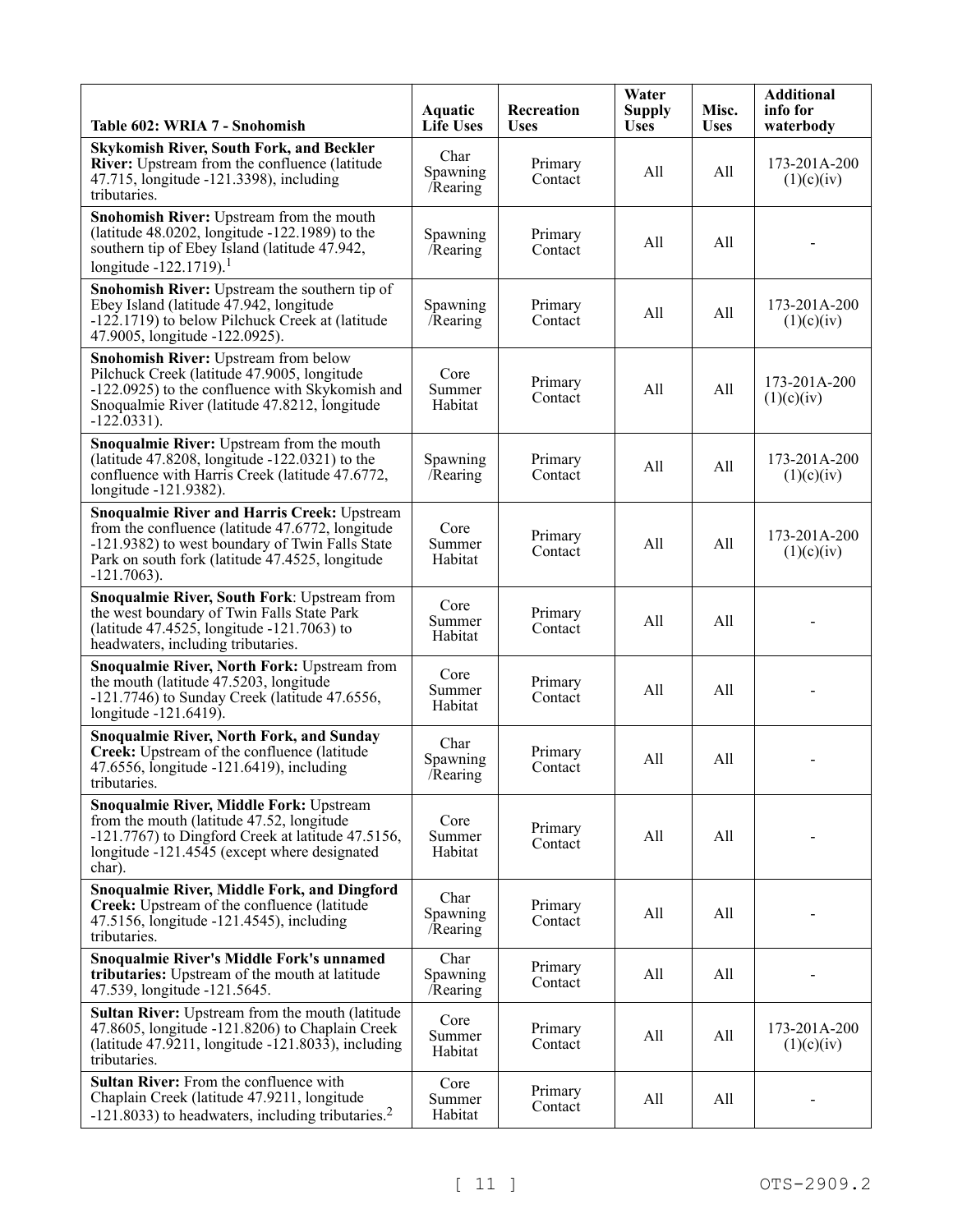| Table 602: WRIA 7 - Snohomish | Aquatic Life Uses | Recreation Uses | Water Supply Uses | Misc. Uses | Additional info for waterbody |
|---|---|---|---|---|---|
| **Skykomish River, South Fork, and Beckler River:** Upstream from the confluence (latitude 47.715, longitude -121.3398), including tributaries. | Char Spawning /Rearing | Primary Contact | All | All | 173-201A-200 (1)(c)(iv) |
| **Snohomish River:** Upstream from the mouth (latitude 48.0202, longitude -122.1989) to the southern tip of Ebey Island (latitude 47.942, longitude -122.1719).[1] | Spawning /Rearing | Primary Contact | All | All | - |
| **Snohomish River:** Upstream the southern tip of Ebey Island (latitude 47.942, longitude -122.1719) to below Pilchuck Creek at (latitude 47.9005, longitude -122.0925). | Spawning /Rearing | Primary Contact | All | All | 173-201A-200 (1)(c)(iv) |
| **Snohomish River:** Upstream from below Pilchuck Creek (latitude 47.9005, longitude -122.0925) to the confluence with Skykomish and Snoqualmie River (latitude 47.8212, longitude -122.0331). | Core Summer Habitat | Primary Contact | All | All | 173-201A-200 (1)(c)(iv) |
| **Snoqualmie River:** Upstream from the mouth (latitude 47.8208, longitude -122.0321) to the confluence with Harris Creek (latitude 47.6772, longitude -121.9382). | Spawning /Rearing | Primary Contact | All | All | 173-201A-200 (1)(c)(iv) |
| **Snoqualmie River and Harris Creek:** Upstream from the confluence (latitude 47.6772, longitude -121.9382) to west boundary of Twin Falls State Park on south fork (latitude 47.4525, longitude -121.7063). | Core Summer Habitat | Primary Contact | All | All | 173-201A-200 (1)(c)(iv) |
| **Snoqualmie River, South Fork**: Upstream from the west boundary of Twin Falls State Park (latitude 47.4525, longitude -121.7063) to headwaters, including tributaries. | Core Summer Habitat | Primary Contact | All | All | - |
| **Snoqualmie River, North Fork:** Upstream from the mouth (latitude 47.5203, longitude -121.7746) to Sunday Creek (latitude 47.6556, longitude -121.6419). | Core Summer Habitat | Primary Contact | All | All | - |
| **Snoqualmie River, North Fork, and Sunday Creek:** Upstream of the confluence (latitude 47.6556, longitude -121.6419), including tributaries. | Char Spawning /Rearing | Primary Contact | All | All | - |
| **Snoqualmie River, Middle Fork:** Upstream from the mouth (latitude 47.52, longitude -121.7767) to Dingford Creek at latitude 47.5156, longitude -121.4545 (except where designated char). | Core Summer Habitat | Primary Contact | All | All | - |
| **Snoqualmie River, Middle Fork, and Dingford Creek:** Upstream of the confluence (latitude 47.5156, longitude -121.4545), including tributaries. | Char Spawning /Rearing | Primary Contact | All | All | - |
| **Snoqualmie River's Middle Fork's unnamed tributaries:** Upstream of the mouth at latitude 47.539, longitude -121.5645. | Char Spawning /Rearing | Primary Contact | All | All | - |
| **Sultan River:** Upstream from the mouth (latitude 47.8605, longitude -121.8206) to Chaplain Creek (latitude 47.9211, longitude -121.8033), including tributaries. | Core Summer Habitat | Primary Contact | All | All | 173-201A-200 (1)(c)(iv) |
| **Sultan River:** From the confluence with Chaplain Creek (latitude 47.9211, longitude -121.8033) to headwaters, including tributaries.[2] | Core Summer Habitat | Primary Contact | All | All | - |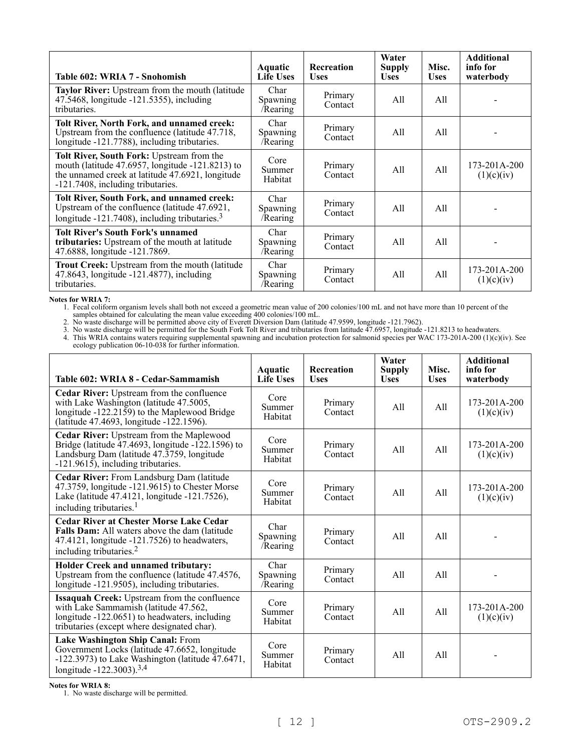| Table 602: WRIA 7 - Snohomish | Aquatic Life Uses | Recreation Uses | Water Supply Uses | Misc. Uses | Additional info for waterbody |
|---|---|---|---|---|---|
| **Taylor River:** Upstream from the mouth (latitude 47.5468, longitude -121.5355), including tributaries. | Char Spawning /Rearing | Primary Contact | All | All | - |
| **Tolt River, North Fork, and unnamed creek:** Upstream from the confluence (latitude 47.718, longitude -121.7788), including tributaries. | Char Spawning /Rearing | Primary Contact | All | All | - |
| **Tolt River, South Fork:** Upstream from the mouth (latitude 47.6957, longitude -121.8213) to the unnamed creek at latitude 47.6921, longitude -121.7408, including tributaries. | Core Summer Habitat | Primary Contact | All | All | 173-201A-200 (1)(c)(iv) |
| **Tolt River, South Fork, and unnamed creek:** Upstream of the confluence (latitude 47.6921, longitude -121.7408), including tributaries.[3] | Char Spawning /Rearing | Primary Contact | All | All | - |
| **Tolt River's South Fork's unnamed tributaries:** Upstream of the mouth at latitude 47.6888, longitude -121.7869. | Char Spawning /Rearing | Primary Contact | All | All | - |
| **Trout Creek:** Upstream from the mouth (latitude 47.8643, longitude -121.4877), including tributaries. | Char Spawning /Rearing | Primary Contact | All | All | 173-201A-200 (1)(c)(iv) |

**Notes for WRIA 7:**

1. Fecal coliform organism levels shall both not exceed a geometric mean value of 200 colonies/100 mL and not have more than 10 percent of the samples obtained for calculating the mean value exceeding 400 colonies/100 mL.
2. No waste discharge will be permitted above city of Everett Diversion Dam (latitude 47.9599, longitude -121.7962).
3. No waste discharge will be permitted for the South Fork Tolt River and tributaries from latitude 47.6957, longitude -121.8213 to headwaters.
4. This WRIA contains waters requiring supplemental spawning and incubation protection for salmonid species per WAC 173-201A-200 (1)(c)(iv). See ecology publication 06-10-038 for further information.

| Table 602: WRIA 8 - Cedar-Sammamish | Aquatic Life Uses | Recreation Uses | Water Supply Uses | Misc. Uses | Additional info for waterbody |
|---|---|---|---|---|---|
| **Cedar River:** Upstream from the confluence with Lake Washington (latitude 47.5005, longitude -122.2159) to the Maplewood Bridge (latitude 47.4693, longitude -122.1596). | Core Summer Habitat | Primary Contact | All | All | 173-201A-200 (1)(c)(iv) |
| **Cedar River:** Upstream from the Maplewood Bridge (latitude 47.4693, longitude -122.1596) to Landsburg Dam (latitude 47.3759, longitude -121.9615), including tributaries. | Core Summer Habitat | Primary Contact | All | All | 173-201A-200 (1)(c)(iv) |
| **Cedar River:** From Landsburg Dam (latitude 47.3759, longitude -121.9615) to Chester Morse Lake (latitude 47.4121, longitude -121.7526), including tributaries.[1] | Core Summer Habitat | Primary Contact | All | All | 173-201A-200 (1)(c)(iv) |
| **Cedar River at Chester Morse Lake Cedar Falls Dam:** All waters above the dam (latitude 47.4121, longitude -121.7526) to headwaters, including tributaries.[2] | Char Spawning /Rearing | Primary Contact | All | All | - |
| **Holder Creek and unnamed tributary:** Upstream from the confluence (latitude 47.4576, longitude -121.9505), including tributaries. | Char Spawning /Rearing | Primary Contact | All | All | - |
| **Issaquah Creek:** Upstream from the confluence with Lake Sammamish (latitude 47.562, longitude -122.0651) to headwaters, including tributaries (except where designated char). | Core Summer Habitat | Primary Contact | All | All | 173-201A-200 (1)(c)(iv) |
| **Lake Washington Ship Canal:** From Government Locks (latitude 47.6652, longitude -122.3973) to Lake Washington (latitude 47.6471, longitude -122.3003).[3,4] | Core Summer Habitat | Primary Contact | All | All | - |

**Notes for WRIA 8:**

1. No waste discharge will be permitted.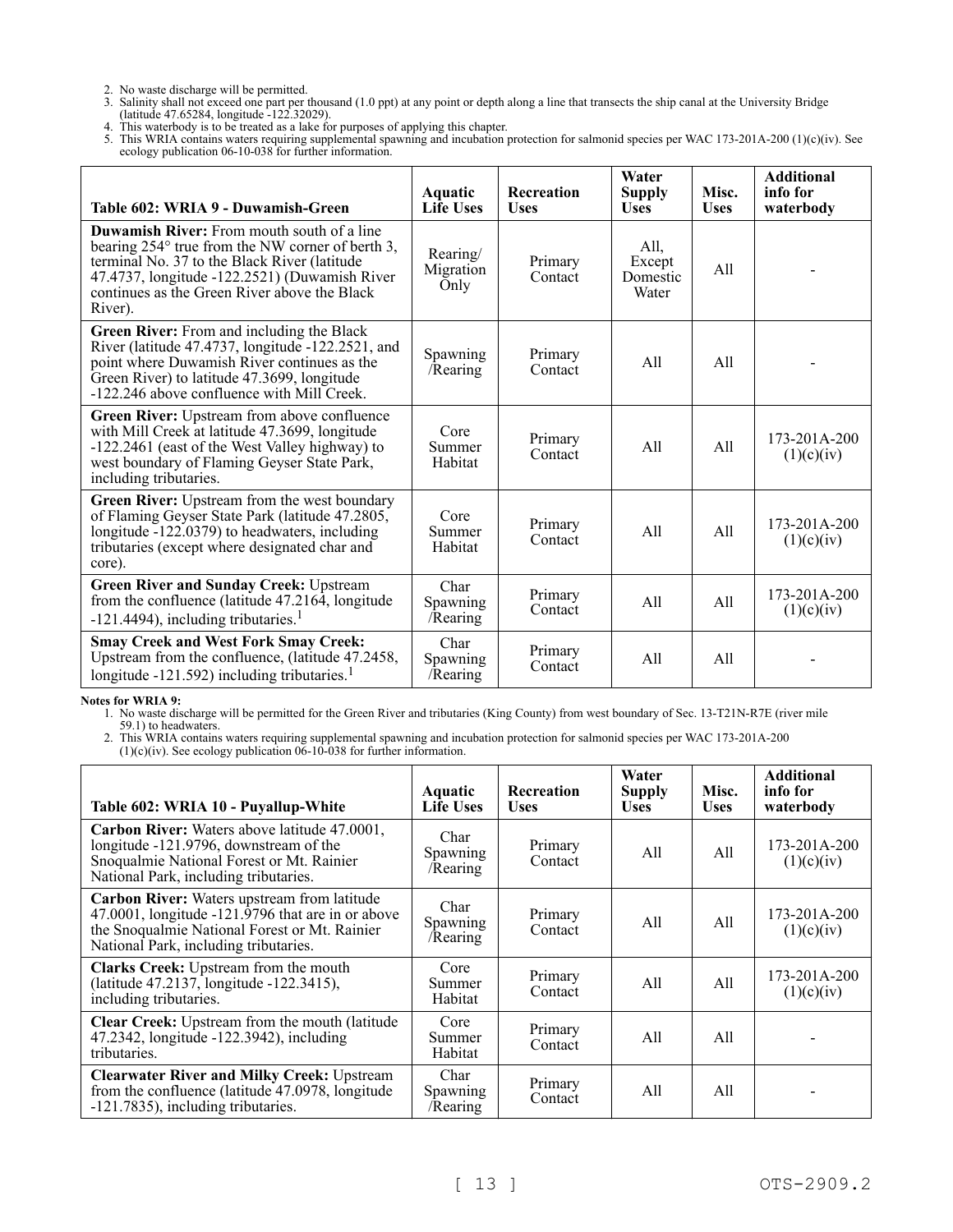2. No waste discharge will be permitted.
3. Salinity shall not exceed one part per thousand (1.0 ppt) at any point or depth along a line that transects the ship canal at the University Bridge (latitude 47.65284, longitude -122.32029).
4. This waterbody is to be treated as a lake for purposes of applying this chapter.
5. This WRIA contains waters requiring supplemental spawning and incubation protection for salmonid species per WAC 173-201A-200 (1)(c)(iv). See ecology publication 06-10-038 for further information.

| Table 602: WRIA 9 - Duwamish-Green | Aquatic Life Uses | Recreation Uses | Water Supply Uses | Misc. Uses | Additional info for waterbody |
|---|---|---|---|---|---|
| **Duwamish River:** From mouth south of a line bearing 254° true from the NW corner of berth 3, terminal No. 37 to the Black River (latitude 47.4737, longitude -122.2521) (Duwamish River continues as the Green River above the Black River). | Rearing/ Migration Only | Primary Contact | All, Except Domestic Water | All | - |
| **Green River:** From and including the Black River (latitude 47.4737, longitude -122.2521, and point where Duwamish River continues as the Green River) to latitude 47.3699, longitude -122.246 above confluence with Mill Creek. | Spawning /Rearing | Primary Contact | All | All | - |
| **Green River:** Upstream from above confluence with Mill Creek at latitude 47.3699, longitude -122.2461 (east of the West Valley highway) to west boundary of Flaming Geyser State Park, including tributaries. | Core Summer Habitat | Primary Contact | All | All | 173-201A-200 (1)(c)(iv) |
| **Green River:** Upstream from the west boundary of Flaming Geyser State Park (latitude 47.2805, longitude -122.0379) to headwaters, including tributaries (except where designated char and core). | Core Summer Habitat | Primary Contact | All | All | 173-201A-200 (1)(c)(iv) |
| **Green River and Sunday Creek:** Upstream from the confluence (latitude 47.2164, longitude -121.4494), including tributaries.[1] | Char Spawning /Rearing | Primary Contact | All | All | 173-201A-200 (1)(c)(iv) |
| **Smay Creek and West Fork Smay Creek:** Upstream from the confluence, (latitude 47.2458, longitude -121.592) including tributaries.[1] | Char Spawning /Rearing | Primary Contact | All | All | - |

**Notes for WRIA 9:**

1. No waste discharge will be permitted for the Green River and tributaries (King County) from west boundary of Sec. 13-T21N-R7E (river mile 59.1) to headwaters.
2. This WRIA contains waters requiring supplemental spawning and incubation protection for salmonid species per WAC 173-201A-200 (1)(c)(iv). See ecology publication 06-10-038 for further information.

| Table 602: WRIA 10 - Puyallup-White | Aquatic Life Uses | Recreation Uses | Water Supply Uses | Misc. Uses | Additional info for waterbody |
|---|---|---|---|---|---|
| **Carbon River:** Waters above latitude 47.0001, longitude -121.9796, downstream of the Snoqualmie National Forest or Mt. Rainier National Park, including tributaries. | Char Spawning /Rearing | Primary Contact | All | All | 173-201A-200 (1)(c)(iv) |
| **Carbon River:** Waters upstream from latitude 47.0001, longitude -121.9796 that are in or above the Snoqualmie National Forest or Mt. Rainier National Park, including tributaries. | Char Spawning /Rearing | Primary Contact | All | All | 173-201A-200 (1)(c)(iv) |
| **Clarks Creek:** Upstream from the mouth (latitude 47.2137, longitude -122.3415), including tributaries. | Core Summer Habitat | Primary Contact | All | All | 173-201A-200 (1)(c)(iv) |
| **Clear Creek:** Upstream from the mouth (latitude 47.2342, longitude -122.3942), including tributaries. | Core Summer Habitat | Primary Contact | All | All | - |
| **Clearwater River and Milky Creek:** Upstream from the confluence (latitude 47.0978, longitude -121.7835), including tributaries. | Char Spawning /Rearing | Primary Contact | All | All | - |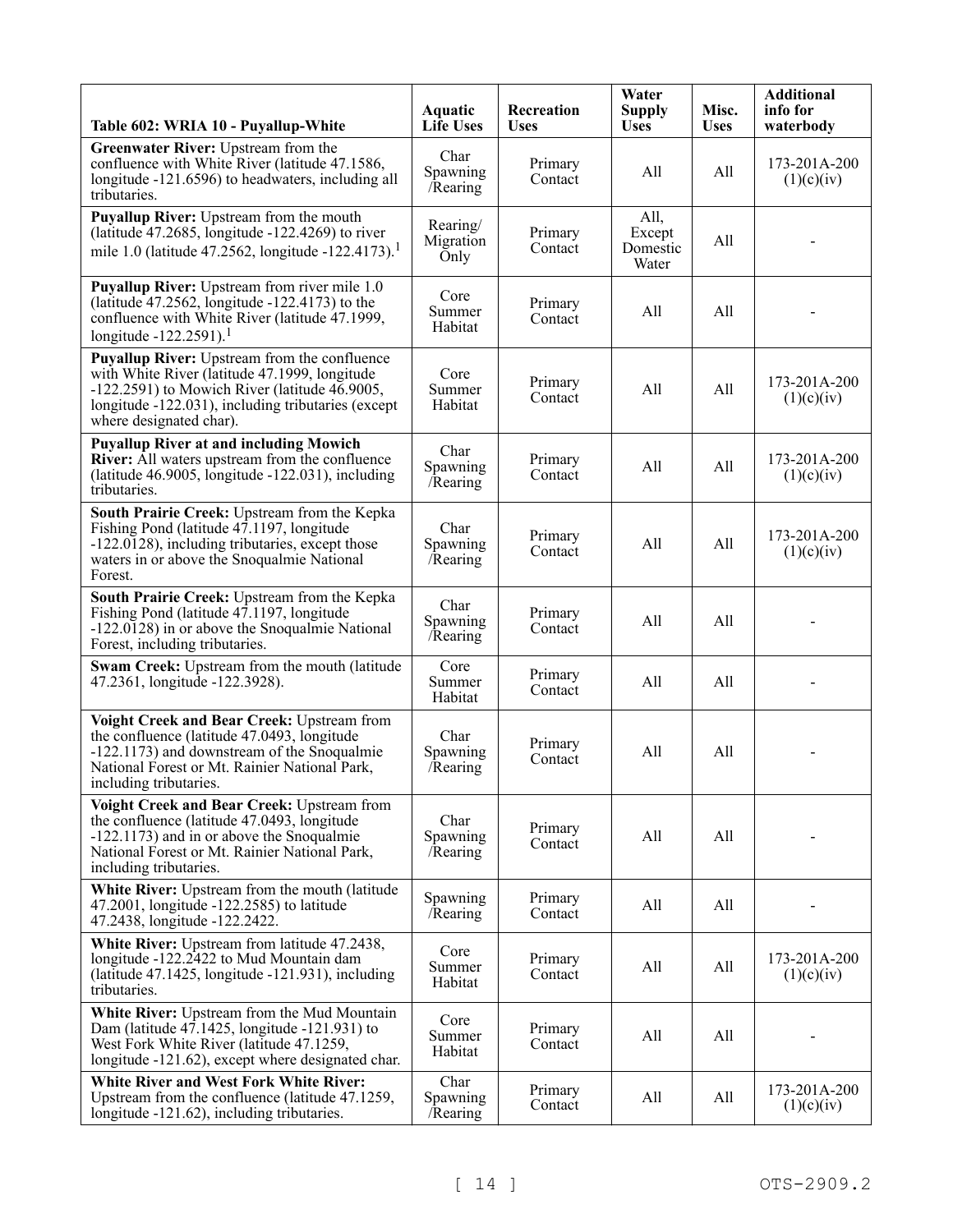| Table 602: WRIA 10 - Puyallup-White | Aquatic Life Uses | Recreation Uses | Water Supply Uses | Misc. Uses | Additional info for waterbody |
|---|---|---|---|---|---|
| **Greenwater River:** Upstream from the confluence with White River (latitude 47.1586, longitude -121.6596) to headwaters, including all tributaries. | Char Spawning /Rearing | Primary Contact | All | All | 173-201A-200 (1)(c)(iv) |
| **Puyallup River:** Upstream from the mouth (latitude 47.2685, longitude -122.4269) to river mile 1.0 (latitude 47.2562, longitude -122.4173).[1] | Rearing/ Migration Only | Primary Contact | All, Except Domestic Water | All | - |
| **Puyallup River:** Upstream from river mile 1.0 (latitude 47.2562, longitude -122.4173) to the confluence with White River (latitude 47.1999, longitude -122.2591).[1] | Core Summer Habitat | Primary Contact | All | All | - |
| **Puyallup River:** Upstream from the confluence with White River (latitude 47.1999, longitude -122.2591) to Mowich River (latitude 46.9005, longitude -122.031), including tributaries (except where designated char). | Core Summer Habitat | Primary Contact | All | All | 173-201A-200 (1)(c)(iv) |
| **Puyallup River at and including Mowich River:** All waters upstream from the confluence (latitude 46.9005, longitude -122.031), including tributaries. | Char Spawning /Rearing | Primary Contact | All | All | 173-201A-200 (1)(c)(iv) |
| **South Prairie Creek:** Upstream from the Kepka Fishing Pond (latitude 47.1197, longitude -122.0128), including tributaries, except those waters in or above the Snoqualmie National Forest. | Char Spawning /Rearing | Primary Contact | All | All | 173-201A-200 (1)(c)(iv) |
| **South Prairie Creek:** Upstream from the Kepka Fishing Pond (latitude 47.1197, longitude -122.0128) in or above the Snoqualmie National Forest, including tributaries. | Char Spawning /Rearing | Primary Contact | All | All | - |
| **Swam Creek:** Upstream from the mouth (latitude 47.2361, longitude -122.3928). | Core Summer Habitat | Primary Contact | All | All | - |
| **Voight Creek and Bear Creek:** Upstream from the confluence (latitude 47.0493, longitude -122.1173) and downstream of the Snoqualmie National Forest or Mt. Rainier National Park, including tributaries. | Char Spawning /Rearing | Primary Contact | All | All | - |
| **Voight Creek and Bear Creek:** Upstream from the confluence (latitude 47.0493, longitude -122.1173) and in or above the Snoqualmie National Forest or Mt. Rainier National Park, including tributaries. | Char Spawning /Rearing | Primary Contact | All | All | - |
| **White River:** Upstream from the mouth (latitude 47.2001, longitude -122.2585) to latitude 47.2438, longitude -122.2422. | Spawning /Rearing | Primary Contact | All | All | - |
| **White River:** Upstream from latitude 47.2438, longitude -122.2422 to Mud Mountain dam (latitude 47.1425, longitude -121.931), including tributaries. | Core Summer Habitat | Primary Contact | All | All | 173-201A-200 (1)(c)(iv) |
| **White River:** Upstream from the Mud Mountain Dam (latitude 47.1425, longitude -121.931) to West Fork White River (latitude 47.1259, longitude -121.62), except where designated char. | Core Summer Habitat | Primary Contact | All | All | - |
| **White River and West Fork White River:** Upstream from the confluence (latitude 47.1259, longitude -121.62), including tributaries. | Char Spawning /Rearing | Primary Contact | All | All | 173-201A-200 (1)(c)(iv) |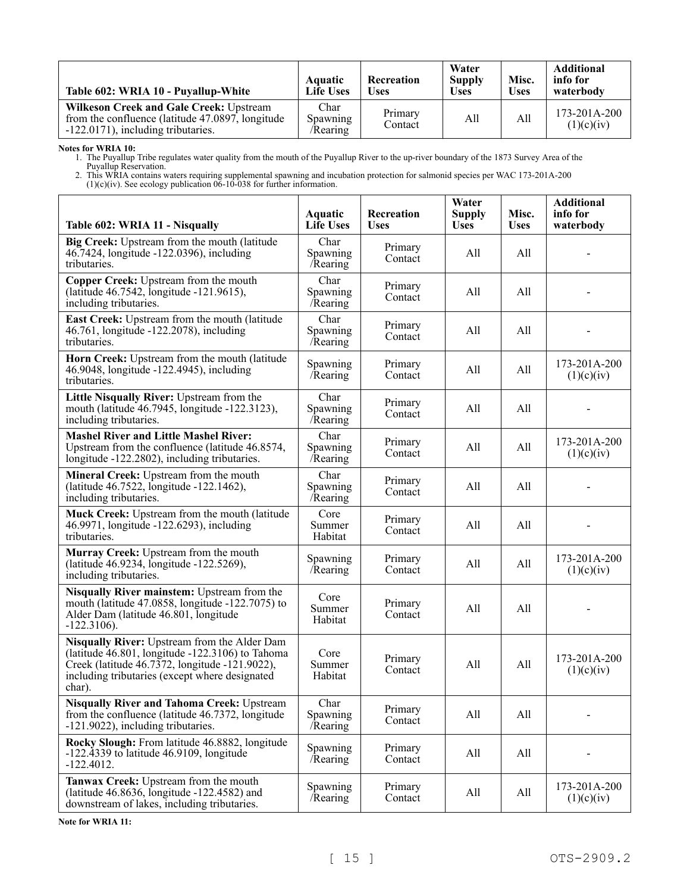| Table 602: WRIA 10 - Puyallup-White | Aquatic Life Uses | Recreation Uses | Water Supply Uses | Misc. Uses | Additional info for waterbody |
|---|---|---|---|---|---|
| **Wilkeson Creek and Gale Creek:** Upstream from the confluence (latitude 47.0897, longitude -122.0171), including tributaries. | Char Spawning /Rearing | Primary Contact | All | All | 173-201A-200 (1)(c)(iv) |

**Notes for WRIA 10:**

1. The Puyallup Tribe regulates water quality from the mouth of the Puyallup River to the up-river boundary of the 1873 Survey Area of the Puyallup Reservation.
2. This WRIA contains waters requiring supplemental spawning and incubation protection for salmonid species per WAC 173-201A-200 (1)(c)(iv). See ecology publication 06-10-038 for further information.

| Table 602: WRIA 11 - Nisqually | Aquatic Life Uses | Recreation Uses | Water Supply Uses | Misc. Uses | Additional info for waterbody |
|---|---|---|---|---|---|
| **Big Creek:** Upstream from the mouth (latitude 46.7424, longitude -122.0396), including tributaries. | Char Spawning /Rearing | Primary Contact | All | All | - |
| **Copper Creek:** Upstream from the mouth (latitude 46.7542, longitude -121.9615), including tributaries. | Char Spawning /Rearing | Primary Contact | All | All | - |
| **East Creek:** Upstream from the mouth (latitude 46.761, longitude -122.2078), including tributaries. | Char Spawning /Rearing | Primary Contact | All | All | - |
| **Horn Creek:** Upstream from the mouth (latitude 46.9048, longitude -122.4945), including tributaries. | Spawning /Rearing | Primary Contact | All | All | 173-201A-200 (1)(c)(iv) |
| **Little Nisqually River:** Upstream from the mouth (latitude 46.7945, longitude -122.3123), including tributaries. | Char Spawning /Rearing | Primary Contact | All | All | - |
| **Mashel River and Little Mashel River:** Upstream from the confluence (latitude 46.8574, longitude -122.2802), including tributaries. | Char Spawning /Rearing | Primary Contact | All | All | 173-201A-200 (1)(c)(iv) |
| **Mineral Creek:** Upstream from the mouth (latitude 46.7522, longitude -122.1462), including tributaries. | Char Spawning /Rearing | Primary Contact | All | All | - |
| **Muck Creek:** Upstream from the mouth (latitude 46.9971, longitude -122.6293), including tributaries. | Core Summer Habitat | Primary Contact | All | All | - |
| **Murray Creek:** Upstream from the mouth (latitude 46.9234, longitude -122.5269), including tributaries. | Spawning /Rearing | Primary Contact | All | All | 173-201A-200 (1)(c)(iv) |
| **Nisqually River mainstem:** Upstream from the mouth (latitude 47.0858, longitude -122.7075) to Alder Dam (latitude 46.801, longitude -122.3106). | Core Summer Habitat | Primary Contact | All | All | - |
| **Nisqually River:** Upstream from the Alder Dam (latitude 46.801, longitude -122.3106) to Tahoma Creek (latitude 46.7372, longitude -121.9022), including tributaries (except where designated char). | Core Summer Habitat | Primary Contact | All | All | 173-201A-200 (1)(c)(iv) |
| **Nisqually River and Tahoma Creek:** Upstream from the confluence (latitude 46.7372, longitude -121.9022), including tributaries. | Char Spawning /Rearing | Primary Contact | All | All | - |
| **Rocky Slough:** From latitude 46.8882, longitude -122.4339 to latitude 46.9109, longitude -122.4012. | Spawning /Rearing | Primary Contact | All | All | - |
| **Tanwax Creek:** Upstream from the mouth (latitude 46.8636, longitude -122.4582) and downstream of lakes, including tributaries. | Spawning /Rearing | Primary Contact | All | All | 173-201A-200 (1)(c)(iv) |

**Note for WRIA 11:**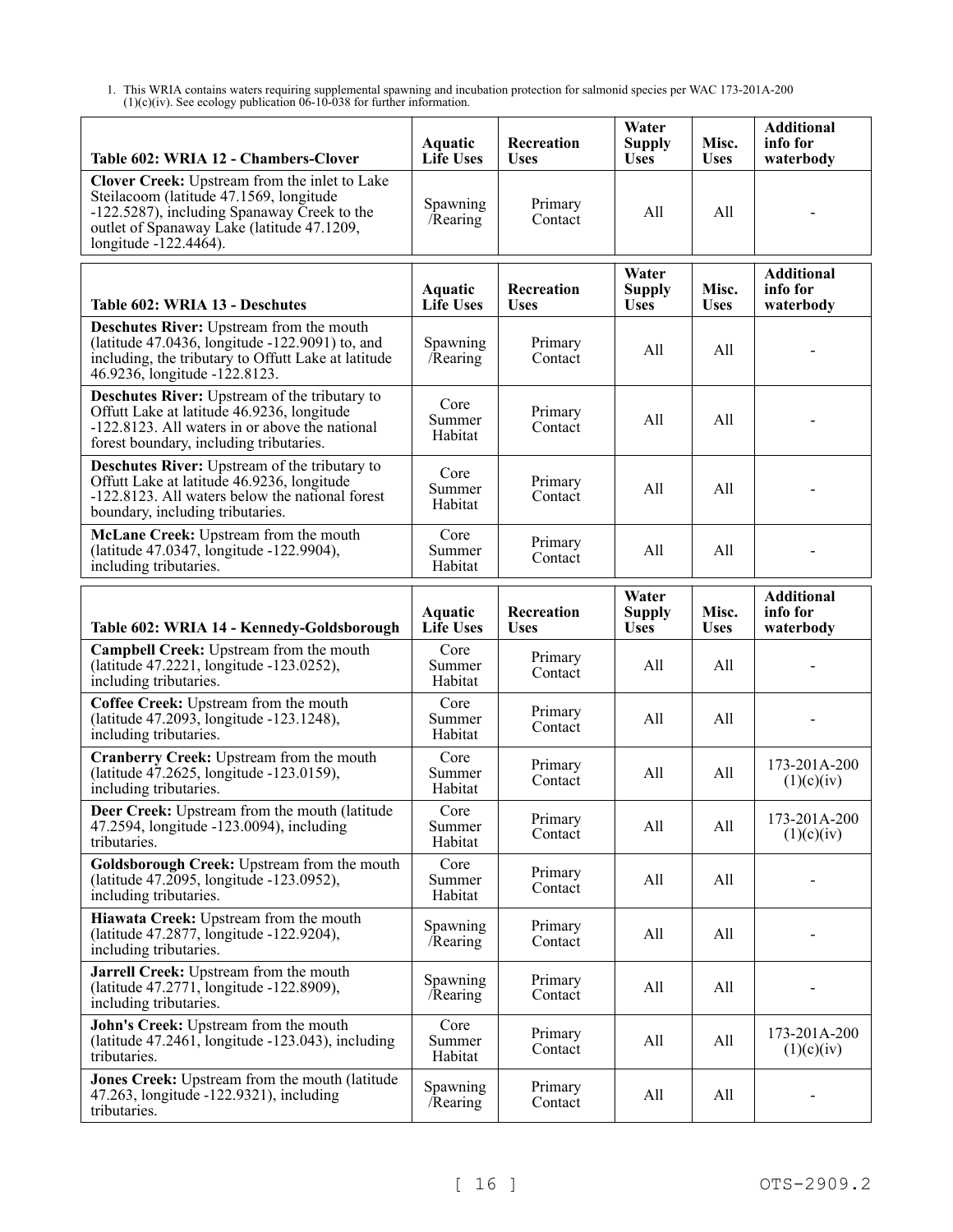1. This WRIA contains waters requiring supplemental spawning and incubation protection for salmonid species per WAC 173-201A-200 (1)(c)(iv). See ecology publication 06-10-038 for further information.

| Table 602: WRIA 12 - Chambers-Clover | Aquatic Life Uses | Recreation Uses | Water Supply Uses | Misc. Uses | Additional info for waterbody |
|---|---|---|---|---|---|
| **Clover Creek:** Upstream from the inlet to Lake Steilacoom (latitude 47.1569, longitude -122.5287), including Spanaway Creek to the outlet of Spanaway Lake (latitude 47.1209, longitude -122.4464). | Spawning /Rearing | Primary Contact | All | All | - |

| Table 602: WRIA 13 - Deschutes | Aquatic Life Uses | Recreation Uses | Water Supply Uses | Misc. Uses | Additional info for waterbody |
|---|---|---|---|---|---|
| **Deschutes River:** Upstream from the mouth (latitude 47.0436, longitude -122.9091) to, and including, the tributary to Offutt Lake at latitude 46.9236, longitude -122.8123. | Spawning /Rearing | Primary Contact | All | All | - |
| **Deschutes River:** Upstream of the tributary to Offutt Lake at latitude 46.9236, longitude -122.8123. All waters in or above the national forest boundary, including tributaries. | Core Summer Habitat | Primary Contact | All | All | - |
| **Deschutes River:** Upstream of the tributary to Offutt Lake at latitude 46.9236, longitude -122.8123. All waters below the national forest boundary, including tributaries. | Core Summer Habitat | Primary Contact | All | All | - |
| **McLane Creek:** Upstream from the mouth (latitude 47.0347, longitude -122.9904), including tributaries. | Core Summer Habitat | Primary Contact | All | All | - |

| Table 602: WRIA 14 - Kennedy-Goldsborough | Aquatic Life Uses | Recreation Uses | Water Supply Uses | Misc. Uses | Additional info for waterbody |
|---|---|---|---|---|---|
| **Campbell Creek:** Upstream from the mouth (latitude 47.2221, longitude -123.0252), including tributaries. | Core Summer Habitat | Primary Contact | All | All | - |
| **Coffee Creek:** Upstream from the mouth (latitude 47.2093, longitude -123.1248), including tributaries. | Core Summer Habitat | Primary Contact | All | All | - |
| **Cranberry Creek:** Upstream from the mouth (latitude 47.2625, longitude -123.0159), including tributaries. | Core Summer Habitat | Primary Contact | All | All | 173-201A-200 (1)(c)(iv) |
| **Deer Creek:** Upstream from the mouth (latitude 47.2594, longitude -123.0094), including tributaries. | Core Summer Habitat | Primary Contact | All | All | 173-201A-200 (1)(c)(iv) |
| **Goldsborough Creek:** Upstream from the mouth (latitude 47.2095, longitude -123.0952), including tributaries. | Core Summer Habitat | Primary Contact | All | All | - |
| **Hiawata Creek:** Upstream from the mouth (latitude 47.2877, longitude -122.9204), including tributaries. | Spawning /Rearing | Primary Contact | All | All | - |
| **Jarrell Creek:** Upstream from the mouth (latitude 47.2771, longitude -122.8909), including tributaries. | Spawning /Rearing | Primary Contact | All | All | - |
| **John's Creek:** Upstream from the mouth (latitude 47.2461, longitude -123.043), including tributaries. | Core Summer Habitat | Primary Contact | All | All | 173-201A-200 (1)(c)(iv) |
| **Jones Creek:** Upstream from the mouth (latitude 47.263, longitude -122.9321), including tributaries. | Spawning /Rearing | Primary Contact | All | All | - |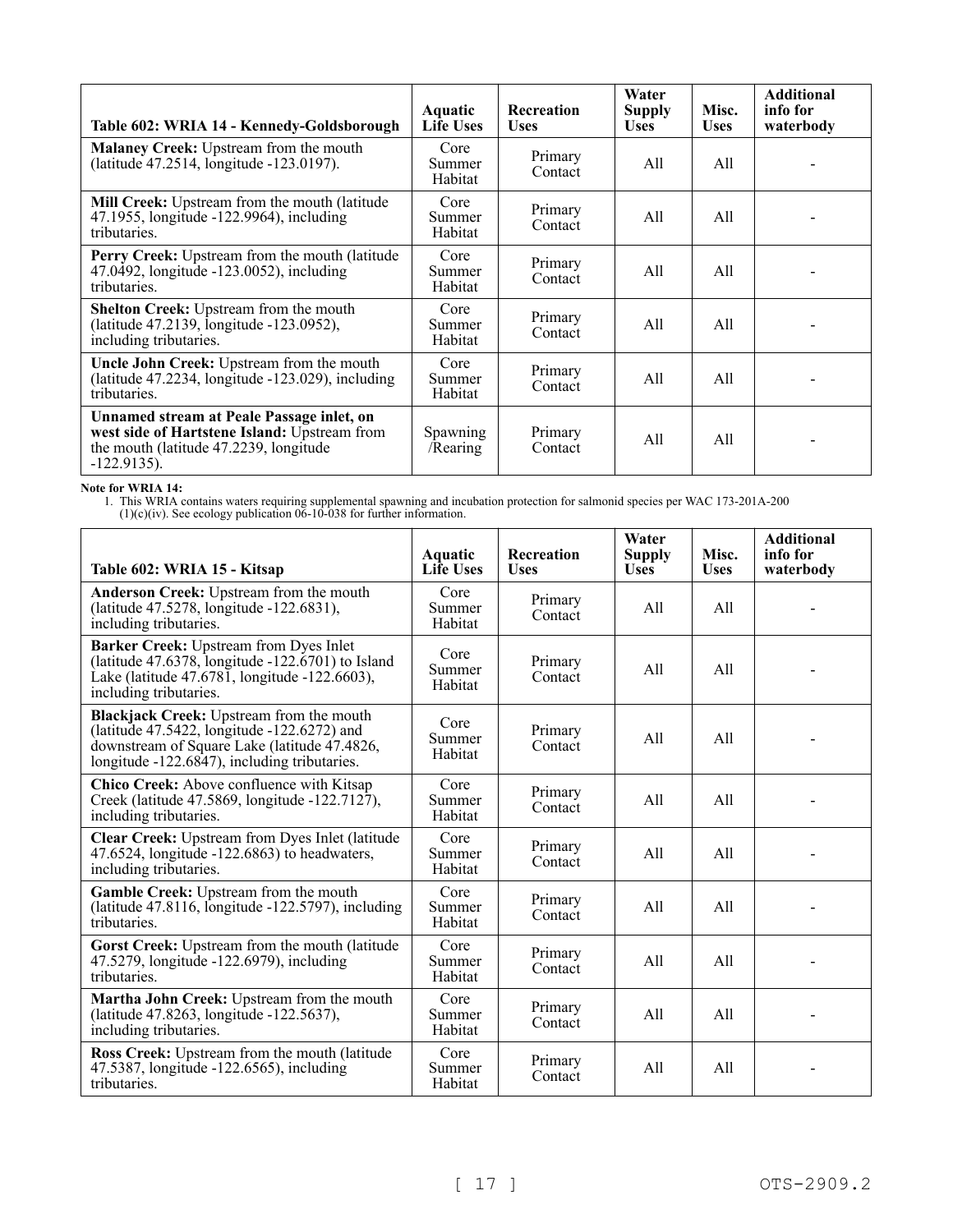| Table 602: WRIA 14 - Kennedy-Goldsborough | Aquatic Life Uses | Recreation Uses | Water Supply Uses | Misc. Uses | Additional info for waterbody |
|---|---|---|---|---|---|
| **Malaney Creek:** Upstream from the mouth (latitude 47.2514, longitude -123.0197). | Core Summer Habitat | Primary Contact | All | All | - |
| **Mill Creek:** Upstream from the mouth (latitude 47.1955, longitude -122.9964), including tributaries. | Core Summer Habitat | Primary Contact | All | All | - |
| **Perry Creek:** Upstream from the mouth (latitude 47.0492, longitude -123.0052), including tributaries. | Core Summer Habitat | Primary Contact | All | All | - |
| **Shelton Creek:** Upstream from the mouth (latitude 47.2139, longitude -123.0952), including tributaries. | Core Summer Habitat | Primary Contact | All | All | - |
| **Uncle John Creek:** Upstream from the mouth (latitude 47.2234, longitude -123.029), including tributaries. | Core Summer Habitat | Primary Contact | All | All | - |
| **Unnamed stream at Peale Passage inlet, on west side of Hartstene Island:** Upstream from the mouth (latitude 47.2239, longitude -122.9135). | Spawning /Rearing | Primary Contact | All | All | - |

**Note for WRIA 14:**

1. This WRIA contains waters requiring supplemental spawning and incubation protection for salmonid species per WAC 173-201A-200 (1)(c)(iv). See ecology publication 06-10-038 for further information.

| Table 602: WRIA 15 - Kitsap | Aquatic Life Uses | Recreation Uses | Water Supply Uses | Misc. Uses | Additional info for waterbody |
|---|---|---|---|---|---|
| **Anderson Creek:** Upstream from the mouth (latitude 47.5278, longitude -122.6831), including tributaries. | Core Summer Habitat | Primary Contact | All | All | - |
| **Barker Creek:** Upstream from Dyes Inlet (latitude 47.6378, longitude -122.6701) to Island Lake (latitude 47.6781, longitude -122.6603), including tributaries. | Core Summer Habitat | Primary Contact | All | All | - |
| **Blackjack Creek:** Upstream from the mouth (latitude 47.5422, longitude -122.6272) and downstream of Square Lake (latitude 47.4826, longitude -122.6847), including tributaries. | Core Summer Habitat | Primary Contact | All | All | - |
| **Chico Creek:** Above confluence with Kitsap Creek (latitude 47.5869, longitude -122.7127), including tributaries. | Core Summer Habitat | Primary Contact | All | All | - |
| **Clear Creek:** Upstream from Dyes Inlet (latitude 47.6524, longitude -122.6863) to headwaters, including tributaries. | Core Summer Habitat | Primary Contact | All | All | - |
| **Gamble Creek:** Upstream from the mouth (latitude 47.8116, longitude -122.5797), including tributaries. | Core Summer Habitat | Primary Contact | All | All | - |
| **Gorst Creek:** Upstream from the mouth (latitude 47.5279, longitude -122.6979), including tributaries. | Core Summer Habitat | Primary Contact | All | All | - |
| **Martha John Creek:** Upstream from the mouth (latitude 47.8263, longitude -122.5637), including tributaries. | Core Summer Habitat | Primary Contact | All | All | - |
| **Ross Creek:** Upstream from the mouth (latitude 47.5387, longitude -122.6565), including tributaries. | Core Summer Habitat | Primary Contact | All | All | - |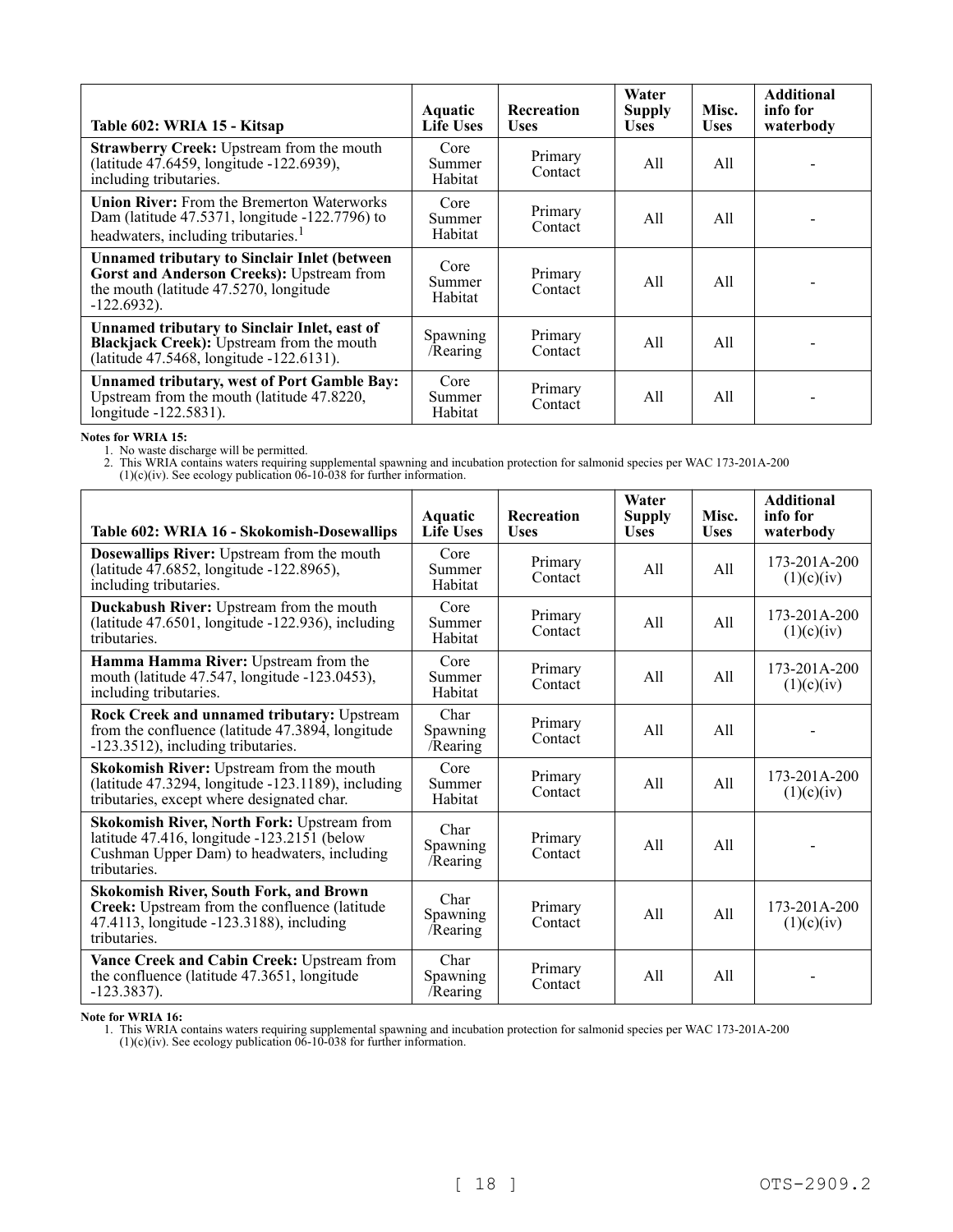| Table 602: WRIA 15 - Kitsap | Aquatic Life Uses | Recreation Uses | Water Supply Uses | Misc. Uses | Additional info for waterbody |
|---|---|---|---|---|---|
| **Strawberry Creek:** Upstream from the mouth (latitude 47.6459, longitude -122.6939), including tributaries. | Core Summer Habitat | Primary Contact | All | All | - |
| **Union River:** From the Bremerton Waterworks Dam (latitude 47.5371, longitude -122.7796) to headwaters, including tributaries.[1] | Core Summer Habitat | Primary Contact | All | All | - |
| **Unnamed tributary to Sinclair Inlet (between Gorst and Anderson Creeks):** Upstream from the mouth (latitude 47.5270, longitude -122.6932). | Core Summer Habitat | Primary Contact | All | All | - |
| **Unnamed tributary to Sinclair Inlet, east of Blackjack Creek):** Upstream from the mouth (latitude 47.5468, longitude -122.6131). | Spawning /Rearing | Primary Contact | All | All | - |
| **Unnamed tributary, west of Port Gamble Bay:** Upstream from the mouth (latitude 47.8220, longitude -122.5831). | Core Summer Habitat | Primary Contact | All | All | - |

**Notes for WRIA 15:**

1. No waste discharge will be permitted.
2. This WRIA contains waters requiring supplemental spawning and incubation protection for salmonid species per WAC 173-201A-200 (1)(c)(iv). See ecology publication 06-10-038 for further information.

| Table 602: WRIA 16 - Skokomish-Dosewallips | Aquatic Life Uses | Recreation Uses | Water Supply Uses | Misc. Uses | Additional info for waterbody |
|---|---|---|---|---|---|
| **Dosewallips River:** Upstream from the mouth (latitude 47.6852, longitude -122.8965), including tributaries. | Core Summer Habitat | Primary Contact | All | All | 173-201A-200 (1)(c)(iv) |
| **Duckabush River:** Upstream from the mouth (latitude 47.6501, longitude -122.936), including tributaries. | Core Summer Habitat | Primary Contact | All | All | 173-201A-200 (1)(c)(iv) |
| **Hamma Hamma River:** Upstream from the mouth (latitude 47.547, longitude -123.0453), including tributaries. | Core Summer Habitat | Primary Contact | All | All | 173-201A-200 (1)(c)(iv) |
| **Rock Creek and unnamed tributary:** Upstream from the confluence (latitude 47.3894, longitude -123.3512), including tributaries. | Char Spawning /Rearing | Primary Contact | All | All | - |
| **Skokomish River:** Upstream from the mouth (latitude 47.3294, longitude -123.1189), including tributaries, except where designated char. | Core Summer Habitat | Primary Contact | All | All | 173-201A-200 (1)(c)(iv) |
| **Skokomish River, North Fork:** Upstream from latitude 47.416, longitude -123.2151 (below Cushman Upper Dam) to headwaters, including tributaries. | Char Spawning /Rearing | Primary Contact | All | All | - |
| **Skokomish River, South Fork, and Brown Creek:** Upstream from the confluence (latitude 47.4113, longitude -123.3188), including tributaries. | Char Spawning /Rearing | Primary Contact | All | All | 173-201A-200 (1)(c)(iv) |
| **Vance Creek and Cabin Creek:** Upstream from the confluence (latitude 47.3651, longitude -123.3837). | Char Spawning /Rearing | Primary Contact | All | All | - |

**Note for WRIA 16:**

1. This WRIA contains waters requiring supplemental spawning and incubation protection for salmonid species per WAC 173-201A-200 (1)(c)(iv). See ecology publication 06-10-038 for further information.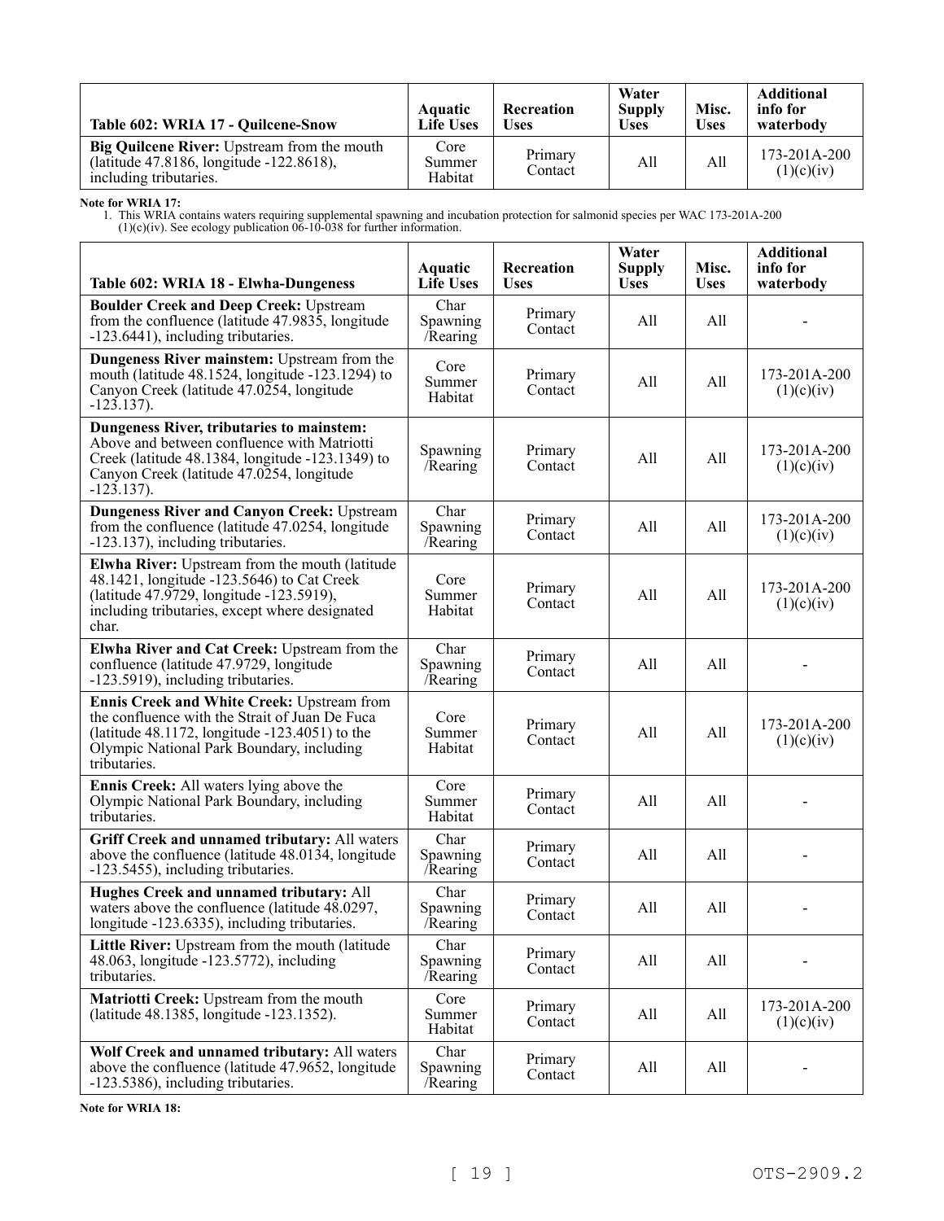| Table 602: WRIA 17 - Quilcene-Snow | Aquatic Life Uses | Recreation Uses | Water Supply Uses | Misc. Uses | Additional info for waterbody |
|---|---|---|---|---|---|
| **Big Quilcene River:** Upstream from the mouth (latitude 47.8186, longitude -122.8618), including tributaries. | Core Summer Habitat | Primary Contact | All | All | 173-201A-200 (1)(c)(iv) |

**Note for WRIA 17:**

1. This WRIA contains waters requiring supplemental spawning and incubation protection for salmonid species per WAC 173-201A-200 (1)(c)(iv). See ecology publication 06-10-038 for further information.

| Table 602: WRIA 18 - Elwha-Dungeness | Aquatic Life Uses | Recreation Uses | Water Supply Uses | Misc. Uses | Additional info for waterbody |
|---|---|---|---|---|---|
| **Boulder Creek and Deep Creek:** Upstream from the confluence (latitude 47.9835, longitude -123.6441), including tributaries. | Char Spawning /Rearing | Primary Contact | All | All | - |
| **Dungeness River mainstem:** Upstream from the mouth (latitude 48.1524, longitude -123.1294) to Canyon Creek (latitude 47.0254, longitude -123.137). | Core Summer Habitat | Primary Contact | All | All | 173-201A-200 (1)(c)(iv) |
| **Dungeness River, tributaries to mainstem:** Above and between confluence with Matriotti Creek (latitude 48.1384, longitude -123.1349) to Canyon Creek (latitude 47.0254, longitude -123.137). | Spawning /Rearing | Primary Contact | All | All | 173-201A-200 (1)(c)(iv) |
| **Dungeness River and Canyon Creek:** Upstream from the confluence (latitude 47.0254, longitude -123.137), including tributaries. | Char Spawning /Rearing | Primary Contact | All | All | 173-201A-200 (1)(c)(iv) |
| **Elwha River:** Upstream from the mouth (latitude 48.1421, longitude -123.5646) to Cat Creek (latitude 47.9729, longitude -123.5919), including tributaries, except where designated char. | Core Summer Habitat | Primary Contact | All | All | 173-201A-200 (1)(c)(iv) |
| **Elwha River and Cat Creek:** Upstream from the confluence (latitude 47.9729, longitude -123.5919), including tributaries. | Char Spawning /Rearing | Primary Contact | All | All | - |
| **Ennis Creek and White Creek:** Upstream from the confluence with the Strait of Juan De Fuca (latitude 48.1172, longitude -123.4051) to the Olympic National Park Boundary, including tributaries. | Core Summer Habitat | Primary Contact | All | All | 173-201A-200 (1)(c)(iv) |
| **Ennis Creek:** All waters lying above the Olympic National Park Boundary, including tributaries. | Core Summer Habitat | Primary Contact | All | All | - |
| **Griff Creek and unnamed tributary:** All waters above the confluence (latitude 48.0134, longitude -123.5455), including tributaries. | Char Spawning /Rearing | Primary Contact | All | All | - |
| **Hughes Creek and unnamed tributary:** All waters above the confluence (latitude 48.0297, longitude -123.6335), including tributaries. | Char Spawning /Rearing | Primary Contact | All | All | - |
| **Little River:** Upstream from the mouth (latitude 48.063, longitude -123.5772), including tributaries. | Char Spawning /Rearing | Primary Contact | All | All | - |
| **Matriotti Creek:** Upstream from the mouth (latitude 48.1385, longitude -123.1352). | Core Summer Habitat | Primary Contact | All | All | 173-201A-200 (1)(c)(iv) |
| **Wolf Creek and unnamed tributary:** All waters above the confluence (latitude 47.9652, longitude -123.5386), including tributaries. | Char Spawning /Rearing | Primary Contact | All | All | - |

**Note for WRIA 18:**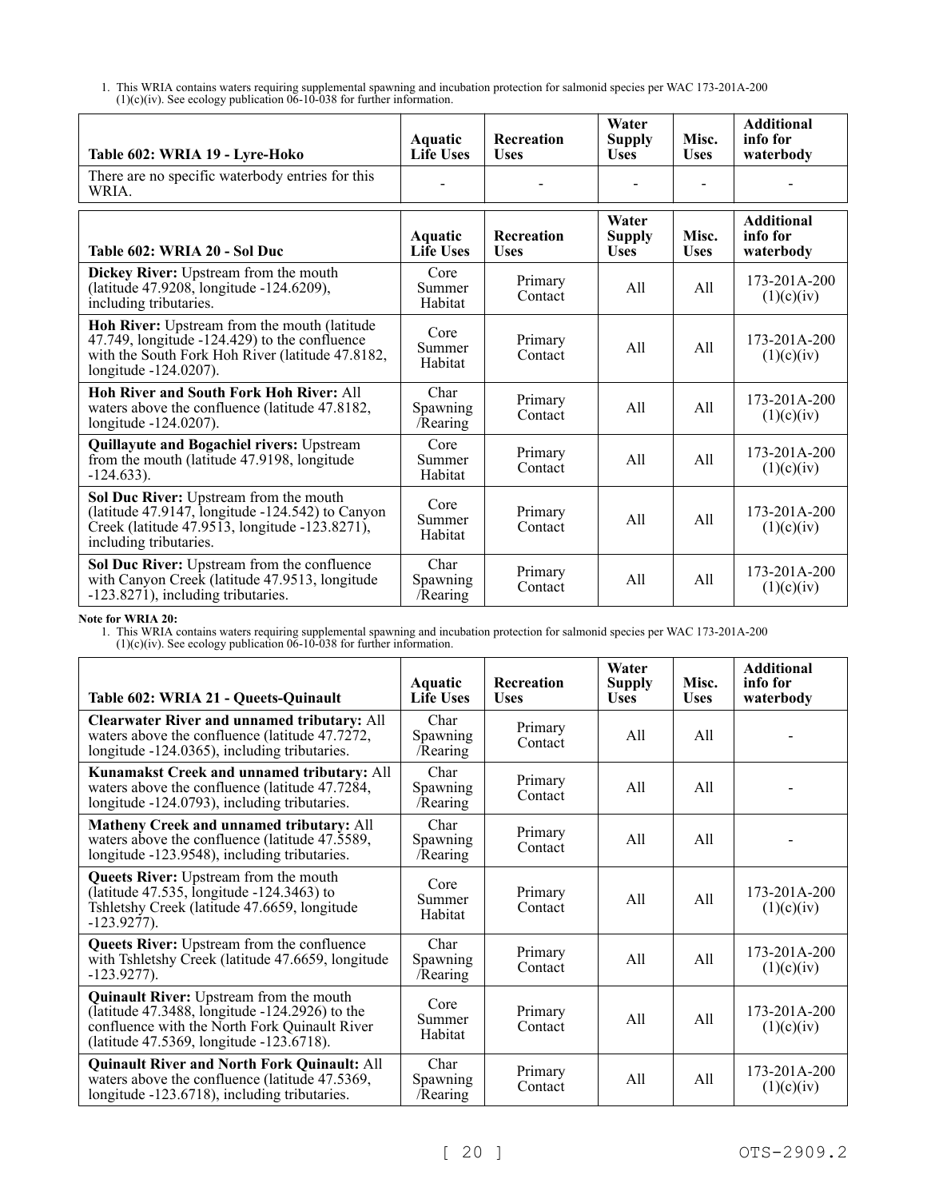1. This WRIA contains waters requiring supplemental spawning and incubation protection for salmonid species per WAC 173-201A-200 (1)(c)(iv). See ecology publication 06-10-038 for further information.

| Table 602: WRIA 19 - Lyre-Hoko | Aquatic Life Uses | Recreation Uses | Water Supply Uses | Misc. Uses | Additional info for waterbody |
|---|---|---|---|---|---|
| There are no specific waterbody entries for this WRIA. | - | - | - | - | - |

| Table 602: WRIA 20 - Sol Duc | Aquatic Life Uses | Recreation Uses | Water Supply Uses | Misc. Uses | Additional info for waterbody |
|---|---|---|---|---|---|
| **Dickey River:** Upstream from the mouth (latitude 47.9208, longitude -124.6209), including tributaries. | Core Summer Habitat | Primary Contact | All | All | 173-201A-200 (1)(c)(iv) |
| **Hoh River:** Upstream from the mouth (latitude 47.749, longitude -124.429) to the confluence with the South Fork Hoh River (latitude 47.8182, longitude -124.0207). | Core Summer Habitat | Primary Contact | All | All | 173-201A-200 (1)(c)(iv) |
| **Hoh River and South Fork Hoh River:** All waters above the confluence (latitude 47.8182, longitude -124.0207). | Char Spawning /Rearing | Primary Contact | All | All | 173-201A-200 (1)(c)(iv) |
| **Quillayute and Bogachiel rivers:** Upstream from the mouth (latitude 47.9198, longitude -124.633). | Core Summer Habitat | Primary Contact | All | All | 173-201A-200 (1)(c)(iv) |
| **Sol Duc River:** Upstream from the mouth (latitude 47.9147, longitude -124.542) to Canyon Creek (latitude 47.9513, longitude -123.8271), including tributaries. | Core Summer Habitat | Primary Contact | All | All | 173-201A-200 (1)(c)(iv) |
| **Sol Duc River:** Upstream from the confluence with Canyon Creek (latitude 47.9513, longitude -123.8271), including tributaries. | Char Spawning /Rearing | Primary Contact | All | All | 173-201A-200 (1)(c)(iv) |

**Note for WRIA 20:**

1. This WRIA contains waters requiring supplemental spawning and incubation protection for salmonid species per WAC 173-201A-200 (1)(c)(iv). See ecology publication 06-10-038 for further information.

| Table 602: WRIA 21 - Queets-Quinault | Aquatic Life Uses | Recreation Uses | Water Supply Uses | Misc. Uses | Additional info for waterbody |
|---|---|---|---|---|---|
| **Clearwater River and unnamed tributary:** All waters above the confluence (latitude 47.7272, longitude -124.0365), including tributaries. | Char Spawning /Rearing | Primary Contact | All | All | - |
| **Kunamakst Creek and unnamed tributary:** All waters above the confluence (latitude 47.7284, longitude -124.0793), including tributaries. | Char Spawning /Rearing | Primary Contact | All | All | - |
| **Matheny Creek and unnamed tributary:** All waters above the confluence (latitude 47.5589, longitude -123.9548), including tributaries. | Char Spawning /Rearing | Primary Contact | All | All | - |
| **Queets River:** Upstream from the mouth (latitude 47.535, longitude -124.3463) to Tshletshy Creek (latitude 47.6659, longitude -123.9277). | Core Summer Habitat | Primary Contact | All | All | 173-201A-200 (1)(c)(iv) |
| **Queets River:** Upstream from the confluence with Tshletshy Creek (latitude 47.6659, longitude -123.9277). | Char Spawning /Rearing | Primary Contact | All | All | 173-201A-200 (1)(c)(iv) |
| **Quinault River:** Upstream from the mouth (latitude 47.3488, longitude -124.2926) to the confluence with the North Fork Quinault River (latitude 47.5369, longitude -123.6718). | Core Summer Habitat | Primary Contact | All | All | 173-201A-200 (1)(c)(iv) |
| **Quinault River and North Fork Quinault:** All waters above the confluence (latitude 47.5369, longitude -123.6718), including tributaries. | Char Spawning /Rearing | Primary Contact | All | All | 173-201A-200 (1)(c)(iv) |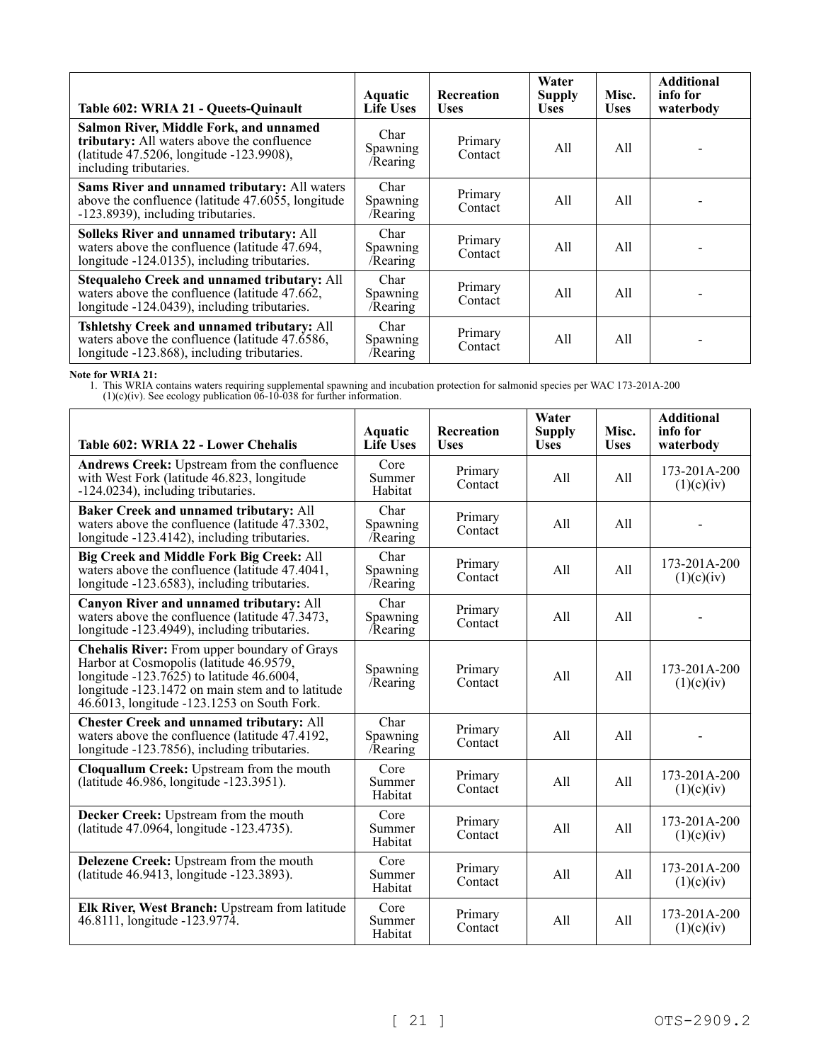| Table 602: WRIA 21 - Queets-Quinault | Aquatic Life Uses | Recreation Uses | Water Supply Uses | Misc. Uses | Additional info for waterbody |
|---|---|---|---|---|---|
| **Salmon River, Middle Fork, and unnamed tributary:** All waters above the confluence (latitude 47.5206, longitude -123.9908), including tributaries. | Char Spawning /Rearing | Primary Contact | All | All | - |
| **Sams River and unnamed tributary:** All waters above the confluence (latitude 47.6055, longitude -123.8939), including tributaries. | Char Spawning /Rearing | Primary Contact | All | All | - |
| **Solleks River and unnamed tributary:** All waters above the confluence (latitude 47.694, longitude -124.0135), including tributaries. | Char Spawning /Rearing | Primary Contact | All | All | - |
| **Stequaleho Creek and unnamed tributary:** All waters above the confluence (latitude 47.662, longitude -124.0439), including tributaries. | Char Spawning /Rearing | Primary Contact | All | All | - |
| **Tshletshy Creek and unnamed tributary:** All waters above the confluence (latitude 47.6586, longitude -123.868), including tributaries. | Char Spawning /Rearing | Primary Contact | All | All | - |

**Note for WRIA 21:**

1. This WRIA contains waters requiring supplemental spawning and incubation protection for salmonid species per WAC 173-201A-200 (1)(c)(iv). See ecology publication 06-10-038 for further information.

| Table 602: WRIA 22 - Lower Chehalis | Aquatic Life Uses | Recreation Uses | Water Supply Uses | Misc. Uses | Additional info for waterbody |
|---|---|---|---|---|---|
| **Andrews Creek:** Upstream from the confluence with West Fork (latitude 46.823, longitude -124.0234), including tributaries. | Core Summer Habitat | Primary Contact | All | All | 173-201A-200 (1)(c)(iv) |
| **Baker Creek and unnamed tributary:** All waters above the confluence (latitude 47.3302, longitude -123.4142), including tributaries. | Char Spawning /Rearing | Primary Contact | All | All | - |
| **Big Creek and Middle Fork Big Creek:** All waters above the confluence (latitude 47.4041, longitude -123.6583), including tributaries. | Char Spawning /Rearing | Primary Contact | All | All | 173-201A-200 (1)(c)(iv) |
| **Canyon River and unnamed tributary:** All waters above the confluence (latitude 47.3473, longitude -123.4949), including tributaries. | Char Spawning /Rearing | Primary Contact | All | All | - |
| **Chehalis River:** From upper boundary of Grays Harbor at Cosmopolis (latitude 46.9579, longitude -123.7625) to latitude 46.6004, longitude -123.1472 on main stem and to latitude 46.6013, longitude -123.1253 on South Fork. | Spawning /Rearing | Primary Contact | All | All | 173-201A-200 (1)(c)(iv) |
| **Chester Creek and unnamed tributary:** All waters above the confluence (latitude 47.4192, longitude -123.7856), including tributaries. | Char Spawning /Rearing | Primary Contact | All | All | - |
| **Cloquallum Creek:** Upstream from the mouth (latitude 46.986, longitude -123.3951). | Core Summer Habitat | Primary Contact | All | All | 173-201A-200 (1)(c)(iv) |
| **Decker Creek:** Upstream from the mouth (latitude 47.0964, longitude -123.4735). | Core Summer Habitat | Primary Contact | All | All | 173-201A-200 (1)(c)(iv) |
| **Delezene Creek:** Upstream from the mouth (latitude 46.9413, longitude -123.3893). | Core Summer Habitat | Primary Contact | All | All | 173-201A-200 (1)(c)(iv) |
| **Elk River, West Branch:** Upstream from latitude 46.8111, longitude -123.9774. | Core Summer Habitat | Primary Contact | All | All | 173-201A-200 (1)(c)(iv) |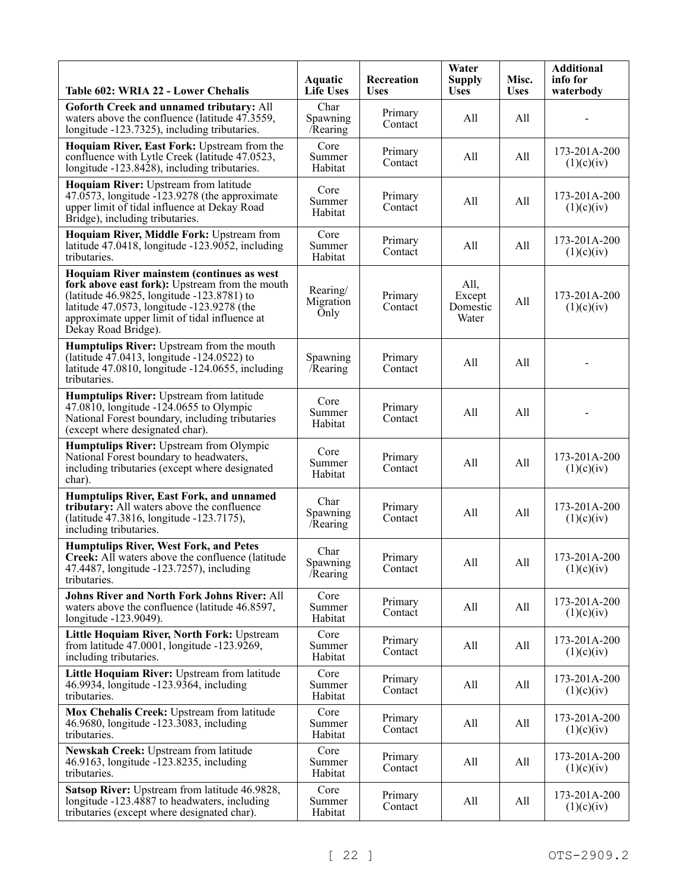| Table 602: WRIA 22 - Lower Chehalis | Aquatic Life Uses | Recreation Uses | Water Supply Uses | Misc. Uses | Additional info for waterbody |
|---|---|---|---|---|---|
| **Goforth Creek and unnamed tributary:** All waters above the confluence (latitude 47.3559, longitude -123.7325), including tributaries. | Char Spawning /Rearing | Primary Contact | All | All | - |
| **Hoquiam River, East Fork:** Upstream from the confluence with Lytle Creek (latitude 47.0523, longitude -123.8428), including tributaries. | Core Summer Habitat | Primary Contact | All | All | 173-201A-200 (1)(c)(iv) |
| **Hoquiam River:** Upstream from latitude 47.0573, longitude -123.9278 (the approximate upper limit of tidal influence at Dekay Road Bridge), including tributaries. | Core Summer Habitat | Primary Contact | All | All | 173-201A-200 (1)(c)(iv) |
| **Hoquiam River, Middle Fork:** Upstream from latitude 47.0418, longitude -123.9052, including tributaries. | Core Summer Habitat | Primary Contact | All | All | 173-201A-200 (1)(c)(iv) |
| **Hoquiam River mainstem (continues as west fork above east fork):** Upstream from the mouth (latitude 46.9825, longitude -123.8781) to latitude 47.0573, longitude -123.9278 (the approximate upper limit of tidal influence at Dekay Road Bridge). | Rearing/ Migration Only | Primary Contact | All, Except Domestic Water | All | 173-201A-200 (1)(c)(iv) |
| **Humptulips River:** Upstream from the mouth (latitude 47.0413, longitude -124.0522) to latitude 47.0810, longitude -124.0655, including tributaries. | Spawning /Rearing | Primary Contact | All | All | - |
| **Humptulips River:** Upstream from latitude 47.0810, longitude -124.0655 to Olympic National Forest boundary, including tributaries (except where designated char). | Core Summer Habitat | Primary Contact | All | All | - |
| **Humptulips River:** Upstream from Olympic National Forest boundary to headwaters, including tributaries (except where designated char). | Core Summer Habitat | Primary Contact | All | All | 173-201A-200 (1)(c)(iv) |
| **Humptulips River, East Fork, and unnamed tributary:** All waters above the confluence (latitude 47.3816, longitude -123.7175), including tributaries. | Char Spawning /Rearing | Primary Contact | All | All | 173-201A-200 (1)(c)(iv) |
| **Humptulips River, West Fork, and Petes Creek:** All waters above the confluence (latitude 47.4487, longitude -123.7257), including tributaries. | Char Spawning /Rearing | Primary Contact | All | All | 173-201A-200 (1)(c)(iv) |
| **Johns River and North Fork Johns River:** All waters above the confluence (latitude 46.8597, longitude -123.9049). | Core Summer Habitat | Primary Contact | All | All | 173-201A-200 (1)(c)(iv) |
| **Little Hoquiam River, North Fork:** Upstream from latitude 47.0001, longitude -123.9269, including tributaries. | Core Summer Habitat | Primary Contact | All | All | 173-201A-200 (1)(c)(iv) |
| **Little Hoquiam River:** Upstream from latitude 46.9934, longitude -123.9364, including tributaries. | Core Summer Habitat | Primary Contact | All | All | 173-201A-200 (1)(c)(iv) |
| **Mox Chehalis Creek:** Upstream from latitude 46.9680, longitude -123.3083, including tributaries. | Core Summer Habitat | Primary Contact | All | All | 173-201A-200 (1)(c)(iv) |
| **Newskah Creek:** Upstream from latitude 46.9163, longitude -123.8235, including tributaries. | Core Summer Habitat | Primary Contact | All | All | 173-201A-200 (1)(c)(iv) |
| **Satsop River:** Upstream from latitude 46.9828, longitude -123.4887 to headwaters, including tributaries (except where designated char). | Core Summer Habitat | Primary Contact | All | All | 173-201A-200 (1)(c)(iv) |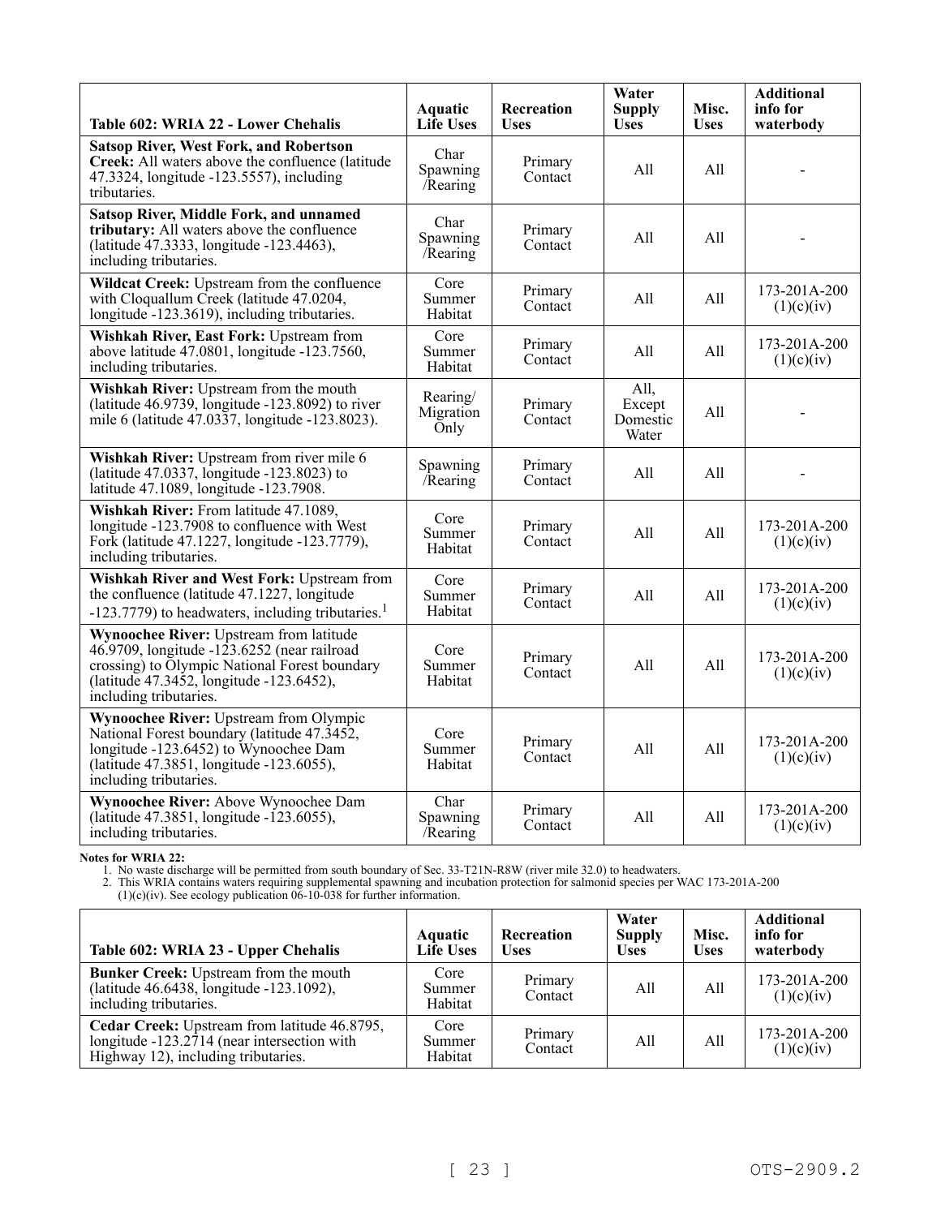| Table 602: WRIA 22 - Lower Chehalis | Aquatic Life Uses | Recreation Uses | Water Supply Uses | Misc. Uses | Additional info for waterbody |
|---|---|---|---|---|---|
| **Satsop River, West Fork, and Robertson Creek:** All waters above the confluence (latitude 47.3324, longitude -123.5557), including tributaries. | Char Spawning /Rearing | Primary Contact | All | All | - |
| **Satsop River, Middle Fork, and unnamed tributary:** All waters above the confluence (latitude 47.3333, longitude -123.4463), including tributaries. | Char Spawning /Rearing | Primary Contact | All | All | - |
| **Wildcat Creek:** Upstream from the confluence with Cloquallum Creek (latitude 47.0204, longitude -123.3619), including tributaries. | Core Summer Habitat | Primary Contact | All | All | 173-201A-200 (1)(c)(iv) |
| **Wishkah River, East Fork:** Upstream from above latitude 47.0801, longitude -123.7560, including tributaries. | Core Summer Habitat | Primary Contact | All | All | 173-201A-200 (1)(c)(iv) |
| **Wishkah River:** Upstream from the mouth (latitude 46.9739, longitude -123.8092) to river mile 6 (latitude 47.0337, longitude -123.8023). | Rearing/ Migration Only | Primary Contact | All, Except Domestic Water | All | - |
| **Wishkah River:** Upstream from river mile 6 (latitude 47.0337, longitude -123.8023) to latitude 47.1089, longitude -123.7908. | Spawning /Rearing | Primary Contact | All | All | - |
| **Wishkah River:** From latitude 47.1089, longitude -123.7908 to confluence with West Fork (latitude 47.1227, longitude -123.7779), including tributaries. | Core Summer Habitat | Primary Contact | All | All | 173-201A-200 (1)(c)(iv) |
| **Wishkah River and West Fork:** Upstream from the confluence (latitude 47.1227, longitude -123.7779) to headwaters, including tributaries.[1] | Core Summer Habitat | Primary Contact | All | All | 173-201A-200 (1)(c)(iv) |
| **Wynoochee River:** Upstream from latitude 46.9709, longitude -123.6252 (near railroad crossing) to Olympic National Forest boundary (latitude 47.3452, longitude -123.6452), including tributaries. | Core Summer Habitat | Primary Contact | All | All | 173-201A-200 (1)(c)(iv) |
| **Wynoochee River:** Upstream from Olympic National Forest boundary (latitude 47.3452, longitude -123.6452) to Wynoochee Dam (latitude 47.3851, longitude -123.6055), including tributaries. | Core Summer Habitat | Primary Contact | All | All | 173-201A-200 (1)(c)(iv) |
| **Wynoochee River:** Above Wynoochee Dam (latitude 47.3851, longitude -123.6055), including tributaries. | Char Spawning /Rearing | Primary Contact | All | All | 173-201A-200 (1)(c)(iv) |

**Notes for WRIA 22:**

1. No waste discharge will be permitted from south boundary of Sec. 33-T21N-R8W (river mile 32.0) to headwaters.
2. This WRIA contains waters requiring supplemental spawning and incubation protection for salmonid species per WAC 173-201A-200 (1)(c)(iv). See ecology publication 06-10-038 for further information.

| Table 602: WRIA 23 - Upper Chehalis | Aquatic Life Uses | Recreation Uses | Water Supply Uses | Misc. Uses | Additional info for waterbody |
|---|---|---|---|---|---|
| **Bunker Creek:** Upstream from the mouth (latitude 46.6438, longitude -123.1092), including tributaries. | Core Summer Habitat | Primary Contact | All | All | 173-201A-200 (1)(c)(iv) |
| **Cedar Creek:** Upstream from latitude 46.8795, longitude -123.2714 (near intersection with Highway 12), including tributaries. | Core Summer Habitat | Primary Contact | All | All | 173-201A-200 (1)(c)(iv) |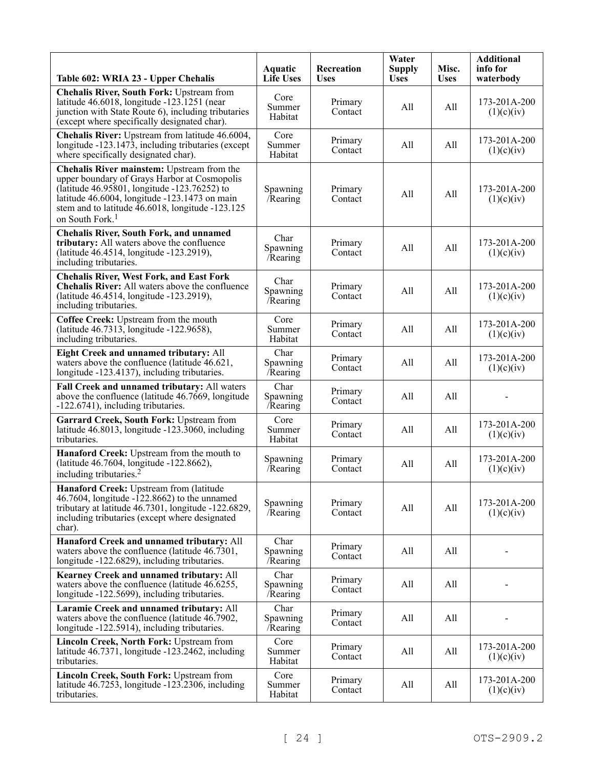| Table 602: WRIA 23 - Upper Chehalis | Aquatic Life Uses | Recreation Uses | Water Supply Uses | Misc. Uses | Additional info for waterbody |
|---|---|---|---|---|---|
| **Chehalis River, South Fork:** Upstream from latitude 46.6018, longitude -123.1251 (near junction with State Route 6), including tributaries (except where specifically designated char). | Core Summer Habitat | Primary Contact | All | All | 173-201A-200 (1)(c)(iv) |
| **Chehalis River:** Upstream from latitude 46.6004, longitude -123.1473, including tributaries (except where specifically designated char). | Core Summer Habitat | Primary Contact | All | All | 173-201A-200 (1)(c)(iv) |
| **Chehalis River mainstem:** Upstream from the upper boundary of Grays Harbor at Cosmopolis (latitude 46.95801, longitude -123.76252) to latitude 46.6004, longitude -123.1473 on main stem and to latitude 46.6018, longitude -123.125 on South Fork.[1] | Spawning /Rearing | Primary Contact | All | All | 173-201A-200 (1)(c)(iv) |
| **Chehalis River, South Fork, and unnamed tributary:** All waters above the confluence (latitude 46.4514, longitude -123.2919), including tributaries. | Char Spawning /Rearing | Primary Contact | All | All | 173-201A-200 (1)(c)(iv) |
| **Chehalis River, West Fork, and East Fork Chehalis River:** All waters above the confluence (latitude 46.4514, longitude -123.2919), including tributaries. | Char Spawning /Rearing | Primary Contact | All | All | 173-201A-200 (1)(c)(iv) |
| **Coffee Creek:** Upstream from the mouth (latitude 46.7313, longitude -122.9658), including tributaries. | Core Summer Habitat | Primary Contact | All | All | 173-201A-200 (1)(c)(iv) |
| **Eight Creek and unnamed tributary:** All waters above the confluence (latitude 46.621, longitude -123.4137), including tributaries. | Char Spawning /Rearing | Primary Contact | All | All | 173-201A-200 (1)(c)(iv) |
| **Fall Creek and unnamed tributary:** All waters above the confluence (latitude 46.7669, longitude -122.6741), including tributaries. | Char Spawning /Rearing | Primary Contact | All | All | - |
| **Garrard Creek, South Fork:** Upstream from latitude 46.8013, longitude -123.3060, including tributaries. | Core Summer Habitat | Primary Contact | All | All | 173-201A-200 (1)(c)(iv) |
| **Hanaford Creek:** Upstream from the mouth to (latitude 46.7604, longitude -122.8662), including tributaries.[2] | Spawning /Rearing | Primary Contact | All | All | 173-201A-200 (1)(c)(iv) |
| **Hanaford Creek:** Upstream from (latitude 46.7604, longitude -122.8662) to the unnamed tributary at latitude 46.7301, longitude -122.6829, including tributaries (except where designated char). | Spawning /Rearing | Primary Contact | All | All | 173-201A-200 (1)(c)(iv) |
| **Hanaford Creek and unnamed tributary:** All waters above the confluence (latitude 46.7301, longitude -122.6829), including tributaries. | Char Spawning /Rearing | Primary Contact | All | All | - |
| **Kearney Creek and unnamed tributary:** All waters above the confluence (latitude 46.6255, longitude -122.5699), including tributaries. | Char Spawning /Rearing | Primary Contact | All | All | - |
| **Laramie Creek and unnamed tributary:** All waters above the confluence (latitude 46.7902, longitude -122.5914), including tributaries. | Char Spawning /Rearing | Primary Contact | All | All | - |
| **Lincoln Creek, North Fork:** Upstream from latitude 46.7371, longitude -123.2462, including tributaries. | Core Summer Habitat | Primary Contact | All | All | 173-201A-200 (1)(c)(iv) |
| **Lincoln Creek, South Fork:** Upstream from latitude 46.7253, longitude -123.2306, including tributaries. | Core Summer Habitat | Primary Contact | All | All | 173-201A-200 (1)(c)(iv) |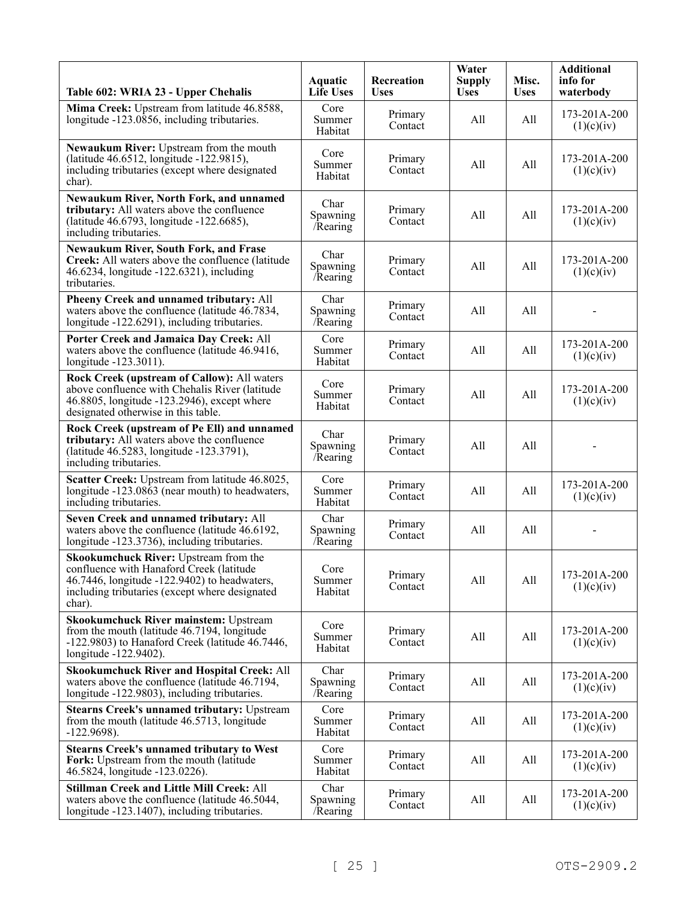| Table 602: WRIA 23 - Upper Chehalis | Aquatic Life Uses | Recreation Uses | Water Supply Uses | Misc. Uses | Additional info for waterbody |
|---|---|---|---|---|---|
| **Mima Creek:** Upstream from latitude 46.8588, longitude -123.0856, including tributaries. | Core Summer Habitat | Primary Contact | All | All | 173-201A-200 (1)(c)(iv) |
| **Newaukum River:** Upstream from the mouth (latitude 46.6512, longitude -122.9815), including tributaries (except where designated char). | Core Summer Habitat | Primary Contact | All | All | 173-201A-200 (1)(c)(iv) |
| **Newaukum River, North Fork, and unnamed tributary:** All waters above the confluence (latitude 46.6793, longitude -122.6685), including tributaries. | Char Spawning /Rearing | Primary Contact | All | All | 173-201A-200 (1)(c)(iv) |
| **Newaukum River, South Fork, and Frase Creek:** All waters above the confluence (latitude 46.6234, longitude -122.6321), including tributaries. | Char Spawning /Rearing | Primary Contact | All | All | 173-201A-200 (1)(c)(iv) |
| **Pheeny Creek and unnamed tributary:** All waters above the confluence (latitude 46.7834, longitude -122.6291), including tributaries. | Char Spawning /Rearing | Primary Contact | All | All | - |
| **Porter Creek and Jamaica Day Creek:** All waters above the confluence (latitude 46.9416, longitude -123.3011). | Core Summer Habitat | Primary Contact | All | All | 173-201A-200 (1)(c)(iv) |
| **Rock Creek (upstream of Callow):** All waters above confluence with Chehalis River (latitude 46.8805, longitude -123.2946), except where designated otherwise in this table. | Core Summer Habitat | Primary Contact | All | All | 173-201A-200 (1)(c)(iv) |
| **Rock Creek (upstream of Pe Ell) and unnamed tributary:** All waters above the confluence (latitude 46.5283, longitude -123.3791), including tributaries. | Char Spawning /Rearing | Primary Contact | All | All | - |
| **Scatter Creek:** Upstream from latitude 46.8025, longitude -123.0863 (near mouth) to headwaters, including tributaries. | Core Summer Habitat | Primary Contact | All | All | 173-201A-200 (1)(c)(iv) |
| **Seven Creek and unnamed tributary:** All waters above the confluence (latitude 46.6192, longitude -123.3736), including tributaries. | Char Spawning /Rearing | Primary Contact | All | All | - |
| **Skookumchuck River:** Upstream from the confluence with Hanaford Creek (latitude 46.7446, longitude -122.9402) to headwaters, including tributaries (except where designated char). | Core Summer Habitat | Primary Contact | All | All | 173-201A-200 (1)(c)(iv) |
| **Skookumchuck River mainstem:** Upstream from the mouth (latitude 46.7194, longitude -122.9803) to Hanaford Creek (latitude 46.7446, longitude -122.9402). | Core Summer Habitat | Primary Contact | All | All | 173-201A-200 (1)(c)(iv) |
| **Skookumchuck River and Hospital Creek:** All waters above the confluence (latitude 46.7194, longitude -122.9803), including tributaries. | Char Spawning /Rearing | Primary Contact | All | All | 173-201A-200 (1)(c)(iv) |
| **Stearns Creek's unnamed tributary:** Upstream from the mouth (latitude 46.5713, longitude -122.9698). | Core Summer Habitat | Primary Contact | All | All | 173-201A-200 (1)(c)(iv) |
| **Stearns Creek's unnamed tributary to West Fork:** Upstream from the mouth (latitude 46.5824, longitude -123.0226). | Core Summer Habitat | Primary Contact | All | All | 173-201A-200 (1)(c)(iv) |
| **Stillman Creek and Little Mill Creek:** All waters above the confluence (latitude 46.5044, longitude -123.1407), including tributaries. | Char Spawning /Rearing | Primary Contact | All | All | 173-201A-200 (1)(c)(iv) |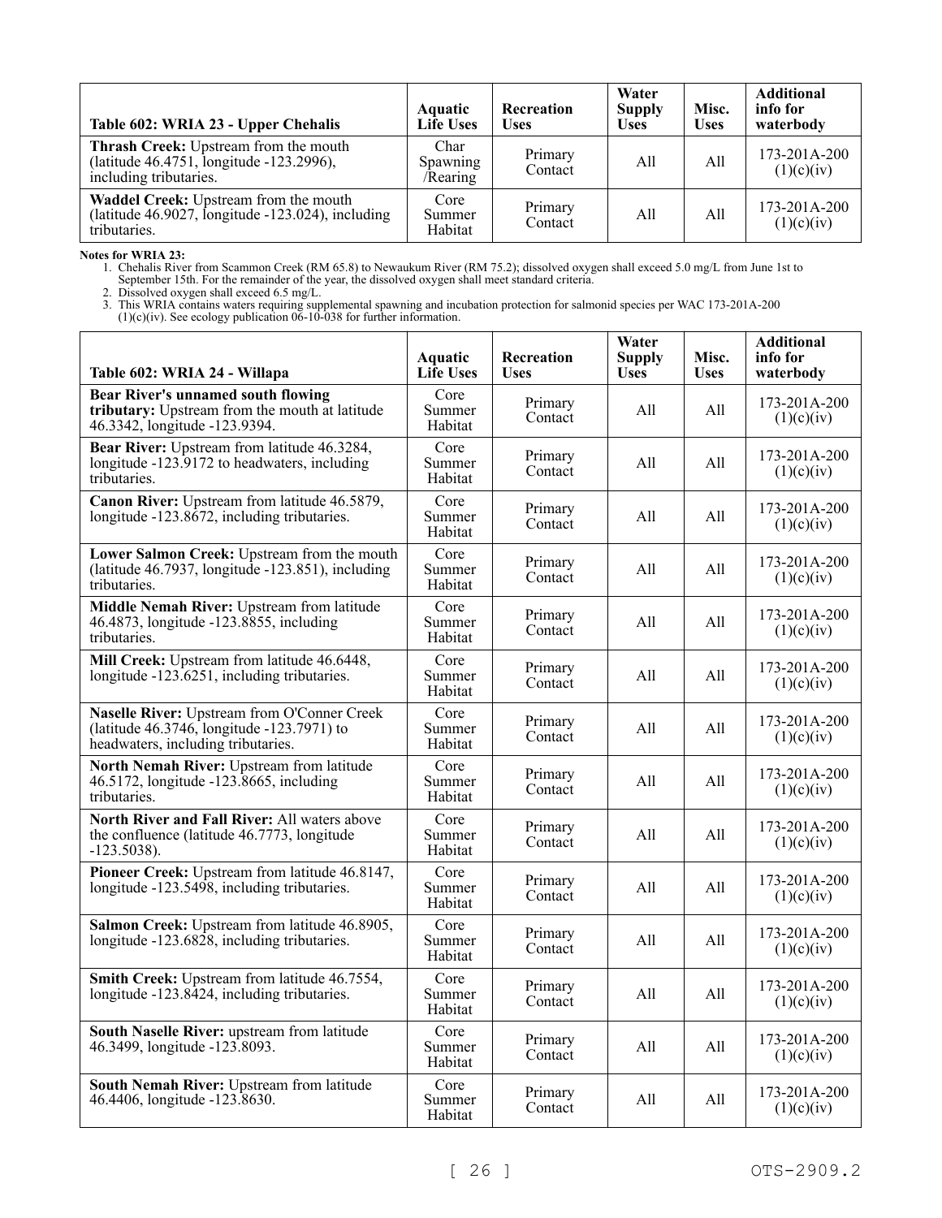| Table 602: WRIA 23 - Upper Chehalis | Aquatic Life Uses | Recreation Uses | Water Supply Uses | Misc. Uses | Additional info for waterbody |
|---|---|---|---|---|---|
| **Thrash Creek:** Upstream from the mouth (latitude 46.4751, longitude -123.2996), including tributaries. | Char Spawning /Rearing | Primary Contact | All | All | 173-201A-200 (1)(c)(iv) |
| **Waddel Creek:** Upstream from the mouth (latitude 46.9027, longitude -123.024), including tributaries. | Core Summer Habitat | Primary Contact | All | All | 173-201A-200 (1)(c)(iv) |

**Notes for WRIA 23:**

1. Chehalis River from Scammon Creek (RM 65.8) to Newaukum River (RM 75.2); dissolved oxygen shall exceed 5.0 mg/L from June 1st to September 15th. For the remainder of the year, the dissolved oxygen shall meet standard criteria.
2. Dissolved oxygen shall exceed 6.5 mg/L.
3. This WRIA contains waters requiring supplemental spawning and incubation protection for salmonid species per WAC 173-201A-200 (1)(c)(iv). See ecology publication 06-10-038 for further information.

| Table 602: WRIA 24 - Willapa | Aquatic Life Uses | Recreation Uses | Water Supply Uses | Misc. Uses | Additional info for waterbody |
|---|---|---|---|---|---|
| **Bear River's unnamed south flowing tributary:** Upstream from the mouth at latitude 46.3342, longitude -123.9394. | Core Summer Habitat | Primary Contact | All | All | 173-201A-200 (1)(c)(iv) |
| **Bear River:** Upstream from latitude 46.3284, longitude -123.9172 to headwaters, including tributaries. | Core Summer Habitat | Primary Contact | All | All | 173-201A-200 (1)(c)(iv) |
| **Canon River:** Upstream from latitude 46.5879, longitude -123.8672, including tributaries. | Core Summer Habitat | Primary Contact | All | All | 173-201A-200 (1)(c)(iv) |
| **Lower Salmon Creek:** Upstream from the mouth (latitude 46.7937, longitude -123.851), including tributaries. | Core Summer Habitat | Primary Contact | All | All | 173-201A-200 (1)(c)(iv) |
| **Middle Nemah River:** Upstream from latitude 46.4873, longitude -123.8855, including tributaries. | Core Summer Habitat | Primary Contact | All | All | 173-201A-200 (1)(c)(iv) |
| **Mill Creek:** Upstream from latitude 46.6448, longitude -123.6251, including tributaries. | Core Summer Habitat | Primary Contact | All | All | 173-201A-200 (1)(c)(iv) |
| **Naselle River:** Upstream from O'Conner Creek (latitude 46.3746, longitude -123.7971) to headwaters, including tributaries. | Core Summer Habitat | Primary Contact | All | All | 173-201A-200 (1)(c)(iv) |
| **North Nemah River:** Upstream from latitude 46.5172, longitude -123.8665, including tributaries. | Core Summer Habitat | Primary Contact | All | All | 173-201A-200 (1)(c)(iv) |
| **North River and Fall River:** All waters above the confluence (latitude 46.7773, longitude -123.5038). | Core Summer Habitat | Primary Contact | All | All | 173-201A-200 (1)(c)(iv) |
| **Pioneer Creek:** Upstream from latitude 46.8147, longitude -123.5498, including tributaries. | Core Summer Habitat | Primary Contact | All | All | 173-201A-200 (1)(c)(iv) |
| **Salmon Creek:** Upstream from latitude 46.8905, longitude -123.6828, including tributaries. | Core Summer Habitat | Primary Contact | All | All | 173-201A-200 (1)(c)(iv) |
| **Smith Creek:** Upstream from latitude 46.7554, longitude -123.8424, including tributaries. | Core Summer Habitat | Primary Contact | All | All | 173-201A-200 (1)(c)(iv) |
| **South Naselle River:** upstream from latitude 46.3499, longitude -123.8093. | Core Summer Habitat | Primary Contact | All | All | 173-201A-200 (1)(c)(iv) |
| **South Nemah River:** Upstream from latitude 46.4406, longitude -123.8630. | Core Summer Habitat | Primary Contact | All | All | 173-201A-200 (1)(c)(iv) |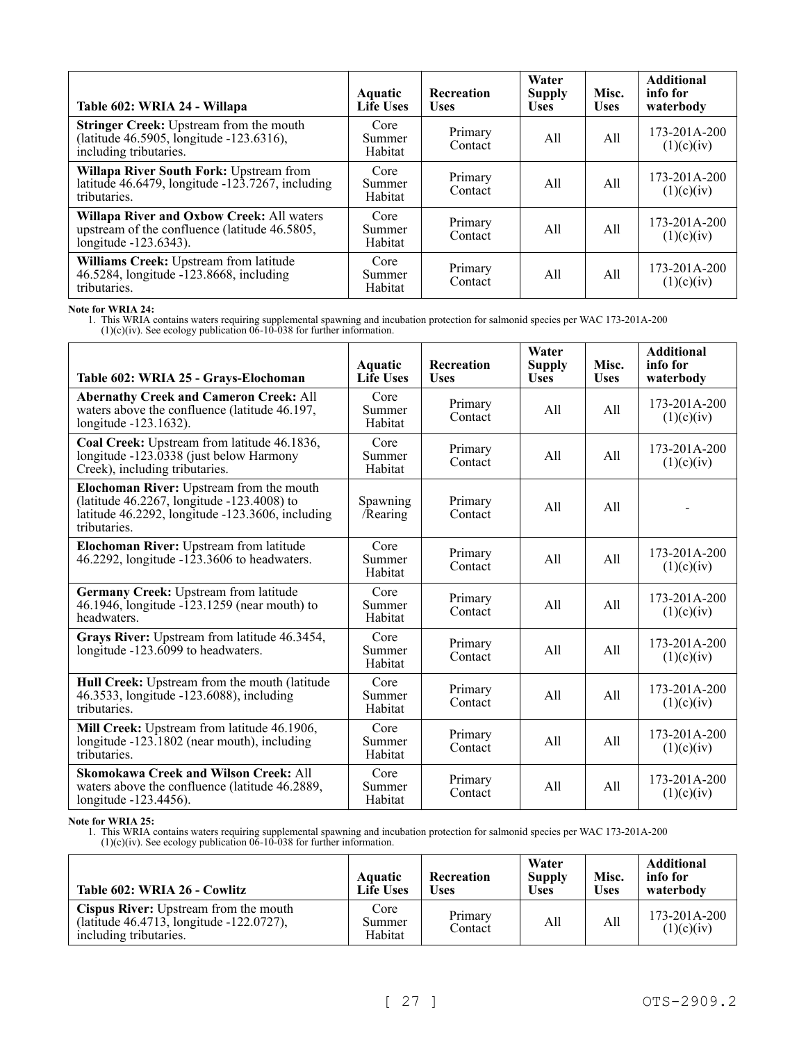| Table 602: WRIA 24 - Willapa | Aquatic Life Uses | Recreation Uses | Water Supply Uses | Misc. Uses | Additional info for waterbody |
|---|---|---|---|---|---|
| **Stringer Creek:** Upstream from the mouth (latitude 46.5905, longitude -123.6316), including tributaries. | Core Summer Habitat | Primary Contact | All | All | 173-201A-200 (1)(c)(iv) |
| **Willapa River South Fork:** Upstream from latitude 46.6479, longitude -123.7267, including tributaries. | Core Summer Habitat | Primary Contact | All | All | 173-201A-200 (1)(c)(iv) |
| **Willapa River and Oxbow Creek:** All waters upstream of the confluence (latitude 46.5805, longitude -123.6343). | Core Summer Habitat | Primary Contact | All | All | 173-201A-200 (1)(c)(iv) |
| **Williams Creek:** Upstream from latitude 46.5284, longitude -123.8668, including tributaries. | Core Summer Habitat | Primary Contact | All | All | 173-201A-200 (1)(c)(iv) |

**Note for WRIA 24:**

1. This WRIA contains waters requiring supplemental spawning and incubation protection for salmonid species per WAC 173-201A-200 (1)(c)(iv). See ecology publication 06-10-038 for further information.

| Table 602: WRIA 25 - Grays-Elochoman | Aquatic Life Uses | Recreation Uses | Water Supply Uses | Misc. Uses | Additional info for waterbody |
|---|---|---|---|---|---|
| **Abernathy Creek and Cameron Creek:** All waters above the confluence (latitude 46.197, longitude -123.1632). | Core Summer Habitat | Primary Contact | All | All | 173-201A-200 (1)(c)(iv) |
| **Coal Creek:** Upstream from latitude 46.1836, longitude -123.0338 (just below Harmony Creek), including tributaries. | Core Summer Habitat | Primary Contact | All | All | 173-201A-200 (1)(c)(iv) |
| **Elochoman River:** Upstream from the mouth (latitude 46.2267, longitude -123.4008) to latitude 46.2292, longitude -123.3606, including tributaries. | Spawning /Rearing | Primary Contact | All | All | - |
| **Elochoman River:** Upstream from latitude 46.2292, longitude -123.3606 to headwaters. | Core Summer Habitat | Primary Contact | All | All | 173-201A-200 (1)(c)(iv) |
| **Germany Creek:** Upstream from latitude 46.1946, longitude -123.1259 (near mouth) to headwaters. | Core Summer Habitat | Primary Contact | All | All | 173-201A-200 (1)(c)(iv) |
| **Grays River:** Upstream from latitude 46.3454, longitude -123.6099 to headwaters. | Core Summer Habitat | Primary Contact | All | All | 173-201A-200 (1)(c)(iv) |
| **Hull Creek:** Upstream from the mouth (latitude 46.3533, longitude -123.6088), including tributaries. | Core Summer Habitat | Primary Contact | All | All | 173-201A-200 (1)(c)(iv) |
| **Mill Creek:** Upstream from latitude 46.1906, longitude -123.1802 (near mouth), including tributaries. | Core Summer Habitat | Primary Contact | All | All | 173-201A-200 (1)(c)(iv) |
| **Skomokawa Creek and Wilson Creek:** All waters above the confluence (latitude 46.2889, longitude -123.4456). | Core Summer Habitat | Primary Contact | All | All | 173-201A-200 (1)(c)(iv) |

**Note for WRIA 25:**

1. This WRIA contains waters requiring supplemental spawning and incubation protection for salmonid species per WAC 173-201A-200 (1)(c)(iv). See ecology publication 06-10-038 for further information.

| Table 602: WRIA 26 - Cowlitz | Aquatic Life Uses | Recreation Uses | Water Supply Uses | Misc. Uses | Additional info for waterbody |
|---|---|---|---|---|---|
| **Cispus River:** Upstream from the mouth (latitude 46.4713, longitude -122.0727), including tributaries. | Core Summer Habitat | Primary Contact | All | All | 173-201A-200 (1)(c)(iv) |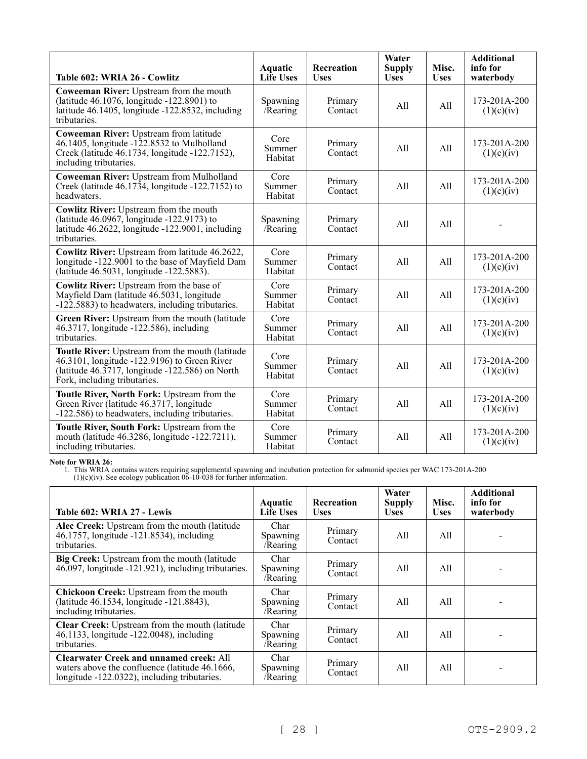| Table 602: WRIA 26 - Cowlitz | Aquatic Life Uses | Recreation Uses | Water Supply Uses | Misc. Uses | Additional info for waterbody |
|---|---|---|---|---|---|
| **Coweeman River:** Upstream from the mouth (latitude 46.1076, longitude -122.8901) to latitude 46.1405, longitude -122.8532, including tributaries. | Spawning /Rearing | Primary Contact | All | All | 173-201A-200 (1)(c)(iv) |
| **Coweeman River:** Upstream from latitude 46.1405, longitude -122.8532 to Mulholland Creek (latitude 46.1734, longitude -122.7152), including tributaries. | Core Summer Habitat | Primary Contact | All | All | 173-201A-200 (1)(c)(iv) |
| **Coweeman River:** Upstream from Mulholland Creek (latitude 46.1734, longitude -122.7152) to headwaters. | Core Summer Habitat | Primary Contact | All | All | 173-201A-200 (1)(c)(iv) |
| **Cowlitz River:** Upstream from the mouth (latitude 46.0967, longitude -122.9173) to latitude 46.2622, longitude -122.9001, including tributaries. | Spawning /Rearing | Primary Contact | All | All | - |
| **Cowlitz River:** Upstream from latitude 46.2622, longitude -122.9001 to the base of Mayfield Dam (latitude 46.5031, longitude -122.5883). | Core Summer Habitat | Primary Contact | All | All | 173-201A-200 (1)(c)(iv) |
| **Cowlitz River:** Upstream from the base of Mayfield Dam (latitude 46.5031, longitude -122.5883) to headwaters, including tributaries. | Core Summer Habitat | Primary Contact | All | All | 173-201A-200 (1)(c)(iv) |
| **Green River:** Upstream from the mouth (latitude 46.3717, longitude -122.586), including tributaries. | Core Summer Habitat | Primary Contact | All | All | 173-201A-200 (1)(c)(iv) |
| **Toutle River:** Upstream from the mouth (latitude 46.3101, longitude -122.9196) to Green River (latitude 46.3717, longitude -122.586) on North Fork, including tributaries. | Core Summer Habitat | Primary Contact | All | All | 173-201A-200 (1)(c)(iv) |
| **Toutle River, North Fork:** Upstream from the Green River (latitude 46.3717, longitude -122.586) to headwaters, including tributaries. | Core Summer Habitat | Primary Contact | All | All | 173-201A-200 (1)(c)(iv) |
| **Toutle River, South Fork:** Upstream from the mouth (latitude 46.3286, longitude -122.7211), including tributaries. | Core Summer Habitat | Primary Contact | All | All | 173-201A-200 (1)(c)(iv) |

**Note for WRIA 26:**

1. This WRIA contains waters requiring supplemental spawning and incubation protection for salmonid species per WAC 173-201A-200 (1)(c)(iv). See ecology publication 06-10-038 for further information.

| Table 602: WRIA 27 - Lewis | Aquatic Life Uses | Recreation Uses | Water Supply Uses | Misc. Uses | Additional info for waterbody |
|---|---|---|---|---|---|
| **Alec Creek:** Upstream from the mouth (latitude 46.1757, longitude -121.8534), including tributaries. | Char Spawning /Rearing | Primary Contact | All | All | - |
| **Big Creek:** Upstream from the mouth (latitude 46.097, longitude -121.921), including tributaries. | Char Spawning /Rearing | Primary Contact | All | All | - |
| **Chickoon Creek:** Upstream from the mouth (latitude 46.1534, longitude -121.8843), including tributaries. | Char Spawning /Rearing | Primary Contact | All | All | - |
| **Clear Creek:** Upstream from the mouth (latitude 46.1133, longitude -122.0048), including tributaries. | Char Spawning /Rearing | Primary Contact | All | All | - |
| **Clearwater Creek and unnamed creek:** All waters above the confluence (latitude 46.1666, longitude -122.0322), including tributaries. | Char Spawning /Rearing | Primary Contact | All | All | - |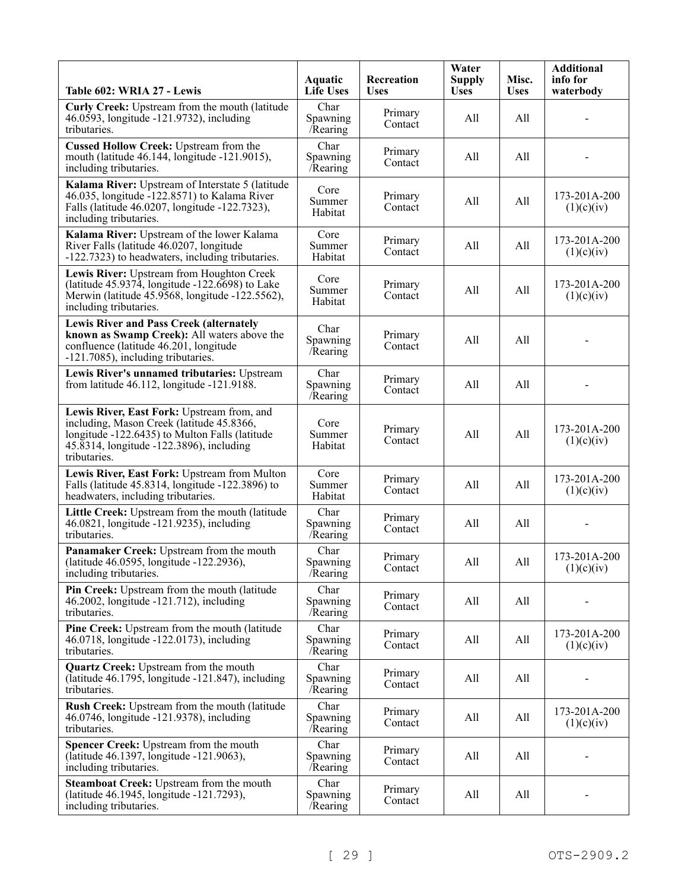| Table 602: WRIA 27 - Lewis | Aquatic Life Uses | Recreation Uses | Water Supply Uses | Misc. Uses | Additional info for waterbody |
|---|---|---|---|---|---|
| **Curly Creek:** Upstream from the mouth (latitude 46.0593, longitude -121.9732), including tributaries. | Char Spawning /Rearing | Primary Contact | All | All | - |
| **Cussed Hollow Creek:** Upstream from the mouth (latitude 46.144, longitude -121.9015), including tributaries. | Char Spawning /Rearing | Primary Contact | All | All | - |
| **Kalama River:** Upstream of Interstate 5 (latitude 46.035, longitude -122.8571) to Kalama River Falls (latitude 46.0207, longitude -122.7323), including tributaries. | Core Summer Habitat | Primary Contact | All | All | 173-201A-200 (1)(c)(iv) |
| **Kalama River:** Upstream of the lower Kalama River Falls (latitude 46.0207, longitude -122.7323) to headwaters, including tributaries. | Core Summer Habitat | Primary Contact | All | All | 173-201A-200 (1)(c)(iv) |
| **Lewis River:** Upstream from Houghton Creek (latitude 45.9374, longitude -122.6698) to Lake Merwin (latitude 45.9568, longitude -122.5562), including tributaries. | Core Summer Habitat | Primary Contact | All | All | 173-201A-200 (1)(c)(iv) |
| **Lewis River and Pass Creek (alternately known as Swamp Creek):** All waters above the confluence (latitude 46.201, longitude -121.7085), including tributaries. | Char Spawning /Rearing | Primary Contact | All | All | - |
| **Lewis River's unnamed tributaries:** Upstream from latitude 46.112, longitude -121.9188. | Char Spawning /Rearing | Primary Contact | All | All | - |
| **Lewis River, East Fork:** Upstream from, and including, Mason Creek (latitude 45.8366, longitude -122.6435) to Multon Falls (latitude 45.8314, longitude -122.3896), including tributaries. | Core Summer Habitat | Primary Contact | All | All | 173-201A-200 (1)(c)(iv) |
| **Lewis River, East Fork:** Upstream from Multon Falls (latitude 45.8314, longitude -122.3896) to headwaters, including tributaries. | Core Summer Habitat | Primary Contact | All | All | 173-201A-200 (1)(c)(iv) |
| **Little Creek:** Upstream from the mouth (latitude 46.0821, longitude -121.9235), including tributaries. | Char Spawning /Rearing | Primary Contact | All | All | - |
| **Panamaker Creek:** Upstream from the mouth (latitude 46.0595, longitude -122.2936), including tributaries. | Char Spawning /Rearing | Primary Contact | All | All | 173-201A-200 (1)(c)(iv) |
| **Pin Creek:** Upstream from the mouth (latitude 46.2002, longitude -121.712), including tributaries. | Char Spawning /Rearing | Primary Contact | All | All | - |
| **Pine Creek:** Upstream from the mouth (latitude 46.0718, longitude -122.0173), including tributaries. | Char Spawning /Rearing | Primary Contact | All | All | 173-201A-200 (1)(c)(iv) |
| **Quartz Creek:** Upstream from the mouth (latitude 46.1795, longitude -121.847), including tributaries. | Char Spawning /Rearing | Primary Contact | All | All | - |
| **Rush Creek:** Upstream from the mouth (latitude 46.0746, longitude -121.9378), including tributaries. | Char Spawning /Rearing | Primary Contact | All | All | 173-201A-200 (1)(c)(iv) |
| **Spencer Creek:** Upstream from the mouth (latitude 46.1397, longitude -121.9063), including tributaries. | Char Spawning /Rearing | Primary Contact | All | All | - |
| **Steamboat Creek:** Upstream from the mouth (latitude 46.1945, longitude -121.7293), including tributaries. | Char Spawning /Rearing | Primary Contact | All | All | - |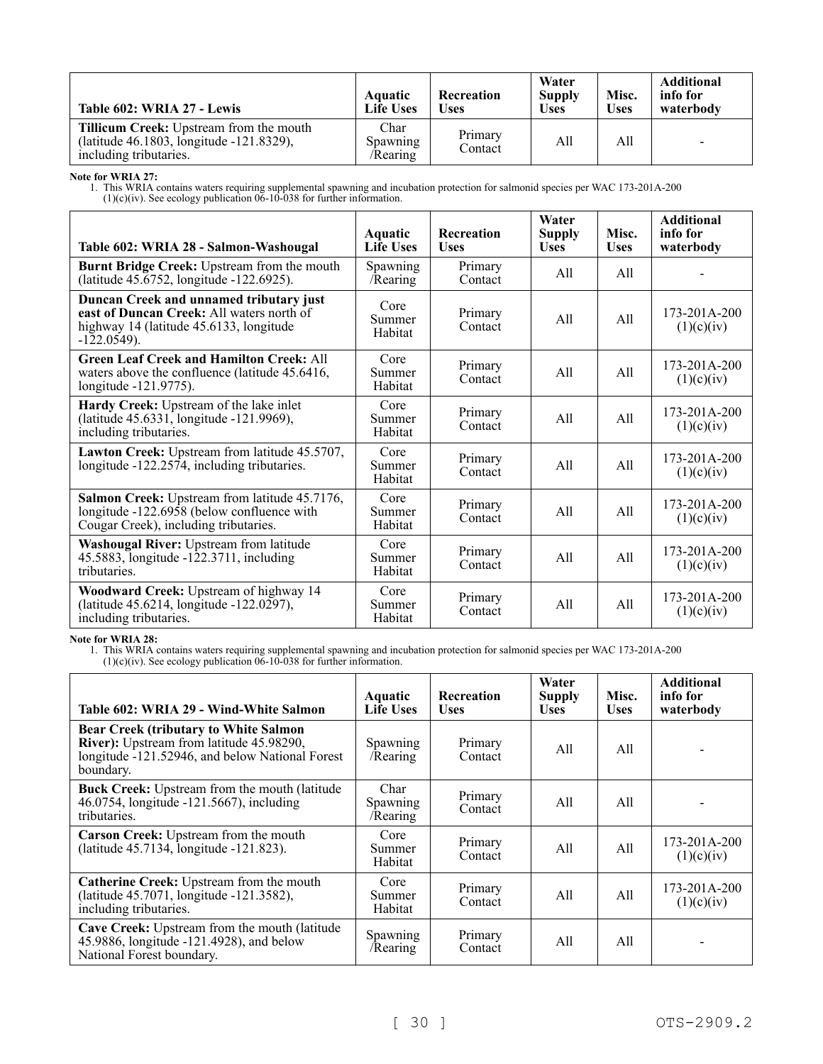| Table 602: WRIA 27 - Lewis | Aquatic Life Uses | Recreation Uses | Water Supply Uses | Misc. Uses | Additional info for waterbody |
|---|---|---|---|---|---|
| **Tillicum Creek:** Upstream from the mouth (latitude 46.1803, longitude -121.8329), including tributaries. | Char Spawning /Rearing | Primary Contact | All | All | - |

**Note for WRIA 27:**

1. This WRIA contains waters requiring supplemental spawning and incubation protection for salmonid species per WAC 173-201A-200 (1)(c)(iv). See ecology publication 06-10-038 for further information.

| Table 602: WRIA 28 - Salmon-Washougal | Aquatic Life Uses | Recreation Uses | Water Supply Uses | Misc. Uses | Additional info for waterbody |
|---|---|---|---|---|---|
| **Burnt Bridge Creek:** Upstream from the mouth (latitude 45.6752, longitude -122.6925). | Spawning /Rearing | Primary Contact | All | All | - |
| **Duncan Creek and unnamed tributary just east of Duncan Creek:** All waters north of highway 14 (latitude 45.6133, longitude -122.0549). | Core Summer Habitat | Primary Contact | All | All | 173-201A-200 (1)(c)(iv) |
| **Green Leaf Creek and Hamilton Creek:** All waters above the confluence (latitude 45.6416, longitude -121.9775). | Core Summer Habitat | Primary Contact | All | All | 173-201A-200 (1)(c)(iv) |
| **Hardy Creek:** Upstream of the lake inlet (latitude 45.6331, longitude -121.9969), including tributaries. | Core Summer Habitat | Primary Contact | All | All | 173-201A-200 (1)(c)(iv) |
| **Lawton Creek:** Upstream from latitude 45.5707, longitude -122.2574, including tributaries. | Core Summer Habitat | Primary Contact | All | All | 173-201A-200 (1)(c)(iv) |
| **Salmon Creek:** Upstream from latitude 45.7176, longitude -122.6958 (below confluence with Cougar Creek), including tributaries. | Core Summer Habitat | Primary Contact | All | All | 173-201A-200 (1)(c)(iv) |
| **Washougal River:** Upstream from latitude 45.5883, longitude -122.3711, including tributaries. | Core Summer Habitat | Primary Contact | All | All | 173-201A-200 (1)(c)(iv) |
| **Woodward Creek:** Upstream of highway 14 (latitude 45.6214, longitude -122.0297), including tributaries. | Core Summer Habitat | Primary Contact | All | All | 173-201A-200 (1)(c)(iv) |

**Note for WRIA 28:**

1. This WRIA contains waters requiring supplemental spawning and incubation protection for salmonid species per WAC 173-201A-200 (1)(c)(iv). See ecology publication 06-10-038 for further information.

| Table 602: WRIA 29 - Wind-White Salmon | Aquatic Life Uses | Recreation Uses | Water Supply Uses | Misc. Uses | Additional info for waterbody |
|---|---|---|---|---|---|
| **Bear Creek (tributary to White Salmon River):** Upstream from latitude 45.98290, longitude -121.52946, and below National Forest boundary. | Spawning /Rearing | Primary Contact | All | All | - |
| **Buck Creek:** Upstream from the mouth (latitude 46.0754, longitude -121.5667), including tributaries. | Char Spawning /Rearing | Primary Contact | All | All | - |
| **Carson Creek:** Upstream from the mouth (latitude 45.7134, longitude -121.823). | Core Summer Habitat | Primary Contact | All | All | 173-201A-200 (1)(c)(iv) |
| **Catherine Creek:** Upstream from the mouth (latitude 45.7071, longitude -121.3582), including tributaries. | Core Summer Habitat | Primary Contact | All | All | 173-201A-200 (1)(c)(iv) |
| **Cave Creek:** Upstream from the mouth (latitude 45.9886, longitude -121.4928), and below National Forest boundary. | Spawning /Rearing | Primary Contact | All | All | - |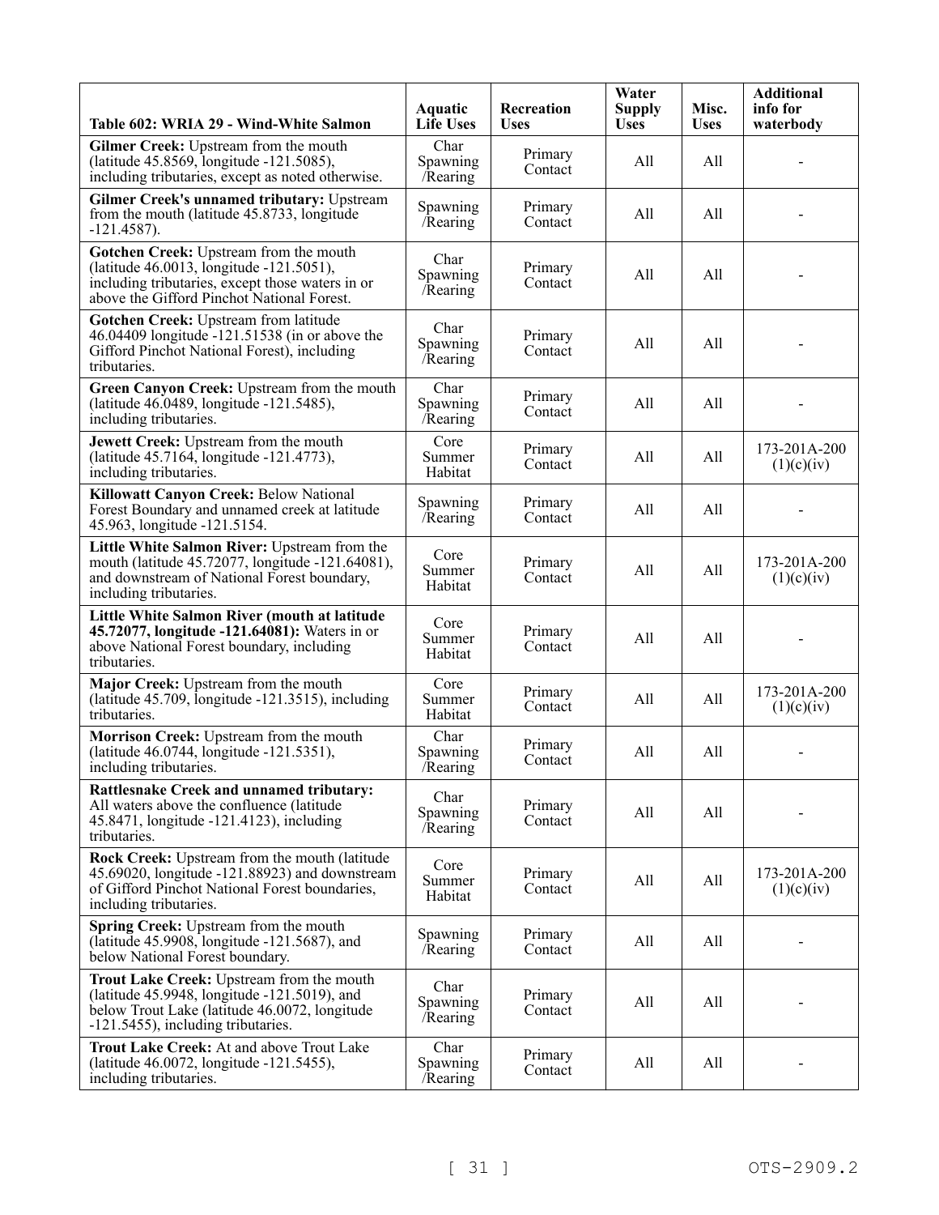| Table 602: WRIA 29 - Wind-White Salmon | Aquatic Life Uses | Recreation Uses | Water Supply Uses | Misc. Uses | Additional info for waterbody |
|---|---|---|---|---|---|
| **Gilmer Creek:** Upstream from the mouth (latitude 45.8569, longitude -121.5085), including tributaries, except as noted otherwise. | Char Spawning /Rearing | Primary Contact | All | All | - |
| **Gilmer Creek's unnamed tributary:** Upstream from the mouth (latitude 45.8733, longitude -121.4587). | Spawning /Rearing | Primary Contact | All | All | - |
| **Gotchen Creek:** Upstream from the mouth (latitude 46.0013, longitude -121.5051), including tributaries, except those waters in or above the Gifford Pinchot National Forest. | Char Spawning /Rearing | Primary Contact | All | All | - |
| **Gotchen Creek:** Upstream from latitude 46.04409 longitude -121.51538 (in or above the Gifford Pinchot National Forest), including tributaries. | Char Spawning /Rearing | Primary Contact | All | All | - |
| **Green Canyon Creek:** Upstream from the mouth (latitude 46.0489, longitude -121.5485), including tributaries. | Char Spawning /Rearing | Primary Contact | All | All | - |
| **Jewett Creek:** Upstream from the mouth (latitude 45.7164, longitude -121.4773), including tributaries. | Core Summer Habitat | Primary Contact | All | All | 173-201A-200 (1)(c)(iv) |
| **Killowatt Canyon Creek:** Below National Forest Boundary and unnamed creek at latitude 45.963, longitude -121.5154. | Spawning /Rearing | Primary Contact | All | All | - |
| **Little White Salmon River:** Upstream from the mouth (latitude 45.72077, longitude -121.64081), and downstream of National Forest boundary, including tributaries. | Core Summer Habitat | Primary Contact | All | All | 173-201A-200 (1)(c)(iv) |
| **Little White Salmon River (mouth at latitude 45.72077, longitude -121.64081):** Waters in or above National Forest boundary, including tributaries. | Core Summer Habitat | Primary Contact | All | All | - |
| **Major Creek:** Upstream from the mouth (latitude 45.709, longitude -121.3515), including tributaries. | Core Summer Habitat | Primary Contact | All | All | 173-201A-200 (1)(c)(iv) |
| **Morrison Creek:** Upstream from the mouth (latitude 46.0744, longitude -121.5351), including tributaries. | Char Spawning /Rearing | Primary Contact | All | All | - |
| **Rattlesnake Creek and unnamed tributary:** All waters above the confluence (latitude 45.8471, longitude -121.4123), including tributaries. | Char Spawning /Rearing | Primary Contact | All | All | - |
| **Rock Creek:** Upstream from the mouth (latitude 45.69020, longitude -121.88923) and downstream of Gifford Pinchot National Forest boundaries, including tributaries. | Core Summer Habitat | Primary Contact | All | All | 173-201A-200 (1)(c)(iv) |
| **Spring Creek:** Upstream from the mouth (latitude 45.9908, longitude -121.5687), and below National Forest boundary. | Spawning /Rearing | Primary Contact | All | All | - |
| **Trout Lake Creek:** Upstream from the mouth (latitude 45.9948, longitude -121.5019), and below Trout Lake (latitude 46.0072, longitude -121.5455), including tributaries. | Char Spawning /Rearing | Primary Contact | All | All | - |
| **Trout Lake Creek:** At and above Trout Lake (latitude 46.0072, longitude -121.5455), including tributaries. | Char Spawning /Rearing | Primary Contact | All | All | - |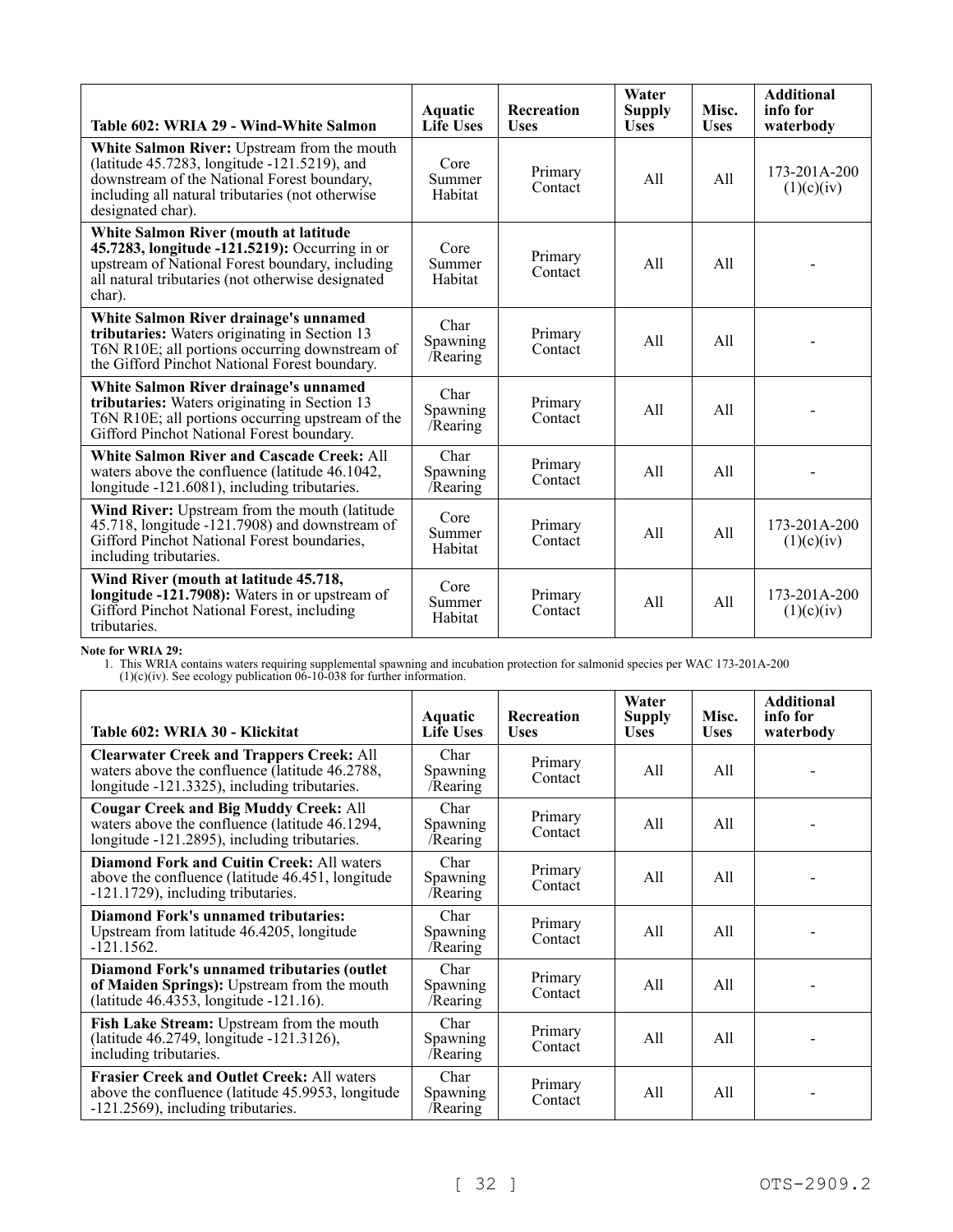| Table 602: WRIA 29 - Wind-White Salmon | Aquatic Life Uses | Recreation Uses | Water Supply Uses | Misc. Uses | Additional info for waterbody |
|---|---|---|---|---|---|
| **White Salmon River:** Upstream from the mouth (latitude 45.7283, longitude -121.5219), and downstream of the National Forest boundary, including all natural tributaries (not otherwise designated char). | Core Summer Habitat | Primary Contact | All | All | 173-201A-200 (1)(c)(iv) |
| **White Salmon River (mouth at latitude 45.7283, longitude -121.5219):** Occurring in or upstream of National Forest boundary, including all natural tributaries (not otherwise designated char). | Core Summer Habitat | Primary Contact | All | All | - |
| **White Salmon River drainage's unnamed tributaries:** Waters originating in Section 13 T6N R10E; all portions occurring downstream of the Gifford Pinchot National Forest boundary. | Char Spawning /Rearing | Primary Contact | All | All | - |
| **White Salmon River drainage's unnamed tributaries:** Waters originating in Section 13 T6N R10E; all portions occurring upstream of the Gifford Pinchot National Forest boundary. | Char Spawning /Rearing | Primary Contact | All | All | - |
| **White Salmon River and Cascade Creek:** All waters above the confluence (latitude 46.1042, longitude -121.6081), including tributaries. | Char Spawning /Rearing | Primary Contact | All | All | - |
| **Wind River:** Upstream from the mouth (latitude 45.718, longitude -121.7908) and downstream of Gifford Pinchot National Forest boundaries, including tributaries. | Core Summer Habitat | Primary Contact | All | All | 173-201A-200 (1)(c)(iv) |
| **Wind River (mouth at latitude 45.718, longitude -121.7908):** Waters in or upstream of Gifford Pinchot National Forest, including tributaries. | Core Summer Habitat | Primary Contact | All | All | 173-201A-200 (1)(c)(iv) |

**Note for WRIA 29:**

1. This WRIA contains waters requiring supplemental spawning and incubation protection for salmonid species per WAC 173-201A-200 (1)(c)(iv). See ecology publication 06-10-038 for further information.

| Table 602: WRIA 30 - Klickitat | Aquatic Life Uses | Recreation Uses | Water Supply Uses | Misc. Uses | Additional info for waterbody |
|---|---|---|---|---|---|
| **Clearwater Creek and Trappers Creek:** All waters above the confluence (latitude 46.2788, longitude -121.3325), including tributaries. | Char Spawning /Rearing | Primary Contact | All | All | - |
| **Cougar Creek and Big Muddy Creek:** All waters above the confluence (latitude 46.1294, longitude -121.2895), including tributaries. | Char Spawning /Rearing | Primary Contact | All | All | - |
| **Diamond Fork and Cuitin Creek:** All waters above the confluence (latitude 46.451, longitude -121.1729), including tributaries. | Char Spawning /Rearing | Primary Contact | All | All | - |
| **Diamond Fork's unnamed tributaries:** Upstream from latitude 46.4205, longitude -121.1562. | Char Spawning /Rearing | Primary Contact | All | All | - |
| **Diamond Fork's unnamed tributaries (outlet of Maiden Springs):** Upstream from the mouth (latitude 46.4353, longitude -121.16). | Char Spawning /Rearing | Primary Contact | All | All | - |
| **Fish Lake Stream:** Upstream from the mouth (latitude 46.2749, longitude -121.3126), including tributaries. | Char Spawning /Rearing | Primary Contact | All | All | - |
| **Frasier Creek and Outlet Creek:** All waters above the confluence (latitude 45.9953, longitude -121.2569), including tributaries. | Char Spawning /Rearing | Primary Contact | All | All | - |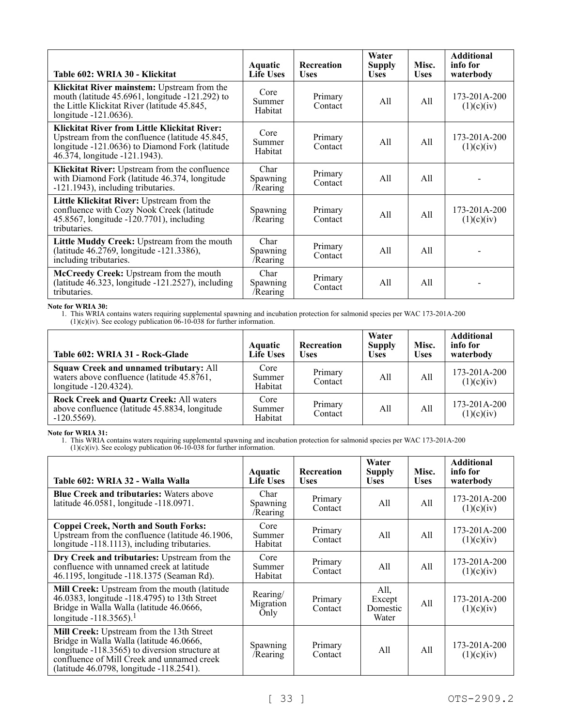| Table 602: WRIA 30 - Klickitat | Aquatic Life Uses | Recreation Uses | Water Supply Uses | Misc. Uses | Additional info for waterbody |
|---|---|---|---|---|---|
| **Klickitat River mainstem:** Upstream from the mouth (latitude 45.6961, longitude -121.292) to the Little Klickitat River (latitude 45.845, longitude -121.0636). | Core Summer Habitat | Primary Contact | All | All | 173-201A-200 (1)(c)(iv) |
| **Klickitat River from Little Klickitat River:** Upstream from the confluence (latitude 45.845, longitude -121.0636) to Diamond Fork (latitude 46.374, longitude -121.1943). | Core Summer Habitat | Primary Contact | All | All | 173-201A-200 (1)(c)(iv) |
| **Klickitat River:** Upstream from the confluence with Diamond Fork (latitude 46.374, longitude -121.1943), including tributaries. | Char Spawning /Rearing | Primary Contact | All | All | - |
| **Little Klickitat River:** Upstream from the confluence with Cozy Nook Creek (latitude 45.8567, longitude -120.7701), including tributaries. | Spawning /Rearing | Primary Contact | All | All | 173-201A-200 (1)(c)(iv) |
| **Little Muddy Creek:** Upstream from the mouth (latitude 46.2769, longitude -121.3386), including tributaries. | Char Spawning /Rearing | Primary Contact | All | All | - |
| **McCreedy Creek:** Upstream from the mouth (latitude 46.323, longitude -121.2527), including tributaries. | Char Spawning /Rearing | Primary Contact | All | All | - |

**Note for WRIA 30:**

1. This WRIA contains waters requiring supplemental spawning and incubation protection for salmonid species per WAC 173-201A-200 (1)(c)(iv). See ecology publication 06-10-038 for further information.

| Table 602: WRIA 31 - Rock-Glade | Aquatic Life Uses | Recreation Uses | Water Supply Uses | Misc. Uses | Additional info for waterbody |
|---|---|---|---|---|---|
| **Squaw Creek and unnamed tributary:** All waters above confluence (latitude 45.8761, longitude -120.4324). | Core Summer Habitat | Primary Contact | All | All | 173-201A-200 (1)(c)(iv) |
| **Rock Creek and Quartz Creek:** All waters above confluence (latitude 45.8834, longitude -120.5569). | Core Summer Habitat | Primary Contact | All | All | 173-201A-200 (1)(c)(iv) |

**Note for WRIA 31:**

1. This WRIA contains waters requiring supplemental spawning and incubation protection for salmonid species per WAC 173-201A-200 (1)(c)(iv). See ecology publication 06-10-038 for further information.

| Table 602: WRIA 32 - Walla Walla | Aquatic Life Uses | Recreation Uses | Water Supply Uses | Misc. Uses | Additional info for waterbody |
|---|---|---|---|---|---|
| **Blue Creek and tributaries:** Waters above latitude 46.0581, longitude -118.0971. | Char Spawning /Rearing | Primary Contact | All | All | 173-201A-200 (1)(c)(iv) |
| **Coppei Creek, North and South Forks:** Upstream from the confluence (latitude 46.1906, longitude -118.1113), including tributaries. | Core Summer Habitat | Primary Contact | All | All | 173-201A-200 (1)(c)(iv) |
| **Dry Creek and tributaries:** Upstream from the confluence with unnamed creek at latitude 46.1195, longitude -118.1375 (Seaman Rd). | Core Summer Habitat | Primary Contact | All | All | 173-201A-200 (1)(c)(iv) |
| **Mill Creek:** Upstream from the mouth (latitude 46.0383, longitude -118.4795) to 13th Street Bridge in Walla Walla (latitude 46.0666, longitude -118.3565).[1] | Rearing/ Migration Only | Primary Contact | All, Except Domestic Water | All | 173-201A-200 (1)(c)(iv) |
| **Mill Creek:** Upstream from the 13th Street Bridge in Walla Walla (latitude 46.0666, longitude -118.3565) to diversion structure at confluence of Mill Creek and unnamed creek (latitude 46.0798, longitude -118.2541). | Spawning /Rearing | Primary Contact | All | All | 173-201A-200 (1)(c)(iv) |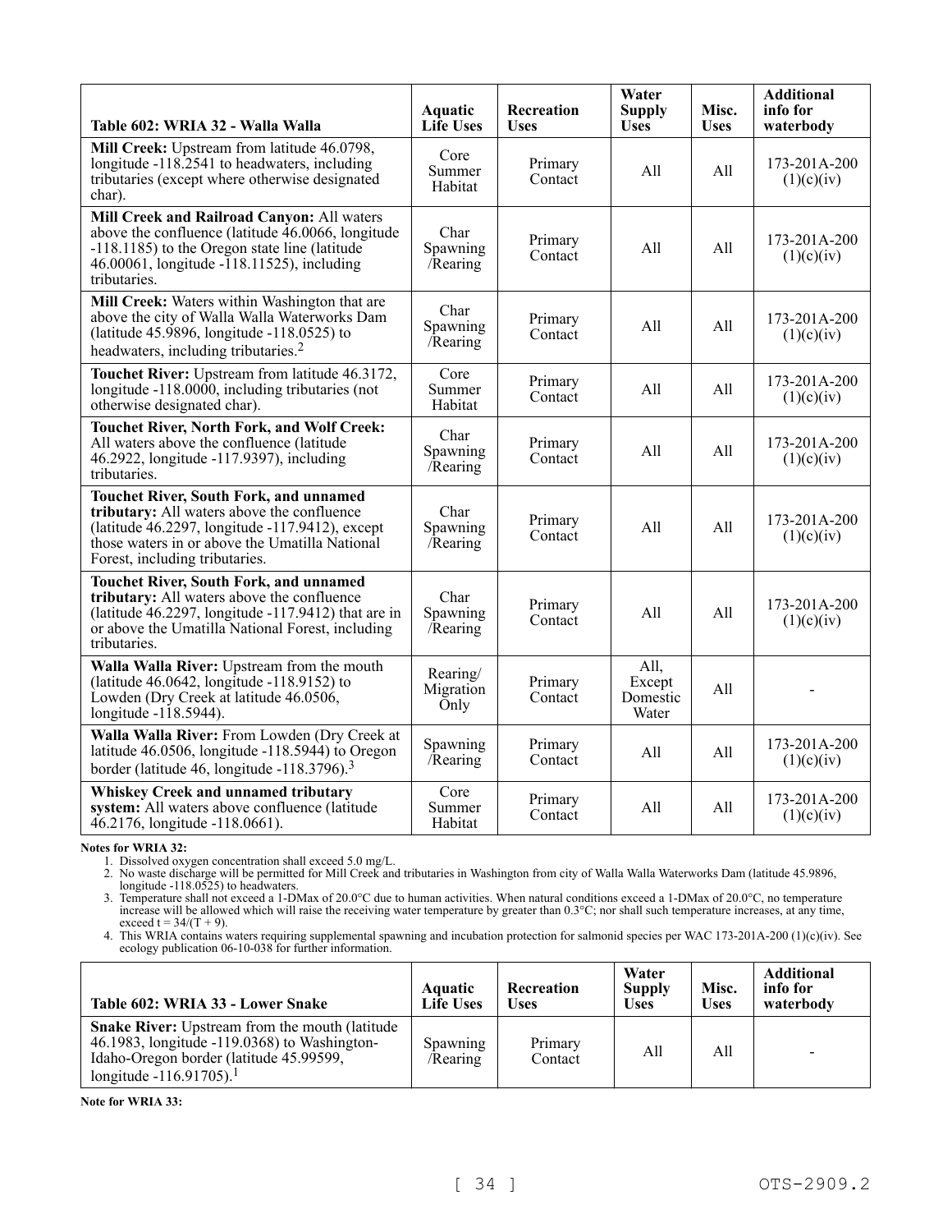| Table 602: WRIA 32 - Walla Walla | Aquatic Life Uses | Recreation Uses | Water Supply Uses | Misc. Uses | Additional info for waterbody |
|---|---|---|---|---|---|
| **Mill Creek:** Upstream from latitude 46.0798, longitude -118.2541 to headwaters, including tributaries (except where otherwise designated char). | Core Summer Habitat | Primary Contact | All | All | 173-201A-200 (1)(c)(iv) |
| **Mill Creek and Railroad Canyon:** All waters above the confluence (latitude 46.0066, longitude -118.1185) to the Oregon state line (latitude 46.00061, longitude -118.11525), including tributaries. | Char Spawning /Rearing | Primary Contact | All | All | 173-201A-200 (1)(c)(iv) |
| **Mill Creek:** Waters within Washington that are above the city of Walla Walla Waterworks Dam (latitude 45.9896, longitude -118.0525) to headwaters, including tributaries.[2] | Char Spawning /Rearing | Primary Contact | All | All | 173-201A-200 (1)(c)(iv) |
| **Touchet River:** Upstream from latitude 46.3172, longitude -118.0000, including tributaries (not otherwise designated char). | Core Summer Habitat | Primary Contact | All | All | 173-201A-200 (1)(c)(iv) |
| **Touchet River, North Fork, and Wolf Creek:** All waters above the confluence (latitude 46.2922, longitude -117.9397), including tributaries. | Char Spawning /Rearing | Primary Contact | All | All | 173-201A-200 (1)(c)(iv) |
| **Touchet River, South Fork, and unnamed tributary:** All waters above the confluence (latitude 46.2297, longitude -117.9412), except those waters in or above the Umatilla National Forest, including tributaries. | Char Spawning /Rearing | Primary Contact | All | All | 173-201A-200 (1)(c)(iv) |
| **Touchet River, South Fork, and unnamed tributary:** All waters above the confluence (latitude 46.2297, longitude -117.9412) that are in or above the Umatilla National Forest, including tributaries. | Char Spawning /Rearing | Primary Contact | All | All | 173-201A-200 (1)(c)(iv) |
| **Walla Walla River:** Upstream from the mouth (latitude 46.0642, longitude -118.9152) to Lowden (Dry Creek at latitude 46.0506, longitude -118.5944). | Rearing/ Migration Only | Primary Contact | All, Except Domestic Water | All | - |
| **Walla Walla River:** From Lowden (Dry Creek at latitude 46.0506, longitude -118.5944) to Oregon border (latitude 46, longitude -118.3796).[3] | Spawning /Rearing | Primary Contact | All | All | 173-201A-200 (1)(c)(iv) |
| **Whiskey Creek and unnamed tributary system:** All waters above confluence (latitude 46.2176, longitude -118.0661). | Core Summer Habitat | Primary Contact | All | All | 173-201A-200 (1)(c)(iv) |

**Notes for WRIA 32:**

1. Dissolved oxygen concentration shall exceed 5.0 mg/L.
2. No waste discharge will be permitted for Mill Creek and tributaries in Washington from city of Walla Walla Waterworks Dam (latitude 45.9896, longitude -118.0525) to headwaters.
3. Temperature shall not exceed a 1-DMax of 20.0°C due to human activities. When natural conditions exceed a 1-DMax of 20.0°C, no temperature increase will be allowed which will raise the receiving water temperature by greater than 0.3°C; nor shall such temperature increases, at any time, exceed $t = 34/(T + 9)$.
4. This WRIA contains waters requiring supplemental spawning and incubation protection for salmonid species per WAC 173-201A-200 (1)(c)(iv). See ecology publication 06-10-038 for further information.

| Table 602: WRIA 33 - Lower Snake | Aquatic Life Uses | Recreation Uses | Water Supply Uses | Misc. Uses | Additional info for waterbody |
|---|---|---|---|---|---|
| **Snake River:** Upstream from the mouth (latitude 46.1983, longitude -119.0368) to Washington-Idaho-Oregon border (latitude 45.99599, longitude -116.91705).[1] | Spawning /Rearing | Primary Contact | All | All | - |

**Note for WRIA 33:**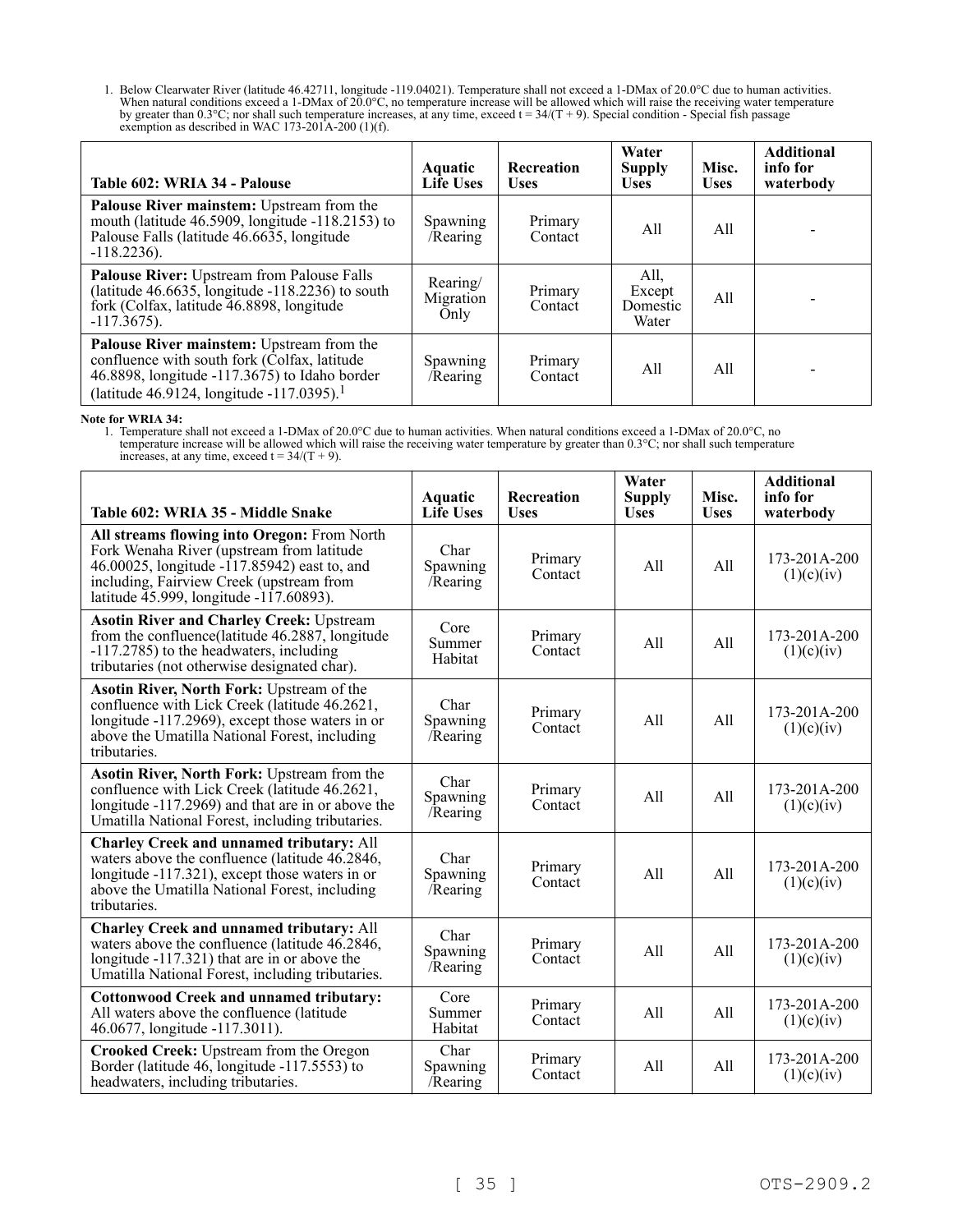1. Below Clearwater River (latitude 46.42711, longitude -119.04021). Temperature shall not exceed a 1-DMax of 20.0°C due to human activities. When natural conditions exceed a 1-DMax of 20.0°C, no temperature increase will be allowed which will raise the receiving water temperature by greater than 0.3°C; nor shall such temperature increases, at any time, exceed $t = 34/(T + 9)$. Special condition - Special fish passage exemption as described in WAC 173-201A-200 (1)(f).

| Table 602: WRIA 34 - Palouse | Aquatic Life Uses | Recreation Uses | Water Supply Uses | Misc. Uses | Additional info for waterbody |
|---|---|---|---|---|---|
| **Palouse River mainstem:** Upstream from the mouth (latitude 46.5909, longitude -118.2153) to Palouse Falls (latitude 46.6635, longitude -118.2236). | Spawning /Rearing | Primary Contact | All | All | - |
| **Palouse River:** Upstream from Palouse Falls (latitude 46.6635, longitude -118.2236) to south fork (Colfax, latitude 46.8898, longitude -117.3675). | Rearing/ Migration Only | Primary Contact | All, Except Domestic Water | All | - |
| **Palouse River mainstem:** Upstream from the confluence with south fork (Colfax, latitude 46.8898, longitude -117.3675) to Idaho border (latitude 46.9124, longitude -117.0395).[1] | Spawning /Rearing | Primary Contact | All | All | - |

**Note for WRIA 34:**

1. Temperature shall not exceed a 1-DMax of 20.0°C due to human activities. When natural conditions exceed a 1-DMax of 20.0°C, no temperature increase will be allowed which will raise the receiving water temperature by greater than 0.3°C; nor shall such temperature increases, at any time, exceed $t = 34/(T + 9)$.

| Table 602: WRIA 35 - Middle Snake | Aquatic Life Uses | Recreation Uses | Water Supply Uses | Misc. Uses | Additional info for waterbody |
|---|---|---|---|---|---|
| **All streams flowing into Oregon:** From North Fork Wenaha River (upstream from latitude 46.00025, longitude -117.85942) east to, and including, Fairview Creek (upstream from latitude 45.999, longitude -117.60893). | Char Spawning /Rearing | Primary Contact | All | All | 173-201A-200 (1)(c)(iv) |
| **Asotin River and Charley Creek:** Upstream from the confluence(latitude 46.2887, longitude -117.2785) to the headwaters, including tributaries (not otherwise designated char). | Core Summer Habitat | Primary Contact | All | All | 173-201A-200 (1)(c)(iv) |
| **Asotin River, North Fork:** Upstream of the confluence with Lick Creek (latitude 46.2621, longitude -117.2969), except those waters in or above the Umatilla National Forest, including tributaries. | Char Spawning /Rearing | Primary Contact | All | All | 173-201A-200 (1)(c)(iv) |
| **Asotin River, North Fork:** Upstream from the confluence with Lick Creek (latitude 46.2621, longitude -117.2969) and that are in or above the Umatilla National Forest, including tributaries. | Char Spawning /Rearing | Primary Contact | All | All | 173-201A-200 (1)(c)(iv) |
| **Charley Creek and unnamed tributary:** All waters above the confluence (latitude 46.2846, longitude -117.321), except those waters in or above the Umatilla National Forest, including tributaries. | Char Spawning /Rearing | Primary Contact | All | All | 173-201A-200 (1)(c)(iv) |
| **Charley Creek and unnamed tributary:** All waters above the confluence (latitude 46.2846, longitude -117.321) that are in or above the Umatilla National Forest, including tributaries. | Char Spawning /Rearing | Primary Contact | All | All | 173-201A-200 (1)(c)(iv) |
| **Cottonwood Creek and unnamed tributary:** All waters above the confluence (latitude 46.0677, longitude -117.3011). | Core Summer Habitat | Primary Contact | All | All | 173-201A-200 (1)(c)(iv) |
| **Crooked Creek:** Upstream from the Oregon Border (latitude 46, longitude -117.5553) to headwaters, including tributaries. | Char Spawning /Rearing | Primary Contact | All | All | 173-201A-200 (1)(c)(iv) |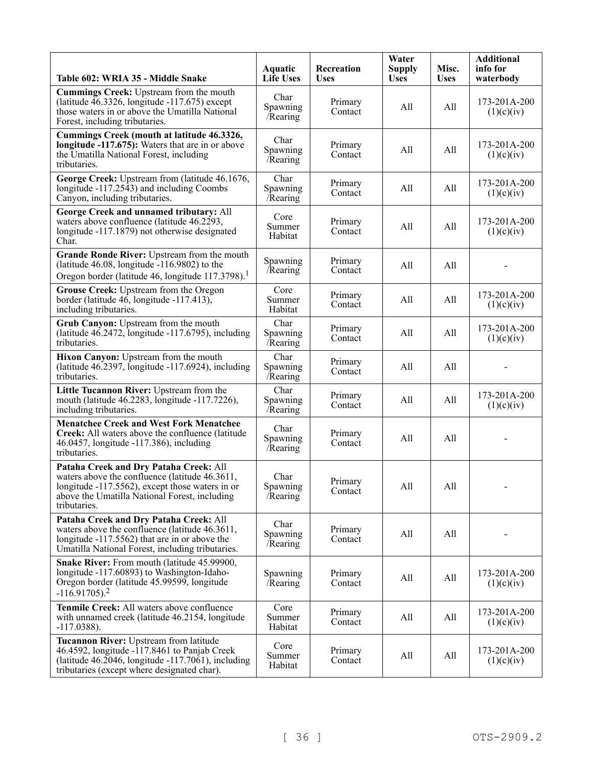| Table 602: WRIA 35 - Middle Snake | Aquatic Life Uses | Recreation Uses | Water Supply Uses | Misc. Uses | Additional info for waterbody |
|---|---|---|---|---|---|
| **Cummings Creek:** Upstream from the mouth (latitude 46.3326, longitude -117.675) except those waters in or above the Umatilla National Forest, including tributaries. | Char Spawning /Rearing | Primary Contact | All | All | 173-201A-200 (1)(c)(iv) |
| **Cummings Creek (mouth at latitude 46.3326, longitude -117.675):** Waters that are in or above the Umatilla National Forest, including tributaries. | Char Spawning /Rearing | Primary Contact | All | All | 173-201A-200 (1)(c)(iv) |
| **George Creek:** Upstream from (latitude 46.1676, longitude -117.2543) and including Coombs Canyon, including tributaries. | Char Spawning /Rearing | Primary Contact | All | All | 173-201A-200 (1)(c)(iv) |
| **George Creek and unnamed tributary:** All waters above confluence (latitude 46.2293, longitude -117.1879) not otherwise designated Char. | Core Summer Habitat | Primary Contact | All | All | 173-201A-200 (1)(c)(iv) |
| **Grande Ronde River:** Upstream from the mouth (latitude 46.08, longitude -116.9802) to the Oregon border (latitude 46, longitude 117.3798).[1] | Spawning /Rearing | Primary Contact | All | All | - |
| **Grouse Creek:** Upstream from the Oregon border (latitude 46, longitude -117.413), including tributaries. | Core Summer Habitat | Primary Contact | All | All | 173-201A-200 (1)(c)(iv) |
| **Grub Canyon:** Upstream from the mouth (latitude 46.2472, longitude -117.6795), including tributaries. | Char Spawning /Rearing | Primary Contact | All | All | 173-201A-200 (1)(c)(iv) |
| **Hixon Canyon:** Upstream from the mouth (latitude 46.2397, longitude -117.6924), including tributaries. | Char Spawning /Rearing | Primary Contact | All | All | - |
| **Little Tucannon River:** Upstream from the mouth (latitude 46.2283, longitude -117.7226), including tributaries. | Char Spawning /Rearing | Primary Contact | All | All | 173-201A-200 (1)(c)(iv) |
| **Menatchee Creek and West Fork Menatchee Creek:** All waters above the confluence (latitude 46.0457, longitude -117.386), including tributaries. | Char Spawning /Rearing | Primary Contact | All | All | - |
| **Pataha Creek and Dry Pataha Creek:** All waters above the confluence (latitude 46.3611, longitude -117.5562), except those waters in or above the Umatilla National Forest, including tributaries. | Char Spawning /Rearing | Primary Contact | All | All | - |
| **Pataha Creek and Dry Pataha Creek:** All waters above the confluence (latitude 46.3611, longitude -117.5562) that are in or above the Umatilla National Forest, including tributaries. | Char Spawning /Rearing | Primary Contact | All | All | - |
| **Snake River:** From mouth (latitude 45.99900, longitude -117.60893) to Washington-Idaho-Oregon border (latitude 45.99599, longitude -116.91705).[2] | Spawning /Rearing | Primary Contact | All | All | 173-201A-200 (1)(c)(iv) |
| **Tenmile Creek:** All waters above confluence with unnamed creek (latitude 46.2154, longitude -117.0388). | Core Summer Habitat | Primary Contact | All | All | 173-201A-200 (1)(c)(iv) |
| **Tucannon River:** Upstream from latitude 46.4592, longitude -117.8461 to Panjab Creek (latitude 46.2046, longitude -117.7061), including tributaries (except where designated char). | Core Summer Habitat | Primary Contact | All | All | 173-201A-200 (1)(c)(iv) |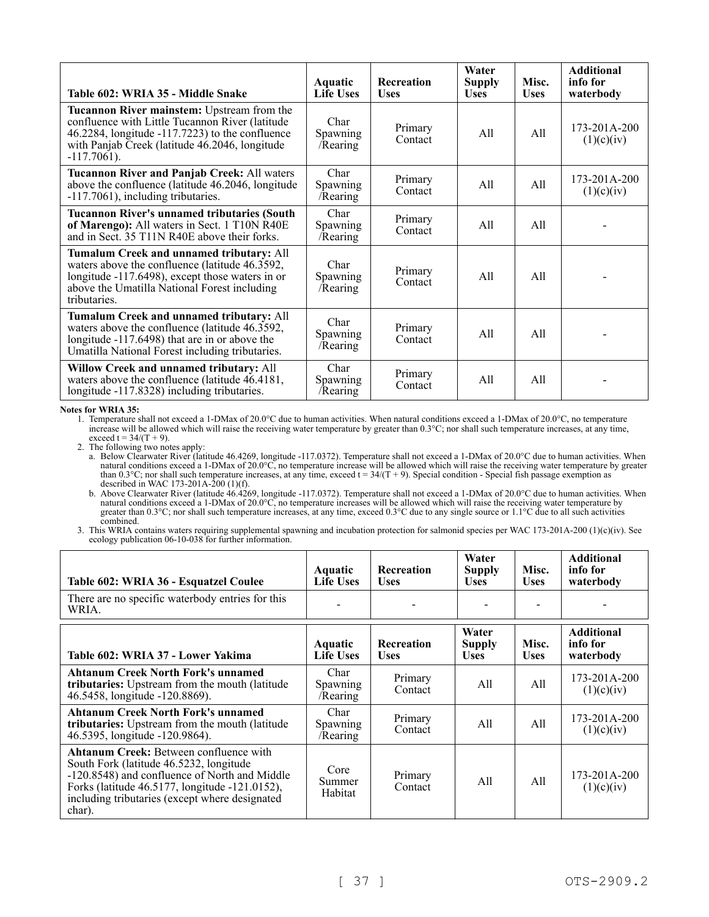| Table 602: WRIA 35 - Middle Snake | Aquatic Life Uses | Recreation Uses | Water Supply Uses | Misc. Uses | Additional info for waterbody |
|---|---|---|---|---|---|
| **Tucannon River mainstem:** Upstream from the confluence with Little Tucannon River (latitude 46.2284, longitude -117.7223) to the confluence with Panjab Creek (latitude 46.2046, longitude -117.7061). | Char Spawning /Rearing | Primary Contact | All | All | 173-201A-200 (1)(c)(iv) |
| **Tucannon River and Panjab Creek:** All waters above the confluence (latitude 46.2046, longitude -117.7061), including tributaries. | Char Spawning /Rearing | Primary Contact | All | All | 173-201A-200 (1)(c)(iv) |
| **Tucannon River's unnamed tributaries (South of Marengo):** All waters in Sect. 1 T10N R40E and in Sect. 35 T11N R40E above their forks. | Char Spawning /Rearing | Primary Contact | All | All | - |
| **Tumalum Creek and unnamed tributary:** All waters above the confluence (latitude 46.3592, longitude -117.6498), except those waters in or above the Umatilla National Forest including tributaries. | Char Spawning /Rearing | Primary Contact | All | All | - |
| **Tumalum Creek and unnamed tributary:** All waters above the confluence (latitude 46.3592, longitude -117.6498) that are in or above the Umatilla National Forest including tributaries. | Char Spawning /Rearing | Primary Contact | All | All | - |
| **Willow Creek and unnamed tributary:** All waters above the confluence (latitude 46.4181, longitude -117.8328) including tributaries. | Char Spawning /Rearing | Primary Contact | All | All | - |

**Notes for WRIA 35:**

1. Temperature shall not exceed a 1-DMax of 20.0°C due to human activities. When natural conditions exceed a 1-DMax of 20.0°C, no temperature increase will be allowed which will raise the receiving water temperature by greater than 0.3°C; nor shall such temperature increases, at any time, exceed $t = 34/(T + 9)$.
2. The following two notes apply:
   a. Below Clearwater River (latitude 46.4269, longitude -117.0372). Temperature shall not exceed a 1-DMax of 20.0°C due to human activities. When natural conditions exceed a 1-DMax of 20.0°C, no temperature increase will be allowed which will raise the receiving water temperature by greater than 0.3°C; nor shall such temperature increases, at any time, exceed $t = 34/(T + 9)$. Special condition - Special fish passage exemption as described in WAC 173-201A-200 (1)(f).
   b. Above Clearwater River (latitude 46.4269, longitude -117.0372). Temperature shall not exceed a 1-DMax of 20.0°C due to human activities. When natural conditions exceed a 1-DMax of 20.0°C, no temperature increases will be allowed which will raise the receiving water temperature by greater than 0.3°C; nor shall such temperature increases, at any time, exceed 0.3°C due to any single source or 1.1°C due to all such activities combined.
3. This WRIA contains waters requiring supplemental spawning and incubation protection for salmonid species per WAC 173-201A-200 (1)(c)(iv). See ecology publication 06-10-038 for further information.

| Table 602: WRIA 36 - Esquatzel Coulee | Aquatic Life Uses | Recreation Uses | Water Supply Uses | Misc. Uses | Additional info for waterbody |
|---|---|---|---|---|---|
| There are no specific waterbody entries for this WRIA. | - | - | - | - | - |

| Table 602: WRIA 37 - Lower Yakima | Aquatic Life Uses | Recreation Uses | Water Supply Uses | Misc. Uses | Additional info for waterbody |
|---|---|---|---|---|---|
| **Ahtanum Creek North Fork's unnamed tributaries:** Upstream from the mouth (latitude 46.5458, longitude -120.8869). | Char Spawning /Rearing | Primary Contact | All | All | 173-201A-200 (1)(c)(iv) |
| **Ahtanum Creek North Fork's unnamed tributaries:** Upstream from the mouth (latitude 46.5395, longitude -120.9864). | Char Spawning /Rearing | Primary Contact | All | All | 173-201A-200 (1)(c)(iv) |
| **Ahtanum Creek:** Between confluence with South Fork (latitude 46.5232, longitude -120.8548) and confluence of North and Middle Forks (latitude 46.5177, longitude -121.0152), including tributaries (except where designated char). | Core Summer Habitat | Primary Contact | All | All | 173-201A-200 (1)(c)(iv) |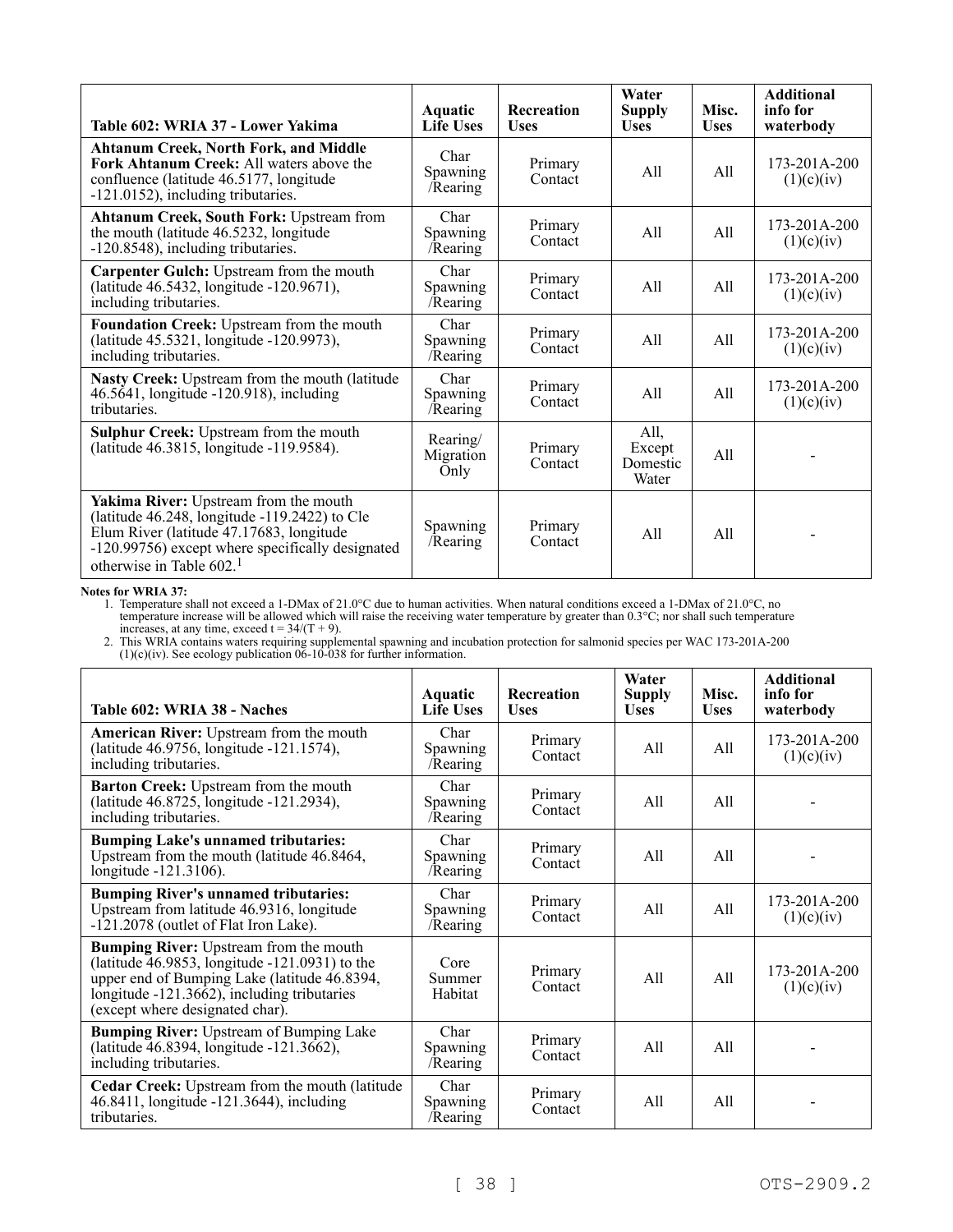| Table 602: WRIA 37 - Lower Yakima | Aquatic Life Uses | Recreation Uses | Water Supply Uses | Misc. Uses | Additional info for waterbody |
|---|---|---|---|---|---|
| **Ahtanum Creek, North Fork, and Middle Fork Ahtanum Creek:** All waters above the confluence (latitude 46.5177, longitude -121.0152), including tributaries. | Char Spawning /Rearing | Primary Contact | All | All | 173-201A-200 (1)(c)(iv) |
| **Ahtanum Creek, South Fork:** Upstream from the mouth (latitude 46.5232, longitude -120.8548), including tributaries. | Char Spawning /Rearing | Primary Contact | All | All | 173-201A-200 (1)(c)(iv) |
| **Carpenter Gulch:** Upstream from the mouth (latitude 46.5432, longitude -120.9671), including tributaries. | Char Spawning /Rearing | Primary Contact | All | All | 173-201A-200 (1)(c)(iv) |
| **Foundation Creek:** Upstream from the mouth (latitude 45.5321, longitude -120.9973), including tributaries. | Char Spawning /Rearing | Primary Contact | All | All | 173-201A-200 (1)(c)(iv) |
| **Nasty Creek:** Upstream from the mouth (latitude 46.5641, longitude -120.918), including tributaries. | Char Spawning /Rearing | Primary Contact | All | All | 173-201A-200 (1)(c)(iv) |
| **Sulphur Creek:** Upstream from the mouth (latitude 46.3815, longitude -119.9584). | Rearing/ Migration Only | Primary Contact | All, Except Domestic Water | All | - |
| **Yakima River:** Upstream from the mouth (latitude 46.248, longitude -119.2422) to Cle Elum River (latitude 47.17683, longitude -120.99756) except where specifically designated otherwise in Table 602.[1] | Spawning /Rearing | Primary Contact | All | All | - |

**Notes for WRIA 37:**

1. Temperature shall not exceed a 1-DMax of 21.0°C due to human activities. When natural conditions exceed a 1-DMax of 21.0°C, no temperature increase will be allowed which will raise the receiving water temperature by greater than 0.3°C; nor shall such temperature increases, at any time, exceed $t = 34/(T + 9)$.
2. This WRIA contains waters requiring supplemental spawning and incubation protection for salmonid species per WAC 173-201A-200 (1)(c)(iv). See ecology publication 06-10-038 for further information.

| Table 602: WRIA 38 - Naches | Aquatic Life Uses | Recreation Uses | Water Supply Uses | Misc. Uses | Additional info for waterbody |
|---|---|---|---|---|---|
| **American River:** Upstream from the mouth (latitude 46.9756, longitude -121.1574), including tributaries. | Char Spawning /Rearing | Primary Contact | All | All | 173-201A-200 (1)(c)(iv) |
| **Barton Creek:** Upstream from the mouth (latitude 46.8725, longitude -121.2934), including tributaries. | Char Spawning /Rearing | Primary Contact | All | All | - |
| **Bumping Lake's unnamed tributaries:** Upstream from the mouth (latitude 46.8464, longitude -121.3106). | Char Spawning /Rearing | Primary Contact | All | All | - |
| **Bumping River's unnamed tributaries:** Upstream from latitude 46.9316, longitude -121.2078 (outlet of Flat Iron Lake). | Char Spawning /Rearing | Primary Contact | All | All | 173-201A-200 (1)(c)(iv) |
| **Bumping River:** Upstream from the mouth (latitude 46.9853, longitude -121.0931) to the upper end of Bumping Lake (latitude 46.8394, longitude -121.3662), including tributaries (except where designated char). | Core Summer Habitat | Primary Contact | All | All | 173-201A-200 (1)(c)(iv) |
| **Bumping River:** Upstream of Bumping Lake (latitude 46.8394, longitude -121.3662), including tributaries. | Char Spawning /Rearing | Primary Contact | All | All | - |
| **Cedar Creek:** Upstream from the mouth (latitude 46.8411, longitude -121.3644), including tributaries. | Char Spawning /Rearing | Primary Contact | All | All | - |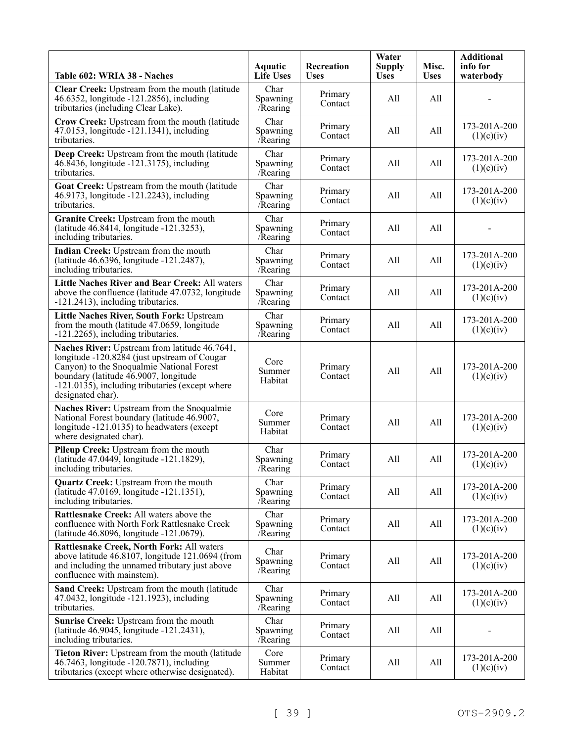| Table 602: WRIA 38 - Naches | Aquatic Life Uses | Recreation Uses | Water Supply Uses | Misc. Uses | Additional info for waterbody |
|---|---|---|---|---|---|
| **Clear Creek:** Upstream from the mouth (latitude 46.6352, longitude -121.2856), including tributaries (including Clear Lake). | Char Spawning /Rearing | Primary Contact | All | All | - |
| **Crow Creek:** Upstream from the mouth (latitude 47.0153, longitude -121.1341), including tributaries. | Char Spawning /Rearing | Primary Contact | All | All | 173-201A-200 (1)(c)(iv) |
| **Deep Creek:** Upstream from the mouth (latitude 46.8436, longitude -121.3175), including tributaries. | Char Spawning /Rearing | Primary Contact | All | All | 173-201A-200 (1)(c)(iv) |
| **Goat Creek:** Upstream from the mouth (latitude 46.9173, longitude -121.2243), including tributaries. | Char Spawning /Rearing | Primary Contact | All | All | 173-201A-200 (1)(c)(iv) |
| **Granite Creek:** Upstream from the mouth (latitude 46.8414, longitude -121.3253), including tributaries. | Char Spawning /Rearing | Primary Contact | All | All | - |
| **Indian Creek:** Upstream from the mouth (latitude 46.6396, longitude -121.2487), including tributaries. | Char Spawning /Rearing | Primary Contact | All | All | 173-201A-200 (1)(c)(iv) |
| **Little Naches River and Bear Creek:** All waters above the confluence (latitude 47.0732, longitude -121.2413), including tributaries. | Char Spawning /Rearing | Primary Contact | All | All | 173-201A-200 (1)(c)(iv) |
| **Little Naches River, South Fork:** Upstream from the mouth (latitude 47.0659, longitude -121.2265), including tributaries. | Char Spawning /Rearing | Primary Contact | All | All | 173-201A-200 (1)(c)(iv) |
| **Naches River:** Upstream from latitude 46.7641, longitude -120.8284 (just upstream of Cougar Canyon) to the Snoqualmie National Forest boundary (latitude 46.9007, longitude -121.0135), including tributaries (except where designated char). | Core Summer Habitat | Primary Contact | All | All | 173-201A-200 (1)(c)(iv) |
| **Naches River:** Upstream from the Snoqualmie National Forest boundary (latitude 46.9007, longitude -121.0135) to headwaters (except where designated char). | Core Summer Habitat | Primary Contact | All | All | 173-201A-200 (1)(c)(iv) |
| **Pileup Creek:** Upstream from the mouth (latitude 47.0449, longitude -121.1829), including tributaries. | Char Spawning /Rearing | Primary Contact | All | All | 173-201A-200 (1)(c)(iv) |
| **Quartz Creek:** Upstream from the mouth (latitude 47.0169, longitude -121.1351), including tributaries. | Char Spawning /Rearing | Primary Contact | All | All | 173-201A-200 (1)(c)(iv) |
| **Rattlesnake Creek:** All waters above the confluence with North Fork Rattlesnake Creek (latitude 46.8096, longitude -121.0679). | Char Spawning /Rearing | Primary Contact | All | All | 173-201A-200 (1)(c)(iv) |
| **Rattlesnake Creek, North Fork:** All waters above latitude 46.8107, longitude 121.0694 (from and including the unnamed tributary just above confluence with mainstem). | Char Spawning /Rearing | Primary Contact | All | All | 173-201A-200 (1)(c)(iv) |
| **Sand Creek:** Upstream from the mouth (latitude 47.0432, longitude -121.1923), including tributaries. | Char Spawning /Rearing | Primary Contact | All | All | 173-201A-200 (1)(c)(iv) |
| **Sunrise Creek:** Upstream from the mouth (latitude 46.9045, longitude -121.2431), including tributaries. | Char Spawning /Rearing | Primary Contact | All | All | - |
| **Tieton River:** Upstream from the mouth (latitude 46.7463, longitude -120.7871), including tributaries (except where otherwise designated). | Core Summer Habitat | Primary Contact | All | All | 173-201A-200 (1)(c)(iv) |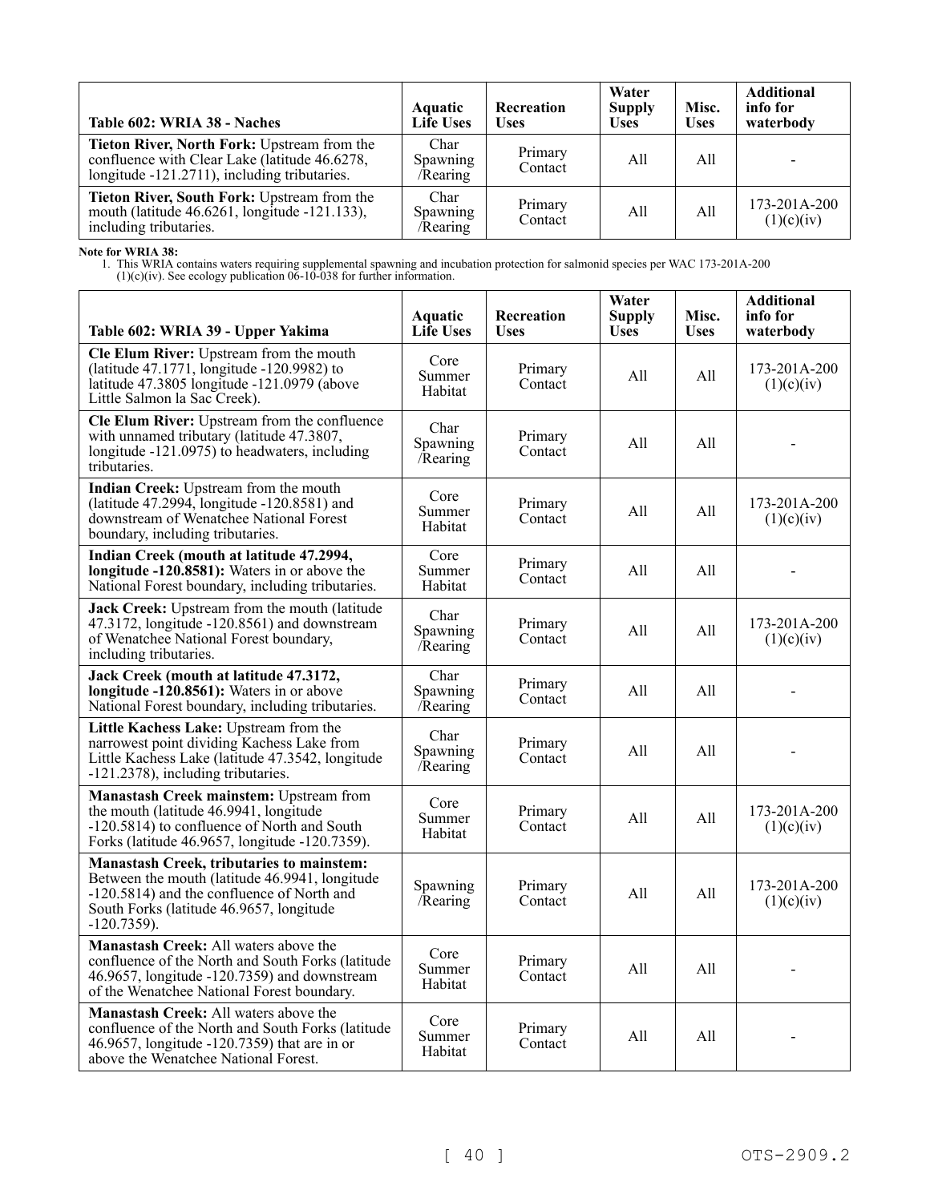| Table 602: WRIA 38 - Naches | Aquatic Life Uses | Recreation Uses | Water Supply Uses | Misc. Uses | Additional info for waterbody |
|---|---|---|---|---|---|
| **Tieton River, North Fork:** Upstream from the confluence with Clear Lake (latitude 46.6278, longitude -121.2711), including tributaries. | Char Spawning /Rearing | Primary Contact | All | All | - |
| **Tieton River, South Fork:** Upstream from the mouth (latitude 46.6261, longitude -121.133), including tributaries. | Char Spawning /Rearing | Primary Contact | All | All | 173-201A-200 (1)(c)(iv) |

**Note for WRIA 38:**

1. This WRIA contains waters requiring supplemental spawning and incubation protection for salmonid species per WAC 173-201A-200 (1)(c)(iv). See ecology publication 06-10-038 for further information.

| Table 602: WRIA 39 - Upper Yakima | Aquatic Life Uses | Recreation Uses | Water Supply Uses | Misc. Uses | Additional info for waterbody |
|---|---|---|---|---|---|
| **Cle Elum River:** Upstream from the mouth (latitude 47.1771, longitude -120.9982) to latitude 47.3805 longitude -121.0979 (above Little Salmon la Sac Creek). | Core Summer Habitat | Primary Contact | All | All | 173-201A-200 (1)(c)(iv) |
| **Cle Elum River:** Upstream from the confluence with unnamed tributary (latitude 47.3807, longitude -121.0975) to headwaters, including tributaries. | Char Spawning /Rearing | Primary Contact | All | All | - |
| **Indian Creek:** Upstream from the mouth (latitude 47.2994, longitude -120.8581) and downstream of Wenatchee National Forest boundary, including tributaries. | Core Summer Habitat | Primary Contact | All | All | 173-201A-200 (1)(c)(iv) |
| **Indian Creek (mouth at latitude 47.2994, longitude -120.8581):** Waters in or above the National Forest boundary, including tributaries. | Core Summer Habitat | Primary Contact | All | All | - |
| **Jack Creek:** Upstream from the mouth (latitude 47.3172, longitude -120.8561) and downstream of Wenatchee National Forest boundary, including tributaries. | Char Spawning /Rearing | Primary Contact | All | All | 173-201A-200 (1)(c)(iv) |
| **Jack Creek (mouth at latitude 47.3172, longitude -120.8561):** Waters in or above National Forest boundary, including tributaries. | Char Spawning /Rearing | Primary Contact | All | All | - |
| **Little Kachess Lake:** Upstream from the narrowest point dividing Kachess Lake from Little Kachess Lake (latitude 47.3542, longitude -121.2378), including tributaries. | Char Spawning /Rearing | Primary Contact | All | All | - |
| **Manastash Creek mainstem:** Upstream from the mouth (latitude 46.9941, longitude -120.5814) to confluence of North and South Forks (latitude 46.9657, longitude -120.7359). | Core Summer Habitat | Primary Contact | All | All | 173-201A-200 (1)(c)(iv) |
| **Manastash Creek, tributaries to mainstem:** Between the mouth (latitude 46.9941, longitude -120.5814) and the confluence of North and South Forks (latitude 46.9657, longitude -120.7359). | Spawning /Rearing | Primary Contact | All | All | 173-201A-200 (1)(c)(iv) |
| **Manastash Creek:** All waters above the confluence of the North and South Forks (latitude 46.9657, longitude -120.7359) and downstream of the Wenatchee National Forest boundary. | Core Summer Habitat | Primary Contact | All | All | - |
| **Manastash Creek:** All waters above the confluence of the North and South Forks (latitude 46.9657, longitude -120.7359) that are in or above the Wenatchee National Forest. | Core Summer Habitat | Primary Contact | All | All | - |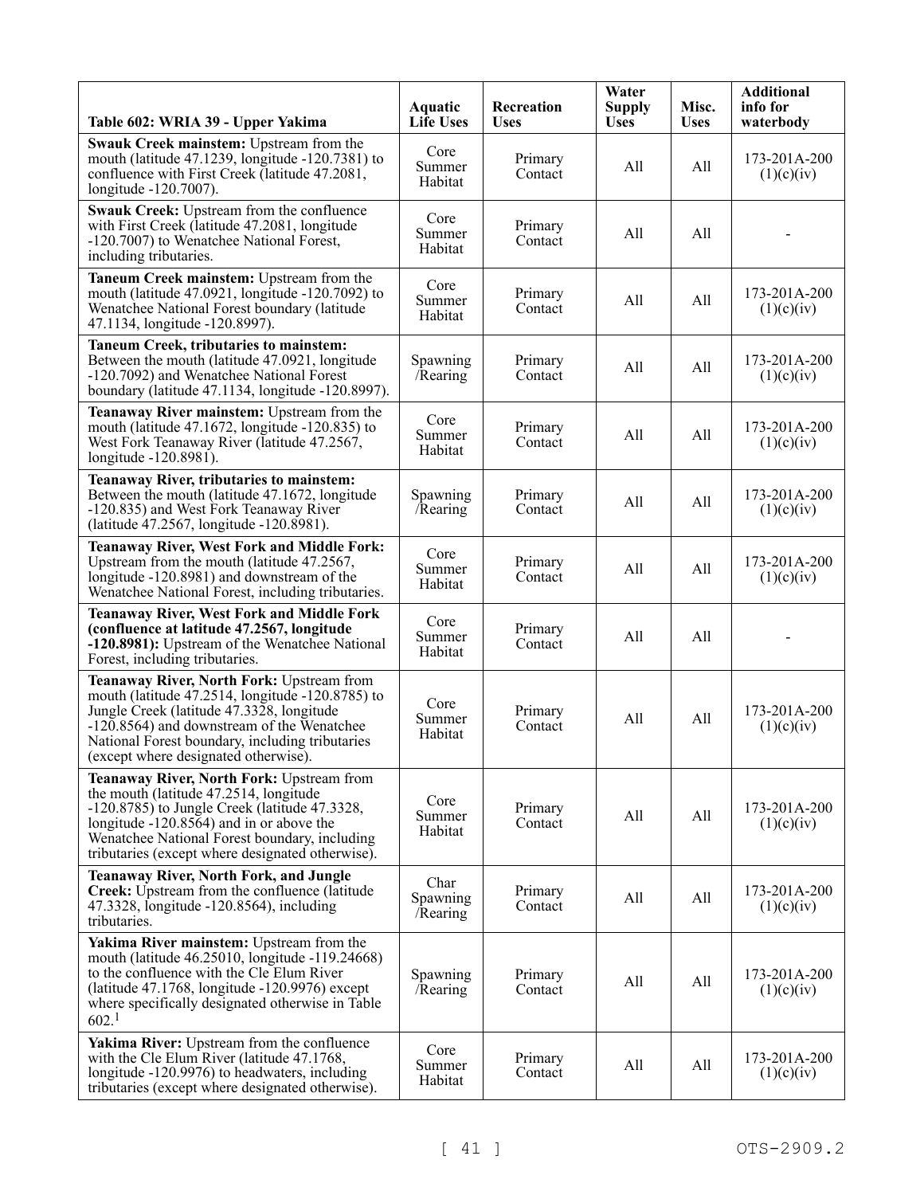| Table 602: WRIA 39 - Upper Yakima | Aquatic Life Uses | Recreation Uses | Water Supply Uses | Misc. Uses | Additional info for waterbody |
|---|---|---|---|---|---|
| **Swauk Creek mainstem:** Upstream from the mouth (latitude 47.1239, longitude -120.7381) to confluence with First Creek (latitude 47.2081, longitude -120.7007). | Core Summer Habitat | Primary Contact | All | All | 173-201A-200 (1)(c)(iv) |
| **Swauk Creek:** Upstream from the confluence with First Creek (latitude 47.2081, longitude -120.7007) to Wenatchee National Forest, including tributaries. | Core Summer Habitat | Primary Contact | All | All | - |
| **Taneum Creek mainstem:** Upstream from the mouth (latitude 47.0921, longitude -120.7092) to Wenatchee National Forest boundary (latitude 47.1134, longitude -120.8997). | Core Summer Habitat | Primary Contact | All | All | 173-201A-200 (1)(c)(iv) |
| **Taneum Creek, tributaries to mainstem:** Between the mouth (latitude 47.0921, longitude -120.7092) and Wenatchee National Forest boundary (latitude 47.1134, longitude -120.8997). | Spawning /Rearing | Primary Contact | All | All | 173-201A-200 (1)(c)(iv) |
| **Teanaway River mainstem:** Upstream from the mouth (latitude 47.1672, longitude -120.835) to West Fork Teanaway River (latitude 47.2567, longitude -120.8981). | Core Summer Habitat | Primary Contact | All | All | 173-201A-200 (1)(c)(iv) |
| **Teanaway River, tributaries to mainstem:** Between the mouth (latitude 47.1672, longitude -120.835) and West Fork Teanaway River (latitude 47.2567, longitude -120.8981). | Spawning /Rearing | Primary Contact | All | All | 173-201A-200 (1)(c)(iv) |
| **Teanaway River, West Fork and Middle Fork:** Upstream from the mouth (latitude 47.2567, longitude -120.8981) and downstream of the Wenatchee National Forest, including tributaries. | Core Summer Habitat | Primary Contact | All | All | 173-201A-200 (1)(c)(iv) |
| **Teanaway River, West Fork and Middle Fork (confluence at latitude 47.2567, longitude -120.8981):** Upstream of the Wenatchee National Forest, including tributaries. | Core Summer Habitat | Primary Contact | All | All | - |
| **Teanaway River, North Fork:** Upstream from mouth (latitude 47.2514, longitude -120.8785) to Jungle Creek (latitude 47.3328, longitude -120.8564) and downstream of the Wenatchee National Forest boundary, including tributaries (except where designated otherwise). | Core Summer Habitat | Primary Contact | All | All | 173-201A-200 (1)(c)(iv) |
| **Teanaway River, North Fork:** Upstream from the mouth (latitude 47.2514, longitude -120.8785) to Jungle Creek (latitude 47.3328, longitude -120.8564) and in or above the Wenatchee National Forest boundary, including tributaries (except where designated otherwise). | Core Summer Habitat | Primary Contact | All | All | 173-201A-200 (1)(c)(iv) |
| **Teanaway River, North Fork, and Jungle Creek:** Upstream from the confluence (latitude 47.3328, longitude -120.8564), including tributaries. | Char Spawning /Rearing | Primary Contact | All | All | 173-201A-200 (1)(c)(iv) |
| **Yakima River mainstem:** Upstream from the mouth (latitude 46.25010, longitude -119.24668) to the confluence with the Cle Elum River (latitude 47.1768, longitude -120.9976) except where specifically designated otherwise in Table 602.[1] | Spawning /Rearing | Primary Contact | All | All | 173-201A-200 (1)(c)(iv) |
| **Yakima River:** Upstream from the confluence with the Cle Elum River (latitude 47.1768, longitude -120.9976) to headwaters, including tributaries (except where designated otherwise). | Core Summer Habitat | Primary Contact | All | All | 173-201A-200 (1)(c)(iv) |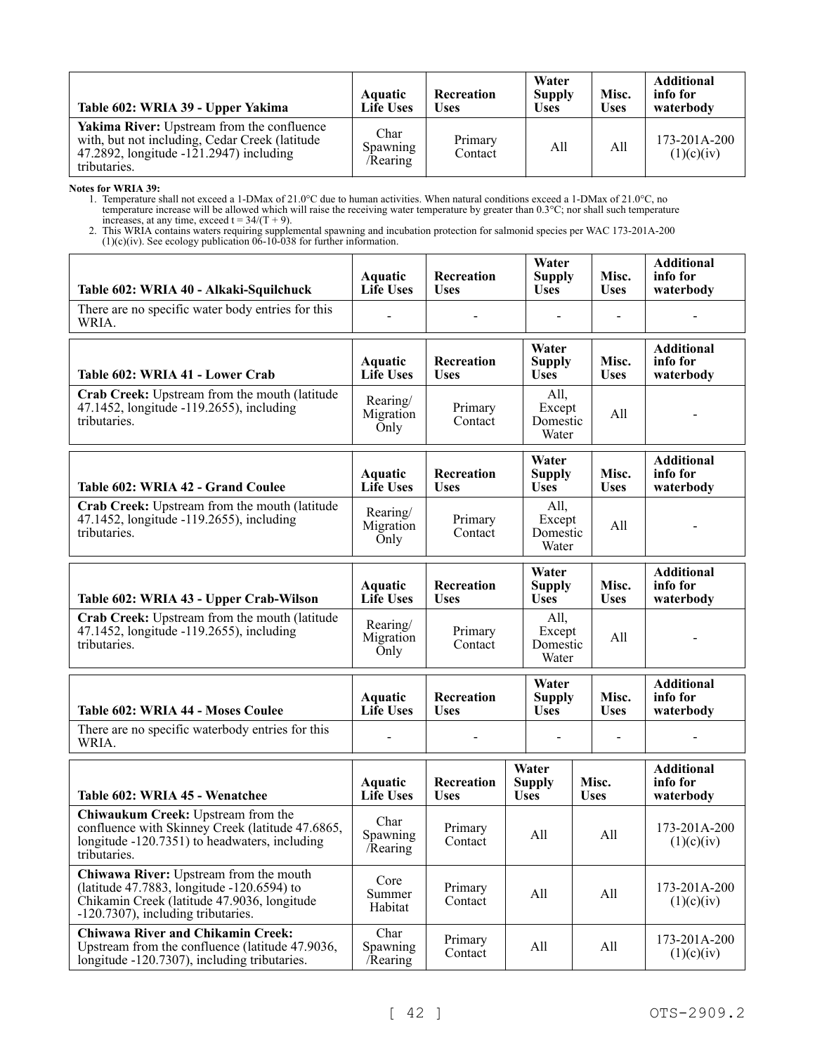| Table 602: WRIA 39 - Upper Yakima | Aquatic Life Uses | Recreation Uses | Water Supply Uses | Misc. Uses | Additional info for waterbody |
|---|---|---|---|---|---|
| **Yakima River:** Upstream from the confluence with, but not including, Cedar Creek (latitude 47.2892, longitude -121.2947) including tributaries. | Char Spawning /Rearing | Primary Contact | All | All | 173-201A-200 (1)(c)(iv) |

**Notes for WRIA 39:**

1. Temperature shall not exceed a 1-DMax of 21.0°C due to human activities. When natural conditions exceed a 1-DMax of 21.0°C, no temperature increase will be allowed which will raise the receiving water temperature by greater than 0.3°C; nor shall such temperature increases, at any time, exceed $t = 34/(T + 9)$.
2. This WRIA contains waters requiring supplemental spawning and incubation protection for salmonid species per WAC 173-201A-200 (1)(c)(iv). See ecology publication 06-10-038 for further information.

| Table 602: WRIA 40 - Alkaki-Squilchuck | Aquatic Life Uses | Recreation Uses | Water Supply Uses | Misc. Uses | Additional info for waterbody |
|---|---|---|---|---|---|
| There are no specific water body entries for this WRIA. | - | - | - | - | - |

| Table 602: WRIA 41 - Lower Crab | Aquatic Life Uses | Recreation Uses | Water Supply Uses | Misc. Uses | Additional info for waterbody |
|---|---|---|---|---|---|
| **Crab Creek:** Upstream from the mouth (latitude 47.1452, longitude -119.2655), including tributaries. | Rearing/ Migration Only | Primary Contact | All, Except Domestic Water | All | - |

| Table 602: WRIA 42 - Grand Coulee | Aquatic Life Uses | Recreation Uses | Water Supply Uses | Misc. Uses | Additional info for waterbody |
|---|---|---|---|---|---|
| **Crab Creek:** Upstream from the mouth (latitude 47.1452, longitude -119.2655), including tributaries. | Rearing/ Migration Only | Primary Contact | All, Except Domestic Water | All | - |

| Table 602: WRIA 43 - Upper Crab-Wilson | Aquatic Life Uses | Recreation Uses | Water Supply Uses | Misc. Uses | Additional info for waterbody |
|---|---|---|---|---|---|
| **Crab Creek:** Upstream from the mouth (latitude 47.1452, longitude -119.2655), including tributaries. | Rearing/ Migration Only | Primary Contact | All, Except Domestic Water | All | - |

| Table 602: WRIA 44 - Moses Coulee | Aquatic Life Uses | Recreation Uses | Water Supply Uses | Misc. Uses | Additional info for waterbody |
|---|---|---|---|---|---|
| There are no specific waterbody entries for this WRIA. | - | - | - | - | - |

| Table 602: WRIA 45 - Wenatchee | Aquatic Life Uses | Recreation Uses | Water Supply Uses | Misc. Uses | Additional info for waterbody |
|---|---|---|---|---|---|
| **Chiwaukum Creek:** Upstream from the confluence with Skinney Creek (latitude 47.6865, longitude -120.7351) to headwaters, including tributaries. | Char Spawning /Rearing | Primary Contact | All | All | 173-201A-200 (1)(c)(iv) |
| **Chiwawa River:** Upstream from the mouth (latitude 47.7883, longitude -120.6594) to Chikamin Creek (latitude 47.9036, longitude -120.7307), including tributaries. | Core Summer Habitat | Primary Contact | All | All | 173-201A-200 (1)(c)(iv) |
| **Chiwawa River and Chikamin Creek:** Upstream from the confluence (latitude 47.9036, longitude -120.7307), including tributaries. | Char Spawning /Rearing | Primary Contact | All | All | 173-201A-200 (1)(c)(iv) |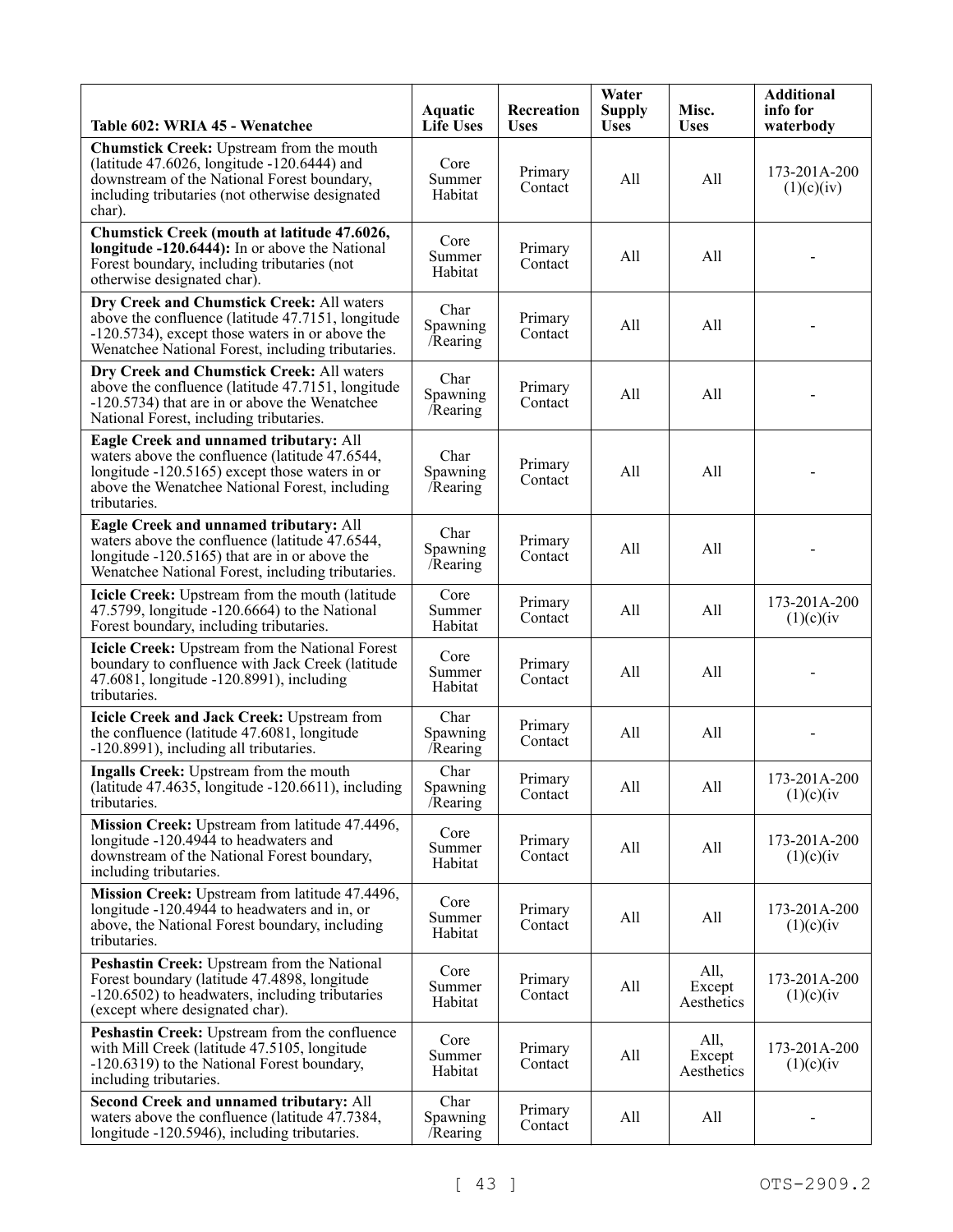| Table 602: WRIA 45 - Wenatchee | Aquatic Life Uses | Recreation Uses | Water Supply Uses | Misc. Uses | Additional info for waterbody |
|---|---|---|---|---|---|
| **Chumstick Creek:** Upstream from the mouth (latitude 47.6026, longitude -120.6444) and downstream of the National Forest boundary, including tributaries (not otherwise designated char). | Core Summer Habitat | Primary Contact | All | All | 173-201A-200 (1)(c)(iv) |
| **Chumstick Creek (mouth at latitude 47.6026, longitude -120.6444):** In or above the National Forest boundary, including tributaries (not otherwise designated char). | Core Summer Habitat | Primary Contact | All | All | - |
| **Dry Creek and Chumstick Creek:** All waters above the confluence (latitude 47.7151, longitude -120.5734), except those waters in or above the Wenatchee National Forest, including tributaries. | Char Spawning /Rearing | Primary Contact | All | All | - |
| **Dry Creek and Chumstick Creek:** All waters above the confluence (latitude 47.7151, longitude -120.5734) that are in or above the Wenatchee National Forest, including tributaries. | Char Spawning /Rearing | Primary Contact | All | All | - |
| **Eagle Creek and unnamed tributary:** All waters above the confluence (latitude 47.6544, longitude -120.5165) except those waters in or above the Wenatchee National Forest, including tributaries. | Char Spawning /Rearing | Primary Contact | All | All | - |
| **Eagle Creek and unnamed tributary:** All waters above the confluence (latitude 47.6544, longitude -120.5165) that are in or above the Wenatchee National Forest, including tributaries. | Char Spawning /Rearing | Primary Contact | All | All | - |
| **Icicle Creek:** Upstream from the mouth (latitude 47.5799, longitude -120.6664) to the National Forest boundary, including tributaries. | Core Summer Habitat | Primary Contact | All | All | 173-201A-200 (1)(c)(iv |
| **Icicle Creek:** Upstream from the National Forest boundary to confluence with Jack Creek (latitude 47.6081, longitude -120.8991), including tributaries. | Core Summer Habitat | Primary Contact | All | All | - |
| **Icicle Creek and Jack Creek:** Upstream from the confluence (latitude 47.6081, longitude -120.8991), including all tributaries. | Char Spawning /Rearing | Primary Contact | All | All | - |
| **Ingalls Creek:** Upstream from the mouth (latitude 47.4635, longitude -120.6611), including tributaries. | Char Spawning /Rearing | Primary Contact | All | All | 173-201A-200 (1)(c)(iv |
| **Mission Creek:** Upstream from latitude 47.4496, longitude -120.4944 to headwaters and downstream of the National Forest boundary, including tributaries. | Core Summer Habitat | Primary Contact | All | All | 173-201A-200 (1)(c)(iv |
| **Mission Creek:** Upstream from latitude 47.4496, longitude -120.4944 to headwaters and in, or above, the National Forest boundary, including tributaries. | Core Summer Habitat | Primary Contact | All | All | 173-201A-200 (1)(c)(iv |
| **Peshastin Creek:** Upstream from the National Forest boundary (latitude 47.4898, longitude -120.6502) to headwaters, including tributaries (except where designated char). | Core Summer Habitat | Primary Contact | All | All, Except Aesthetics | 173-201A-200 (1)(c)(iv |
| **Peshastin Creek:** Upstream from the confluence with Mill Creek (latitude 47.5105, longitude -120.6319) to the National Forest boundary, including tributaries. | Core Summer Habitat | Primary Contact | All | All, Except Aesthetics | 173-201A-200 (1)(c)(iv |
| **Second Creek and unnamed tributary:** All waters above the confluence (latitude 47.7384, longitude -120.5946), including tributaries. | Char Spawning /Rearing | Primary Contact | All | All | - |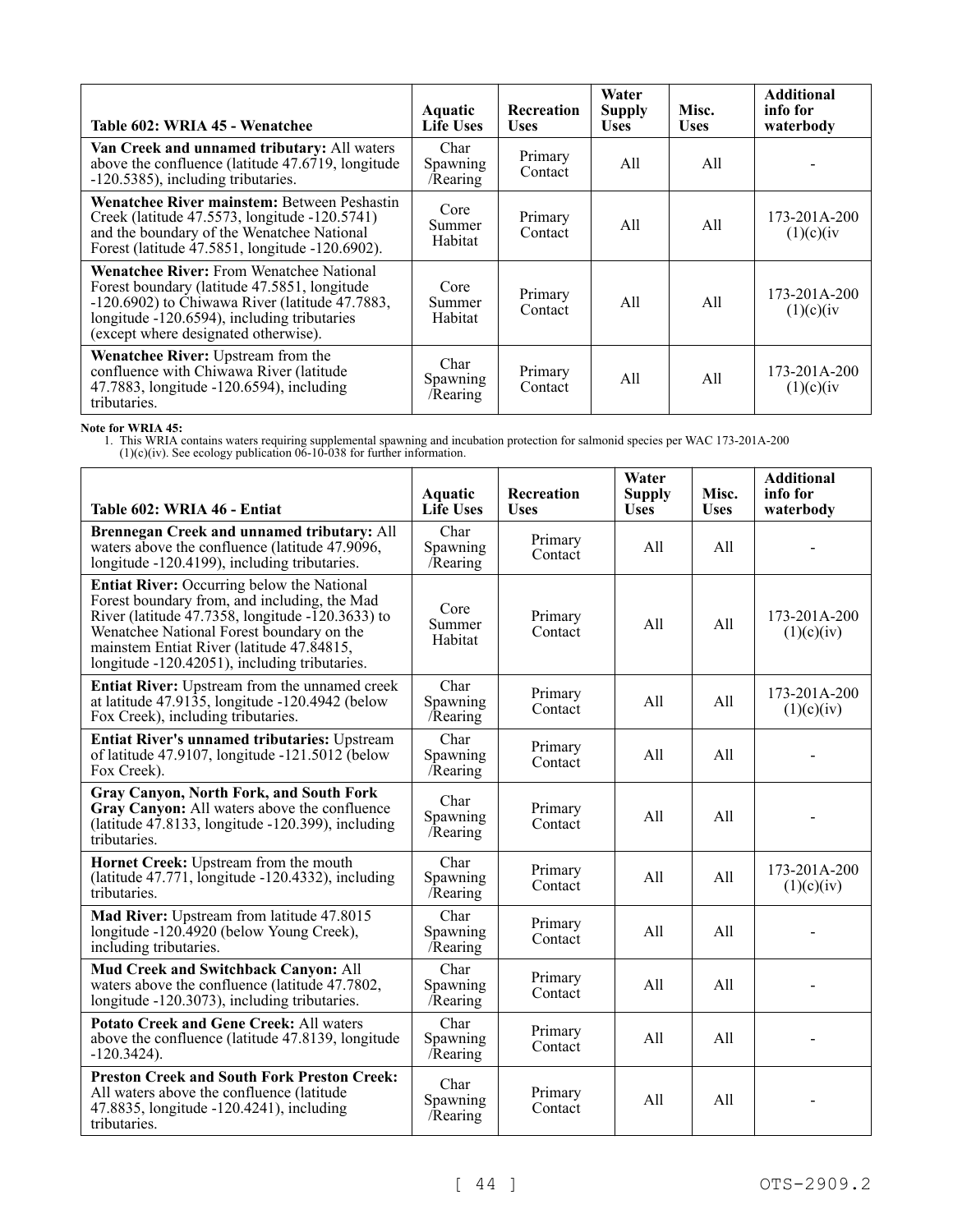| Table 602: WRIA 45 - Wenatchee | Aquatic Life Uses | Recreation Uses | Water Supply Uses | Misc. Uses | Additional info for waterbody |
|---|---|---|---|---|---|
| **Van Creek and unnamed tributary:** All waters above the confluence (latitude 47.6719, longitude -120.5385), including tributaries. | Char Spawning /Rearing | Primary Contact | All | All | - |
| **Wenatchee River mainstem:** Between Peshastin Creek (latitude 47.5573, longitude -120.5741) and the boundary of the Wenatchee National Forest (latitude 47.5851, longitude -120.6902). | Core Summer Habitat | Primary Contact | All | All | 173-201A-200 (1)(c)(iv |
| **Wenatchee River:** From Wenatchee National Forest boundary (latitude 47.5851, longitude -120.6902) to Chiwawa River (latitude 47.7883, longitude -120.6594), including tributaries (except where designated otherwise). | Core Summer Habitat | Primary Contact | All | All | 173-201A-200 (1)(c)(iv |
| **Wenatchee River:** Upstream from the confluence with Chiwawa River (latitude 47.7883, longitude -120.6594), including tributaries. | Char Spawning /Rearing | Primary Contact | All | All | 173-201A-200 (1)(c)(iv |

**Note for WRIA 45:**

1. This WRIA contains waters requiring supplemental spawning and incubation protection for salmonid species per WAC 173-201A-200 (1)(c)(iv). See ecology publication 06-10-038 for further information.

| Table 602: WRIA 46 - Entiat | Aquatic Life Uses | Recreation Uses | Water Supply Uses | Misc. Uses | Additional info for waterbody |
|---|---|---|---|---|---|
| **Brennegan Creek and unnamed tributary:** All waters above the confluence (latitude 47.9096, longitude -120.4199), including tributaries. | Char Spawning /Rearing | Primary Contact | All | All | - |
| **Entiat River:** Occurring below the National Forest boundary from, and including, the Mad River (latitude 47.7358, longitude -120.3633) to Wenatchee National Forest boundary on the mainstem Entiat River (latitude 47.84815, longitude -120.42051), including tributaries. | Core Summer Habitat | Primary Contact | All | All | 173-201A-200 (1)(c)(iv) |
| **Entiat River:** Upstream from the unnamed creek at latitude 47.9135, longitude -120.4942 (below Fox Creek), including tributaries. | Char Spawning /Rearing | Primary Contact | All | All | 173-201A-200 (1)(c)(iv) |
| **Entiat River's unnamed tributaries:** Upstream of latitude 47.9107, longitude -121.5012 (below Fox Creek). | Char Spawning /Rearing | Primary Contact | All | All | - |
| **Gray Canyon, North Fork, and South Fork Gray Canyon:** All waters above the confluence (latitude 47.8133, longitude -120.399), including tributaries. | Char Spawning /Rearing | Primary Contact | All | All | - |
| **Hornet Creek:** Upstream from the mouth (latitude 47.771, longitude -120.4332), including tributaries. | Char Spawning /Rearing | Primary Contact | All | All | 173-201A-200 (1)(c)(iv) |
| **Mad River:** Upstream from latitude 47.8015 longitude -120.4920 (below Young Creek), including tributaries. | Char Spawning /Rearing | Primary Contact | All | All | - |
| **Mud Creek and Switchback Canyon:** All waters above the confluence (latitude 47.7802, longitude -120.3073), including tributaries. | Char Spawning /Rearing | Primary Contact | All | All | - |
| **Potato Creek and Gene Creek:** All waters above the confluence (latitude 47.8139, longitude -120.3424). | Char Spawning /Rearing | Primary Contact | All | All | - |
| **Preston Creek and South Fork Preston Creek:** All waters above the confluence (latitude 47.8835, longitude -120.4241), including tributaries. | Char Spawning /Rearing | Primary Contact | All | All | - |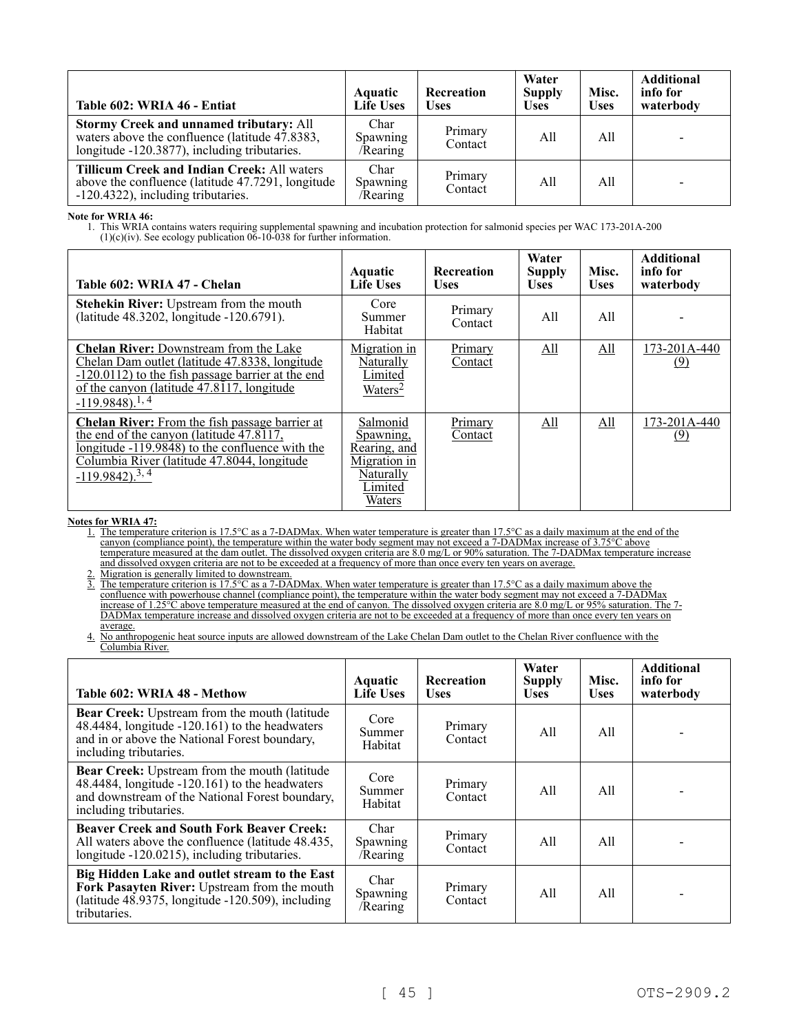| Table 602: WRIA 46 - Entiat | Aquatic Life Uses | Recreation Uses | Water Supply Uses | Misc. Uses | Additional info for waterbody |
|---|---|---|---|---|---|
| **Stormy Creek and unnamed tributary:** All waters above the confluence (latitude 47.8383, longitude -120.3877), including tributaries. | Char Spawning /Rearing | Primary Contact | All | All | - |
| **Tillicum Creek and Indian Creek:** All waters above the confluence (latitude 47.7291, longitude -120.4322), including tributaries. | Char Spawning /Rearing | Primary Contact | All | All | - |

**Note for WRIA 46:**

1. This WRIA contains waters requiring supplemental spawning and incubation protection for salmonid species per WAC 173-201A-200 (1)(c)(iv). See ecology publication 06-10-038 for further information.

| Table 602: WRIA 47 - Chelan | Aquatic Life Uses | Recreation Uses | Water Supply Uses | Misc. Uses | Additional info for waterbody |
|---|---|---|---|---|---|
| **Stehekin River:** Upstream from the mouth (latitude 48.3202, longitude -120.6791). | Core Summer Habitat | Primary Contact | All | All | - |
| **Chelan River:** Downstream from the Lake Chelan Dam outlet (latitude 47.8338, longitude -120.0112) to the fish passage barrier at the end of the canyon (latitude 47.8117, longitude -119.9848).[1, 4] | Migration in Naturally Limited Waters[2] | Primary Contact | All | All | 173-201A-440 (9) |
| **Chelan River:** From the fish passage barrier at the end of the canyon (latitude 47.8117, longitude -119.9848) to the confluence with the Columbia River (latitude 47.8044, longitude -119.9842).[3, 4] | Salmonid Spawning, Rearing, and Migration in Naturally Limited Waters | Primary Contact | All | All | 173-201A-440 (9) |

**Notes for WRIA 47:**

1. The temperature criterion is 17.5°C as a 7-DADMax. When water temperature is greater than 17.5°C as a daily maximum at the end of the canyon (compliance point), the temperature within the water body segment may not exceed a 7-DADMax increase of 3.75°C above temperature measured at the dam outlet. The dissolved oxygen criteria are 8.0 mg/L or 90% saturation. The 7-DADMax temperature increase and dissolved oxygen criteria are not to be exceeded at a frequency of more than once every ten years on average.
2. Migration is generally limited to downstream.
3. The temperature criterion is 17.5°C as a 7-DADMax. When water temperature is greater than 17.5°C as a daily maximum above the confluence with powerhouse channel (compliance point), the temperature within the water body segment may not exceed a 7-DADMax increase of 1.25°C above temperature measured at the end of canyon. The dissolved oxygen criteria are 8.0 mg/L or 95% saturation. The 7-DADMax temperature increase and dissolved oxygen criteria are not to be exceeded at a frequency of more than once every ten years on average.
4. No anthropogenic heat source inputs are allowed downstream of the Lake Chelan Dam outlet to the Chelan River confluence with the Columbia River.

| Table 602: WRIA 48 - Methow | Aquatic Life Uses | Recreation Uses | Water Supply Uses | Misc. Uses | Additional info for waterbody |
|---|---|---|---|---|---|
| **Bear Creek:** Upstream from the mouth (latitude 48.4484, longitude -120.161) to the headwaters and in or above the National Forest boundary, including tributaries. | Core Summer Habitat | Primary Contact | All | All | - |
| **Bear Creek:** Upstream from the mouth (latitude 48.4484, longitude -120.161) to the headwaters and downstream of the National Forest boundary, including tributaries. | Core Summer Habitat | Primary Contact | All | All | - |
| **Beaver Creek and South Fork Beaver Creek:** All waters above the confluence (latitude 48.435, longitude -120.0215), including tributaries. | Char Spawning /Rearing | Primary Contact | All | All | - |
| **Big Hidden Lake and outlet stream to the East Fork Pasayten River:** Upstream from the mouth (latitude 48.9375, longitude -120.509), including tributaries. | Char Spawning /Rearing | Primary Contact | All | All | - |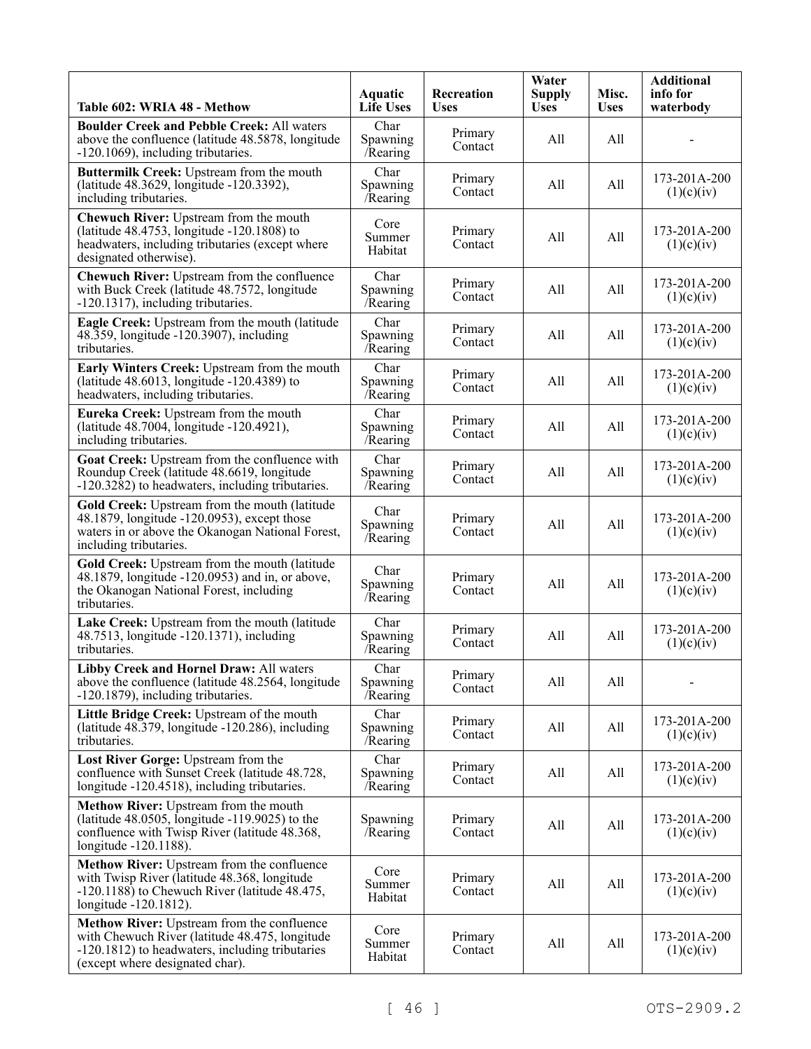| Table 602: WRIA 48 - Methow | Aquatic Life Uses | Recreation Uses | Water Supply Uses | Misc. Uses | Additional info for waterbody |
|---|---|---|---|---|---|
| **Boulder Creek and Pebble Creek:** All waters above the confluence (latitude 48.5878, longitude -120.1069), including tributaries. | Char Spawning /Rearing | Primary Contact | All | All | - |
| **Buttermilk Creek:** Upstream from the mouth (latitude 48.3629, longitude -120.3392), including tributaries. | Char Spawning /Rearing | Primary Contact | All | All | 173-201A-200 (1)(c)(iv) |
| **Chewuch River:** Upstream from the mouth (latitude 48.4753, longitude -120.1808) to headwaters, including tributaries (except where designated otherwise). | Core Summer Habitat | Primary Contact | All | All | 173-201A-200 (1)(c)(iv) |
| **Chewuch River:** Upstream from the confluence with Buck Creek (latitude 48.7572, longitude -120.1317), including tributaries. | Char Spawning /Rearing | Primary Contact | All | All | 173-201A-200 (1)(c)(iv) |
| **Eagle Creek:** Upstream from the mouth (latitude 48.359, longitude -120.3907), including tributaries. | Char Spawning /Rearing | Primary Contact | All | All | 173-201A-200 (1)(c)(iv) |
| **Early Winters Creek:** Upstream from the mouth (latitude 48.6013, longitude -120.4389) to headwaters, including tributaries. | Char Spawning /Rearing | Primary Contact | All | All | 173-201A-200 (1)(c)(iv) |
| **Eureka Creek:** Upstream from the mouth (latitude 48.7004, longitude -120.4921), including tributaries. | Char Spawning /Rearing | Primary Contact | All | All | 173-201A-200 (1)(c)(iv) |
| **Goat Creek:** Upstream from the confluence with Roundup Creek (latitude 48.6619, longitude -120.3282) to headwaters, including tributaries. | Char Spawning /Rearing | Primary Contact | All | All | 173-201A-200 (1)(c)(iv) |
| **Gold Creek:** Upstream from the mouth (latitude 48.1879, longitude -120.0953), except those waters in or above the Okanogan National Forest, including tributaries. | Char Spawning /Rearing | Primary Contact | All | All | 173-201A-200 (1)(c)(iv) |
| **Gold Creek:** Upstream from the mouth (latitude 48.1879, longitude -120.0953) and in, or above, the Okanogan National Forest, including tributaries. | Char Spawning /Rearing | Primary Contact | All | All | 173-201A-200 (1)(c)(iv) |
| **Lake Creek:** Upstream from the mouth (latitude 48.7513, longitude -120.1371), including tributaries. | Char Spawning /Rearing | Primary Contact | All | All | 173-201A-200 (1)(c)(iv) |
| **Libby Creek and Hornel Draw:** All waters above the confluence (latitude 48.2564, longitude -120.1879), including tributaries. | Char Spawning /Rearing | Primary Contact | All | All | - |
| **Little Bridge Creek:** Upstream of the mouth (latitude 48.379, longitude -120.286), including tributaries. | Char Spawning /Rearing | Primary Contact | All | All | 173-201A-200 (1)(c)(iv) |
| **Lost River Gorge:** Upstream from the confluence with Sunset Creek (latitude 48.728, longitude -120.4518), including tributaries. | Char Spawning /Rearing | Primary Contact | All | All | 173-201A-200 (1)(c)(iv) |
| **Methow River:** Upstream from the mouth (latitude 48.0505, longitude -119.9025) to the confluence with Twisp River (latitude 48.368, longitude -120.1188). | Spawning /Rearing | Primary Contact | All | All | 173-201A-200 (1)(c)(iv) |
| **Methow River:** Upstream from the confluence with Twisp River (latitude 48.368, longitude -120.1188) to Chewuch River (latitude 48.475, longitude -120.1812). | Core Summer Habitat | Primary Contact | All | All | 173-201A-200 (1)(c)(iv) |
| **Methow River:** Upstream from the confluence with Chewuch River (latitude 48.475, longitude -120.1812) to headwaters, including tributaries (except where designated char). | Core Summer Habitat | Primary Contact | All | All | 173-201A-200 (1)(c)(iv) |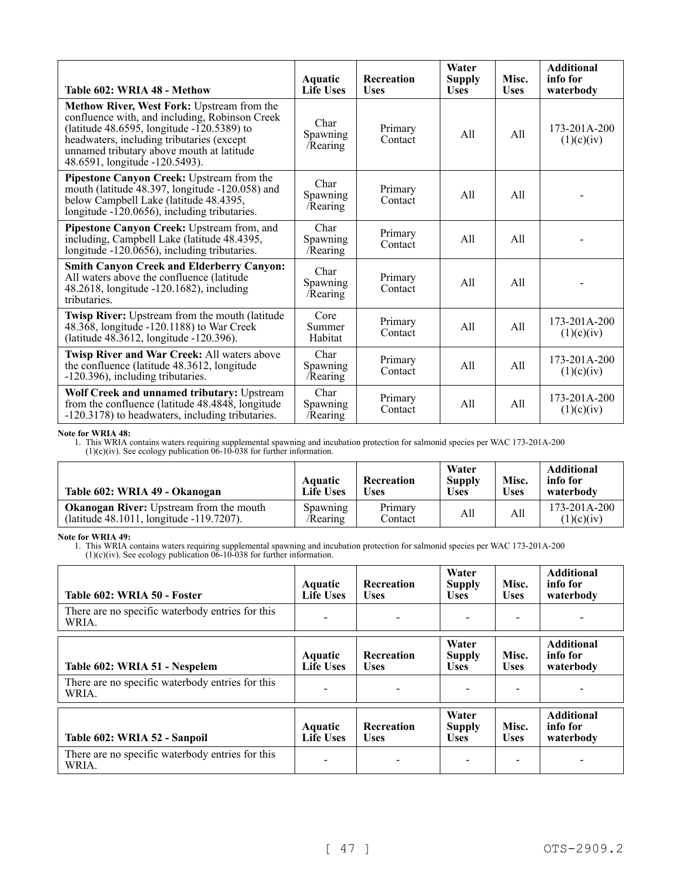| Table 602: WRIA 48 - Methow | Aquatic Life Uses | Recreation Uses | Water Supply Uses | Misc. Uses | Additional info for waterbody |
|---|---|---|---|---|---|
| **Methow River, West Fork:** Upstream from the confluence with, and including, Robinson Creek (latitude 48.6595, longitude -120.5389) to headwaters, including tributaries (except unnamed tributary above mouth at latitude 48.6591, longitude -120.5493). | Char Spawning /Rearing | Primary Contact | All | All | 173-201A-200 (1)(c)(iv) |
| **Pipestone Canyon Creek:** Upstream from the mouth (latitude 48.397, longitude -120.058) and below Campbell Lake (latitude 48.4395, longitude -120.0656), including tributaries. | Char Spawning /Rearing | Primary Contact | All | All | - |
| **Pipestone Canyon Creek:** Upstream from, and including, Campbell Lake (latitude 48.4395, longitude -120.0656), including tributaries. | Char Spawning /Rearing | Primary Contact | All | All | - |
| **Smith Canyon Creek and Elderberry Canyon:** All waters above the confluence (latitude 48.2618, longitude -120.1682), including tributaries. | Char Spawning /Rearing | Primary Contact | All | All | - |
| **Twisp River:** Upstream from the mouth (latitude 48.368, longitude -120.1188) to War Creek (latitude 48.3612, longitude -120.396). | Core Summer Habitat | Primary Contact | All | All | 173-201A-200 (1)(c)(iv) |
| **Twisp River and War Creek:** All waters above the confluence (latitude 48.3612, longitude -120.396), including tributaries. | Char Spawning /Rearing | Primary Contact | All | All | 173-201A-200 (1)(c)(iv) |
| **Wolf Creek and unnamed tributary:** Upstream from the confluence (latitude 48.4848, longitude -120.3178) to headwaters, including tributaries. | Char Spawning /Rearing | Primary Contact | All | All | 173-201A-200 (1)(c)(iv) |

**Note for WRIA 48:**

1. This WRIA contains waters requiring supplemental spawning and incubation protection for salmonid species per WAC 173-201A-200 (1)(c)(iv). See ecology publication 06-10-038 for further information.

| Table 602: WRIA 49 - Okanogan | Aquatic Life Uses | Recreation Uses | Water Supply Uses | Misc. Uses | Additional info for waterbody |
|---|---|---|---|---|---|
| **Okanogan River:** Upstream from the mouth (latitude 48.1011, longitude -119.7207). | Spawning /Rearing | Primary Contact | All | All | 173-201A-200 (1)(c)(iv) |

**Note for WRIA 49:**

1. This WRIA contains waters requiring supplemental spawning and incubation protection for salmonid species per WAC 173-201A-200 (1)(c)(iv). See ecology publication 06-10-038 for further information.

| Table 602: WRIA 50 - Foster | Aquatic Life Uses | Recreation Uses | Water Supply Uses | Misc. Uses | Additional info for waterbody |
|---|---|---|---|---|---|
| There are no specific waterbody entries for this WRIA. | - | - | - | - | - |

| Table 602: WRIA 51 - Nespelem | Aquatic Life Uses | Recreation Uses | Water Supply Uses | Misc. Uses | Additional info for waterbody |
|---|---|---|---|---|---|
| There are no specific waterbody entries for this WRIA. | - | - | - | - | - |

| Table 602: WRIA 52 - Sanpoil | Aquatic Life Uses | Recreation Uses | Water Supply Uses | Misc. Uses | Additional info for waterbody |
|---|---|---|---|---|---|
| There are no specific waterbody entries for this WRIA. | - | - | - | - | - |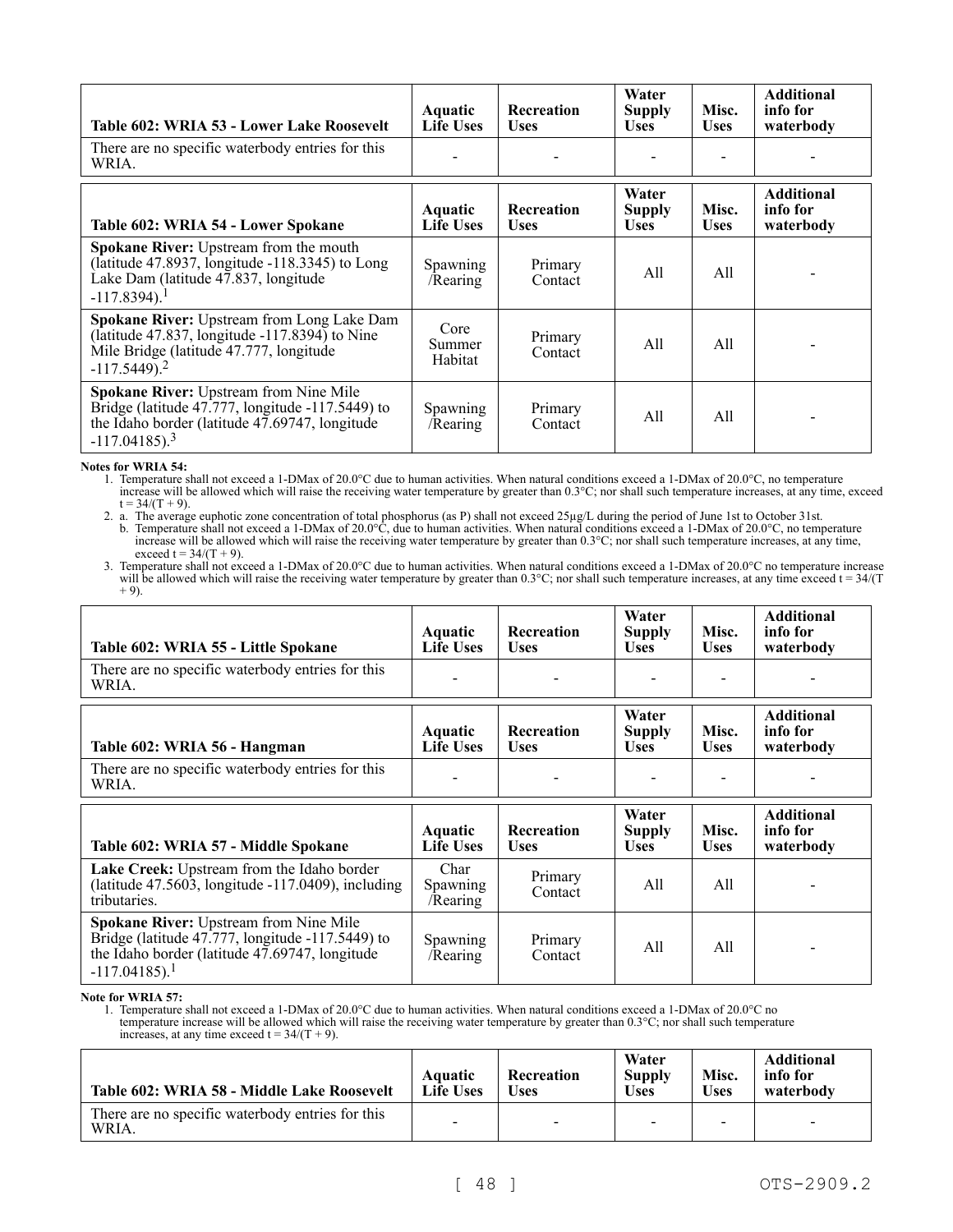| Table 602: WRIA 53 - Lower Lake Roosevelt | Aquatic Life Uses | Recreation Uses | Water Supply Uses | Misc. Uses | Additional info for waterbody |
|---|---|---|---|---|---|
| There are no specific waterbody entries for this WRIA. | - | - | - | - | - |

| Table 602: WRIA 54 - Lower Spokane | Aquatic Life Uses | Recreation Uses | Water Supply Uses | Misc. Uses | Additional info for waterbody |
|---|---|---|---|---|---|
| **Spokane River:** Upstream from the mouth (latitude 47.8937, longitude -118.3345) to Long Lake Dam (latitude 47.837, longitude -117.8394).[1] | Spawning /Rearing | Primary Contact | All | All | - |
| **Spokane River:** Upstream from Long Lake Dam (latitude 47.837, longitude -117.8394) to Nine Mile Bridge (latitude 47.777, longitude -117.5449).[2] | Core Summer Habitat | Primary Contact | All | All | - |
| **Spokane River:** Upstream from Nine Mile Bridge (latitude 47.777, longitude -117.5449) to the Idaho border (latitude 47.69747, longitude -117.04185).[3] | Spawning /Rearing | Primary Contact | All | All | - |

**Notes for WRIA 54:**

1. Temperature shall not exceed a 1-DMax of 20.0°C due to human activities. When natural conditions exceed a 1-DMax of 20.0°C, no temperature increase will be allowed which will raise the receiving water temperature by greater than 0.3°C; nor shall such temperature increases, at any time, exceed $t = 34/(T + 9)$.
2. a. The average euphotic zone concentration of total phosphorus (as P) shall not exceed 25µg/L during the period of June 1st to October 31st.
   b. Temperature shall not exceed a 1-DMax of 20.0°C, due to human activities. When natural conditions exceed a 1-DMax of 20.0°C, no temperature increase will be allowed which will raise the receiving water temperature by greater than 0.3°C; nor shall such temperature increases, at any time, exceed $t = 34/(T + 9)$.
3. Temperature shall not exceed a 1-DMax of 20.0°C due to human activities. When natural conditions exceed a 1-DMax of 20.0°C no temperature increase will be allowed which will raise the receiving water temperature by greater than 0.3°C; nor shall such temperature increases, at any time exceed $t = 34/(T + 9)$.

| Table 602: WRIA 55 - Little Spokane | Aquatic Life Uses | Recreation Uses | Water Supply Uses | Misc. Uses | Additional info for waterbody |
|---|---|---|---|---|---|
| There are no specific waterbody entries for this WRIA. | - | - | - | - | - |

| Table 602: WRIA 56 - Hangman | Aquatic Life Uses | Recreation Uses | Water Supply Uses | Misc. Uses | Additional info for waterbody |
|---|---|---|---|---|---|
| There are no specific waterbody entries for this WRIA. | - | - | - | - | - |

| Table 602: WRIA 57 - Middle Spokane | Aquatic Life Uses | Recreation Uses | Water Supply Uses | Misc. Uses | Additional info for waterbody |
|---|---|---|---|---|---|
| **Lake Creek:** Upstream from the Idaho border (latitude 47.5603, longitude -117.0409), including tributaries. | Char Spawning /Rearing | Primary Contact | All | All | - |
| **Spokane River:** Upstream from Nine Mile Bridge (latitude 47.777, longitude -117.5449) to the Idaho border (latitude 47.69747, longitude -117.04185).[1] | Spawning /Rearing | Primary Contact | All | All | - |

**Note for WRIA 57:**

1. Temperature shall not exceed a 1-DMax of 20.0°C due to human activities. When natural conditions exceed a 1-DMax of 20.0°C no temperature increase will be allowed which will raise the receiving water temperature by greater than 0.3°C; nor shall such temperature increases, at any time exceed $t = 34/(T + 9)$.

| Table 602: WRIA 58 - Middle Lake Roosevelt | Aquatic Life Uses | Recreation Uses | Water Supply Uses | Misc. Uses | Additional info for waterbody |
|---|---|---|---|---|---|
| There are no specific waterbody entries for this WRIA. | - | - | - | - | - |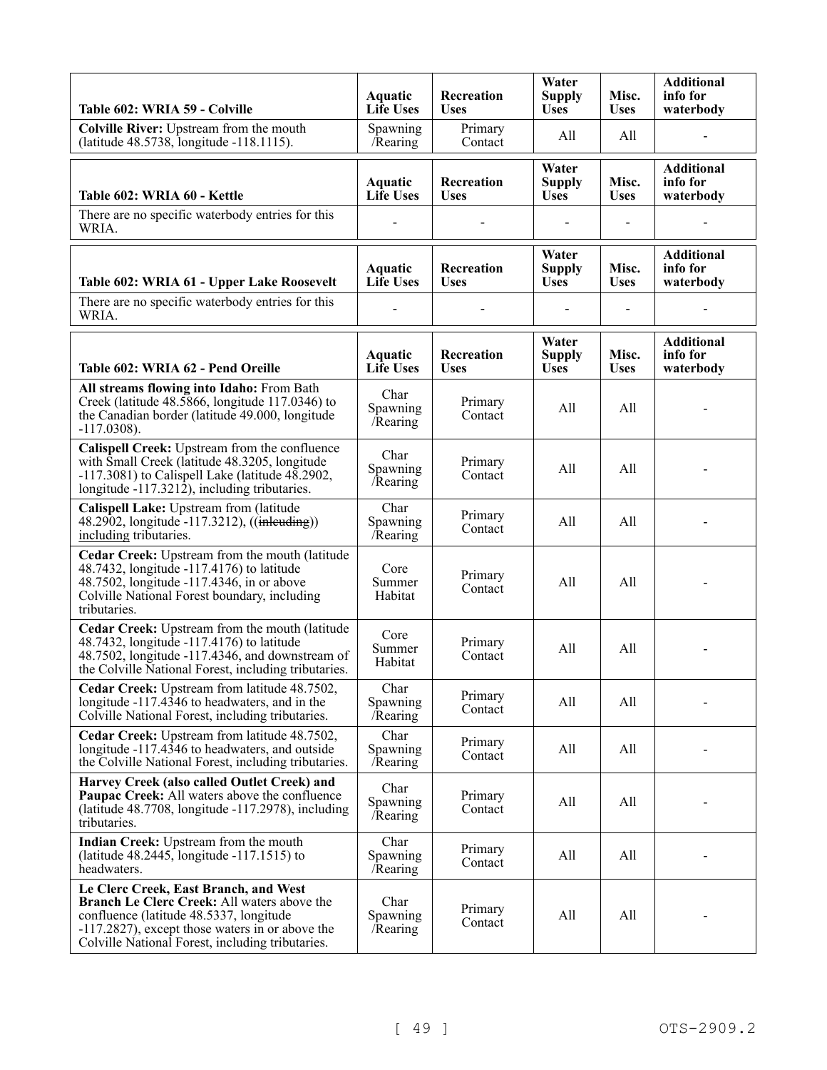| Table 602: WRIA 59 - Colville | Aquatic Life Uses | Recreation Uses | Water Supply Uses | Misc. Uses | Additional info for waterbody |
|---|---|---|---|---|---|
| **Colville River:** Upstream from the mouth (latitude 48.5738, longitude -118.1115). | Spawning /Rearing | Primary Contact | All | All | - |

| Table 602: WRIA 60 - Kettle | Aquatic Life Uses | Recreation Uses | Water Supply Uses | Misc. Uses | Additional info for waterbody |
|---|---|---|---|---|---|
| There are no specific waterbody entries for this WRIA. | - | - | - | - | - |

| Table 602: WRIA 61 - Upper Lake Roosevelt | Aquatic Life Uses | Recreation Uses | Water Supply Uses | Misc. Uses | Additional info for waterbody |
|---|---|---|---|---|---|
| There are no specific waterbody entries for this WRIA. | - | - | - | - | - |

| Table 602: WRIA 62 - Pend Oreille | Aquatic Life Uses | Recreation Uses | Water Supply Uses | Misc. Uses | Additional info for waterbody |
|---|---|---|---|---|---|
| **All streams flowing into Idaho:** From Bath Creek (latitude 48.5866, longitude 117.0346) to the Canadian border (latitude 49.000, longitude -117.0308). | Char Spawning /Rearing | Primary Contact | All | All | - |
| **Calispell Creek:** Upstream from the confluence with Small Creek (latitude 48.3205, longitude -117.3081) to Calispell Lake (latitude 48.2902, longitude -117.3212), including tributaries. | Char Spawning /Rearing | Primary Contact | All | All | - |
| **Calispell Lake:** Upstream from (latitude 48.2902, longitude -117.3212), ((~~inlcuding~~)) <u>including</u> tributaries. | Char Spawning /Rearing | Primary Contact | All | All | - |
| **Cedar Creek:** Upstream from the mouth (latitude 48.7432, longitude -117.4176) to latitude 48.7502, longitude -117.4346, in or above Colville National Forest boundary, including tributaries. | Core Summer Habitat | Primary Contact | All | All | - |
| **Cedar Creek:** Upstream from the mouth (latitude 48.7432, longitude -117.4176) to latitude 48.7502, longitude -117.4346, and downstream of the Colville National Forest, including tributaries. | Core Summer Habitat | Primary Contact | All | All | - |
| **Cedar Creek:** Upstream from latitude 48.7502, longitude -117.4346 to headwaters, and in the Colville National Forest, including tributaries. | Char Spawning /Rearing | Primary Contact | All | All | - |
| **Cedar Creek:** Upstream from latitude 48.7502, longitude -117.4346 to headwaters, and outside the Colville National Forest, including tributaries. | Char Spawning /Rearing | Primary Contact | All | All | - |
| **Harvey Creek (also called Outlet Creek) and Paupac Creek:** All waters above the confluence (latitude 48.7708, longitude -117.2978), including tributaries. | Char Spawning /Rearing | Primary Contact | All | All | - |
| **Indian Creek:** Upstream from the mouth (latitude 48.2445, longitude -117.1515) to headwaters. | Char Spawning /Rearing | Primary Contact | All | All | - |
| **Le Clerc Creek, East Branch, and West Branch Le Clerc Creek:** All waters above the confluence (latitude 48.5337, longitude -117.2827), except those waters in or above the Colville National Forest, including tributaries. | Char Spawning /Rearing | Primary Contact | All | All | - |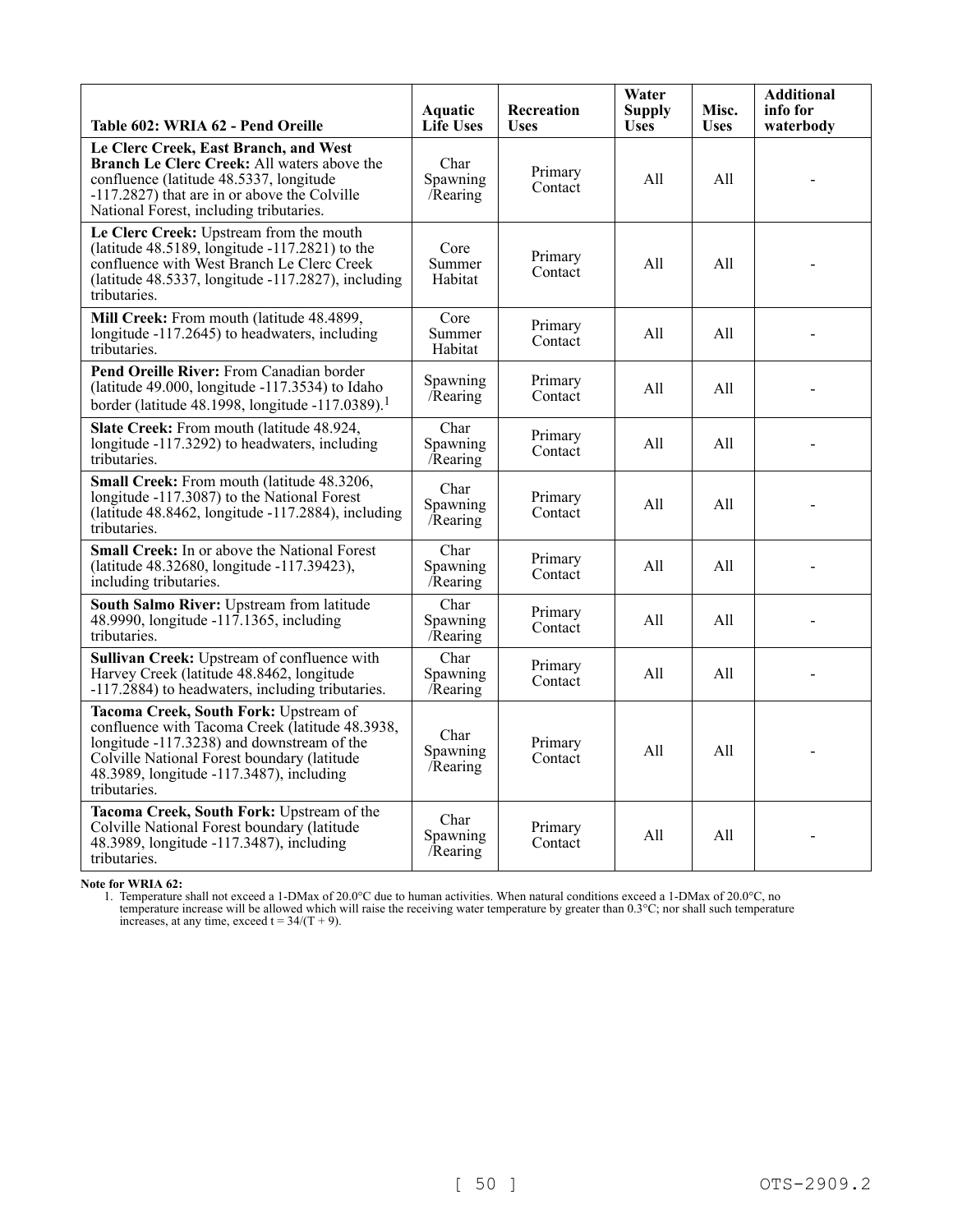| Table 602: WRIA 62 - Pend Oreille | Aquatic Life Uses | Recreation Uses | Water Supply Uses | Misc. Uses | Additional info for waterbody |
|---|---|---|---|---|---|
| **Le Clerc Creek, East Branch, and West Branch Le Clerc Creek:** All waters above the confluence (latitude 48.5337, longitude -117.2827) that are in or above the Colville National Forest, including tributaries. | Char Spawning /Rearing | Primary Contact | All | All | - |
| **Le Clerc Creek:** Upstream from the mouth (latitude 48.5189, longitude -117.2821) to the confluence with West Branch Le Clerc Creek (latitude 48.5337, longitude -117.2827), including tributaries. | Core Summer Habitat | Primary Contact | All | All | - |
| **Mill Creek:** From mouth (latitude 48.4899, longitude -117.2645) to headwaters, including tributaries. | Core Summer Habitat | Primary Contact | All | All | - |
| **Pend Oreille River:** From Canadian border (latitude 49.000, longitude -117.3534) to Idaho border (latitude 48.1998, longitude -117.0389).[1] | Spawning /Rearing | Primary Contact | All | All | - |
| **Slate Creek:** From mouth (latitude 48.924, longitude -117.3292) to headwaters, including tributaries. | Char Spawning /Rearing | Primary Contact | All | All | - |
| **Small Creek:** From mouth (latitude 48.3206, longitude -117.3087) to the National Forest (latitude 48.8462, longitude -117.2884), including tributaries. | Char Spawning /Rearing | Primary Contact | All | All | - |
| **Small Creek:** In or above the National Forest (latitude 48.32680, longitude -117.39423), including tributaries. | Char Spawning /Rearing | Primary Contact | All | All | - |
| **South Salmo River:** Upstream from latitude 48.9990, longitude -117.1365, including tributaries. | Char Spawning /Rearing | Primary Contact | All | All | - |
| **Sullivan Creek:** Upstream of confluence with Harvey Creek (latitude 48.8462, longitude -117.2884) to headwaters, including tributaries. | Char Spawning /Rearing | Primary Contact | All | All | - |
| **Tacoma Creek, South Fork:** Upstream of confluence with Tacoma Creek (latitude 48.3938, longitude -117.3238) and downstream of the Colville National Forest boundary (latitude 48.3989, longitude -117.3487), including tributaries. | Char Spawning /Rearing | Primary Contact | All | All | - |
| **Tacoma Creek, South Fork:** Upstream of the Colville National Forest boundary (latitude 48.3989, longitude -117.3487), including tributaries. | Char Spawning /Rearing | Primary Contact | All | All | - |

**Note for WRIA 62:**

1. Temperature shall not exceed a 1-DMax of 20.0°C due to human activities. When natural conditions exceed a 1-DMax of 20.0°C, no temperature increase will be allowed which will raise the receiving water temperature by greater than 0.3°C; nor shall such temperature increases, at any time, exceed $t = 34/(T + 9)$.